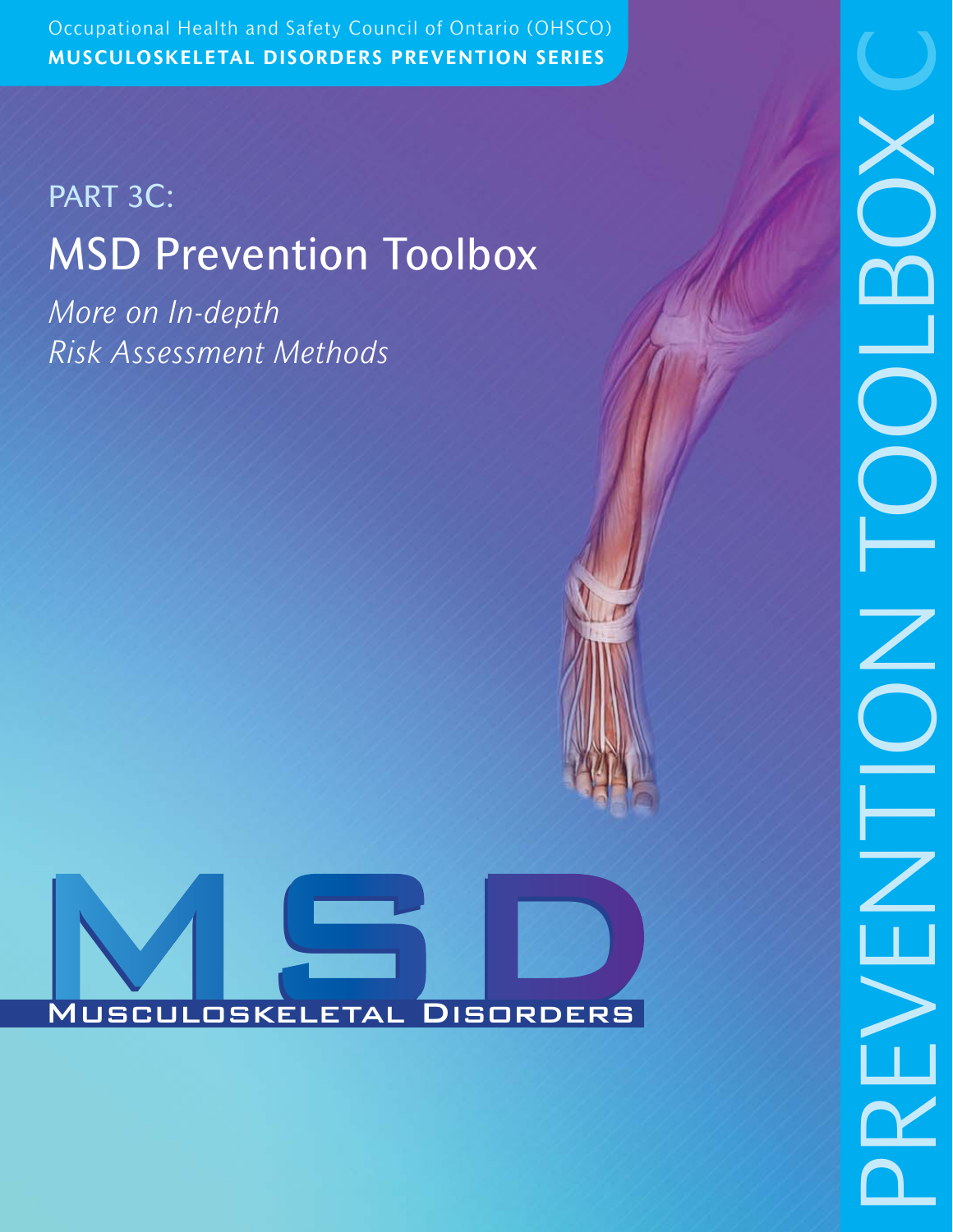Occupational Health and Safety Council of Ontario (OHSCO)

**MUSCULOSKELETAL DISORDERS PREVENTION SERIES**

# PART 3C:

# MSD Prevention Toolbox

*More on In-depth Risk Assessment Methods*

MSD

Musculoskeletal Disorders

PREVENTION TOOLBOX C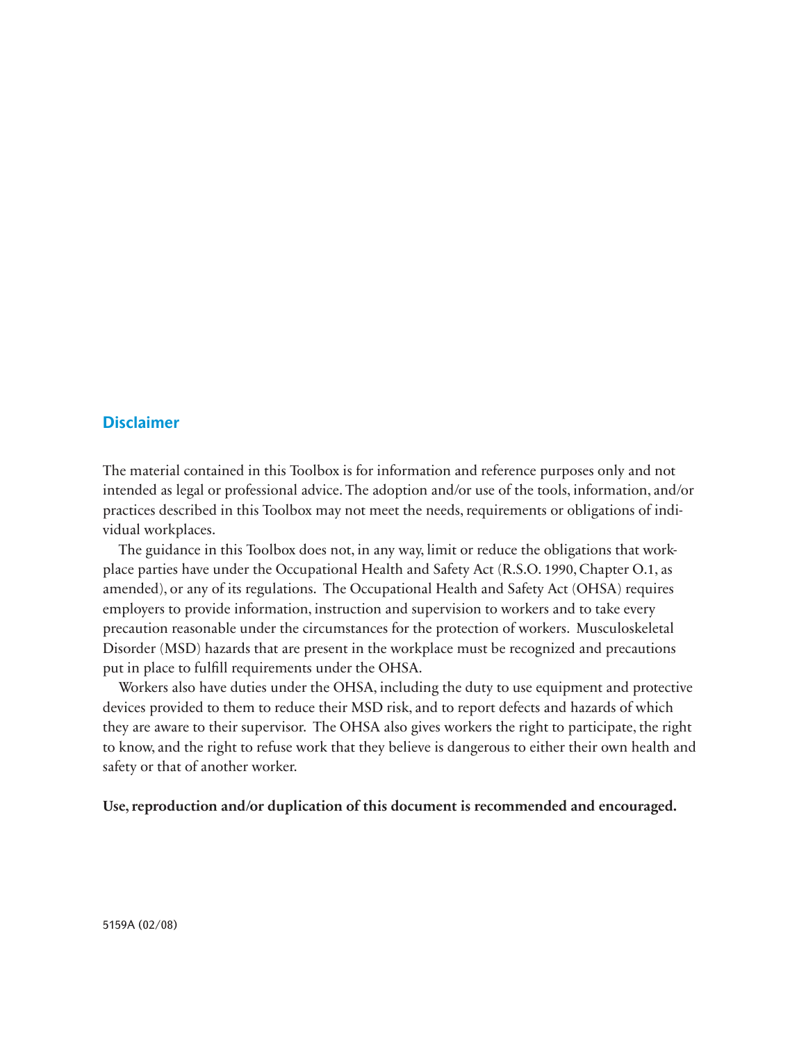## Disclaimer

The material contained in this Toolbox is for information and reference purposes only and not intended as legal or professional advice. The adoption and/or use of the tools, information, and/or practices described in this Toolbox may not meet the needs, requirements or obligations of individual workplaces.

The guidance in this Toolbox does not, in any way, limit or reduce the obligations that workplace parties have under the Occupational Health and Safety Act (R.S.O. 1990, Chapter O.1, as amended), or any of its regulations. The Occupational Health and Safety Act (OHSA) requires employers to provide information, instruction and supervision to workers and to take every precaution reasonable under the circumstances for the protection of workers. Musculoskeletal Disorder (MSD) hazards that are present in the workplace must be recognized and precautions put in place to fulfill requirements under the OHSA.

Workers also have duties under the OHSA, including the duty to use equipment and protective devices provided to them to reduce their MSD risk, and to report defects and hazards of which they are aware to their supervisor. The OHSA also gives workers the right to participate, the right to know, and the right to refuse work that they believe is dangerous to either their own health and safety or that of another worker.

**Use, reproduction and/or duplication of this document is recommended and encouraged.**

5159A (02/08)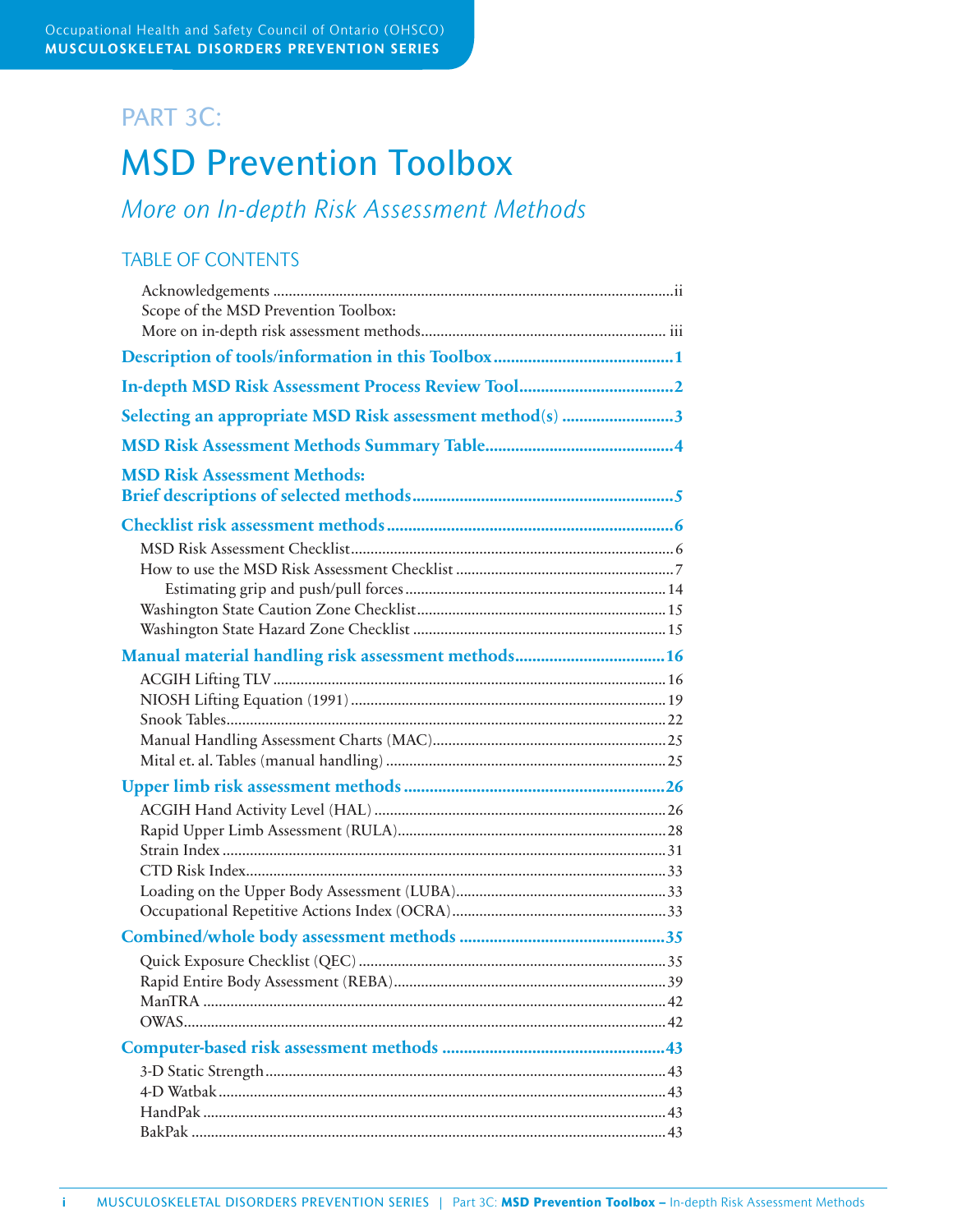# PART 3C:

# MSD Prevention Toolbox

*More on In-depth Risk Assessment Methods*

## TABLE OF CONTENTS

- Acknowledgements ..... ii
- Scope of the MSD Prevention Toolbox: More on in-depth risk assessment methods ..... iii

**Description of tools/information in this Toolbox ..... 1**

**In-depth MSD Risk Assessment Process Review Tool ..... 2**

**Selecting an appropriate MSD Risk assessment method(s) ..... 3**

**MSD Risk Assessment Methods Summary Table ..... 4**

**MSD Risk Assessment Methods: Brief descriptions of selected methods ..... 5**

**Checklist risk assessment methods ..... 6**

- MSD Risk Assessment Checklist ..... 6
- How to use the MSD Risk Assessment Checklist ..... 7
  - Estimating grip and push/pull forces ..... 14
- Washington State Caution Zone Checklist ..... 15
- Washington State Hazard Zone Checklist ..... 15

**Manual material handling risk assessment methods ..... 16**

- ACGIH Lifting TLV ..... 16
- NIOSH Lifting Equation (1991) ..... 19
- Snook Tables ..... 22
- Manual Handling Assessment Charts (MAC) ..... 25
- Mital et. al. Tables (manual handling) ..... 25

**Upper limb risk assessment methods ..... 26**

- ACGIH Hand Activity Level (HAL) ..... 26
- Rapid Upper Limb Assessment (RULA) ..... 28
- Strain Index ..... 31
- CTD Risk Index ..... 33
- Loading on the Upper Body Assessment (LUBA) ..... 33
- Occupational Repetitive Actions Index (OCRA) ..... 33

**Combined/whole body assessment methods ..... 35**

- Quick Exposure Checklist (QEC) ..... 35
- Rapid Entire Body Assessment (REBA) ..... 39
- ManTRA ..... 42
- OWAS ..... 42

**Computer-based risk assessment methods ..... 43**

- 3-D Static Strength ..... 43
- 4-D Watbak ..... 43
- HandPak ..... 43
- BakPak ..... 43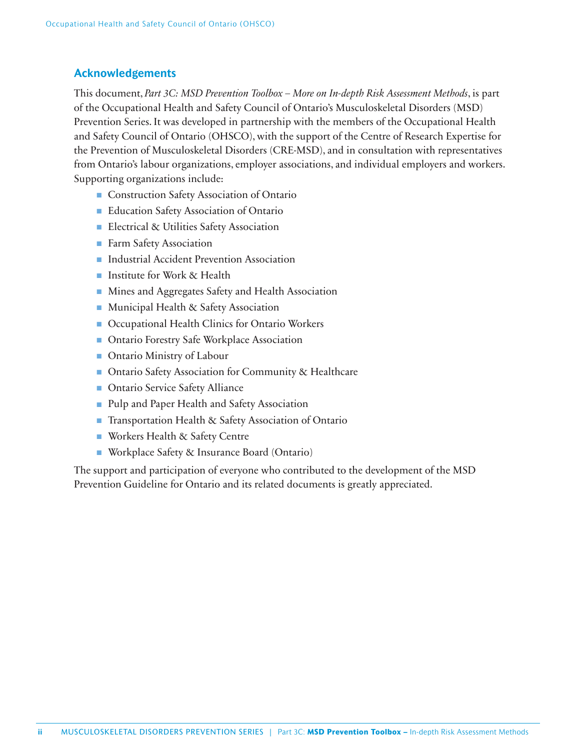## Acknowledgements

This document, *Part 3C: MSD Prevention Toolbox – More on In-depth Risk Assessment Methods*, is part of the Occupational Health and Safety Council of Ontario's Musculoskeletal Disorders (MSD) Prevention Series. It was developed in partnership with the members of the Occupational Health and Safety Council of Ontario (OHSCO), with the support of the Centre of Research Expertise for the Prevention of Musculoskeletal Disorders (CRE-MSD), and in consultation with representatives from Ontario's labour organizations, employer associations, and individual employers and workers. Supporting organizations include:

- Construction Safety Association of Ontario
- Education Safety Association of Ontario
- Electrical & Utilities Safety Association
- Farm Safety Association
- Industrial Accident Prevention Association
- Institute for Work & Health
- Mines and Aggregates Safety and Health Association
- Municipal Health & Safety Association
- Occupational Health Clinics for Ontario Workers
- Ontario Forestry Safe Workplace Association
- Ontario Ministry of Labour
- Ontario Safety Association for Community & Healthcare
- Ontario Service Safety Alliance
- Pulp and Paper Health and Safety Association
- Transportation Health & Safety Association of Ontario
- Workers Health & Safety Centre
- Workplace Safety & Insurance Board (Ontario)

The support and participation of everyone who contributed to the development of the MSD Prevention Guideline for Ontario and its related documents is greatly appreciated.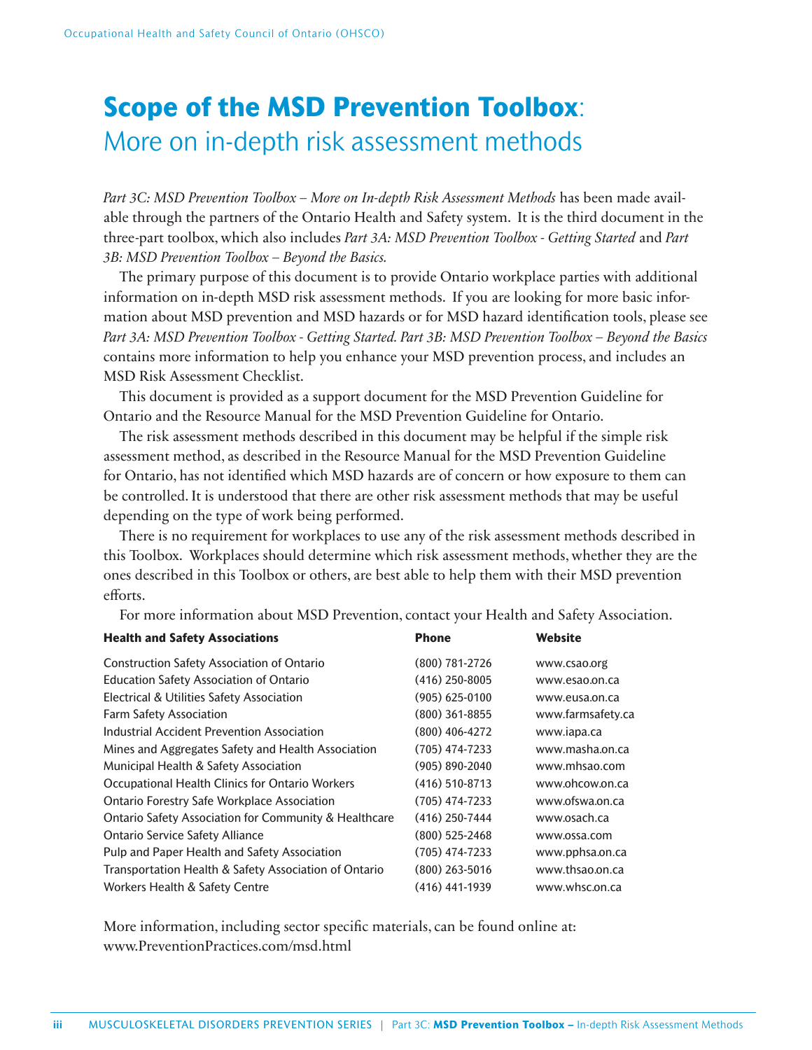# **Scope of the MSD Prevention Toolbox**: More on in-depth risk assessment methods

*Part 3C: MSD Prevention Toolbox – More on In-depth Risk Assessment Methods* has been made available through the partners of the Ontario Health and Safety system. It is the third document in the three-part toolbox, which also includes *Part 3A: MSD Prevention Toolbox - Getting Started* and *Part 3B: MSD Prevention Toolbox – Beyond the Basics.*

The primary purpose of this document is to provide Ontario workplace parties with additional information on in-depth MSD risk assessment methods. If you are looking for more basic information about MSD prevention and MSD hazards or for MSD hazard identification tools, please see *Part 3A: MSD Prevention Toolbox - Getting Started. Part 3B: MSD Prevention Toolbox – Beyond the Basics* contains more information to help you enhance your MSD prevention process, and includes an MSD Risk Assessment Checklist.

This document is provided as a support document for the MSD Prevention Guideline for Ontario and the Resource Manual for the MSD Prevention Guideline for Ontario.

The risk assessment methods described in this document may be helpful if the simple risk assessment method, as described in the Resource Manual for the MSD Prevention Guideline for Ontario, has not identified which MSD hazards are of concern or how exposure to them can be controlled. It is understood that there are other risk assessment methods that may be useful depending on the type of work being performed.

There is no requirement for workplaces to use any of the risk assessment methods described in this Toolbox. Workplaces should determine which risk assessment methods, whether they are the ones described in this Toolbox or others, are best able to help them with their MSD prevention efforts.

For more information about MSD Prevention, contact your Health and Safety Association.

| Health and Safety Associations | Phone | Website |
|---|---|---|
| Construction Safety Association of Ontario | (800) 781-2726 | www.csao.org |
| Education Safety Association of Ontario | (416) 250-8005 | www.esao.on.ca |
| Electrical & Utilities Safety Association | (905) 625-0100 | www.eusa.on.ca |
| Farm Safety Association | (800) 361-8855 | www.farmsafety.ca |
| Industrial Accident Prevention Association | (800) 406-4272 | www.iapa.ca |
| Mines and Aggregates Safety and Health Association | (705) 474-7233 | www.masha.on.ca |
| Municipal Health & Safety Association | (905) 890-2040 | www.mhsao.com |
| Occupational Health Clinics for Ontario Workers | (416) 510-8713 | www.ohcow.on.ca |
| Ontario Forestry Safe Workplace Association | (705) 474-7233 | www.ofswa.on.ca |
| Ontario Safety Association for Community & Healthcare | (416) 250-7444 | www.osach.ca |
| Ontario Service Safety Alliance | (800) 525-2468 | www.ossa.com |
| Pulp and Paper Health and Safety Association | (705) 474-7233 | www.pphsa.on.ca |
| Transportation Health & Safety Association of Ontario | (800) 263-5016 | www.thsao.on.ca |
| Workers Health & Safety Centre | (416) 441-1939 | www.whsc.on.ca |

More information, including sector specific materials, can be found online at:
www.PreventionPractices.com/msd.html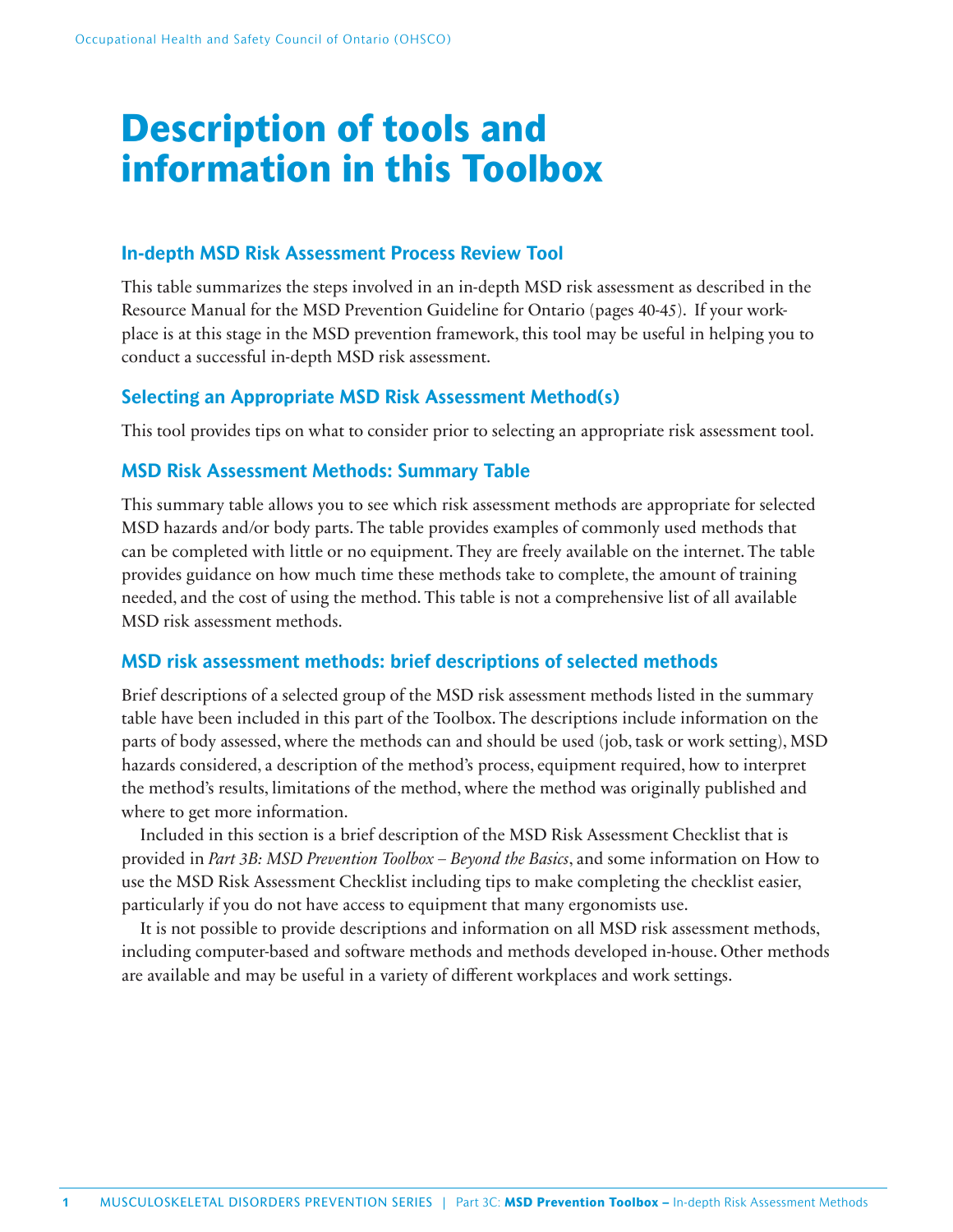# Description of tools and information in this Toolbox

## In-depth MSD Risk Assessment Process Review Tool

This table summarizes the steps involved in an in-depth MSD risk assessment as described in the Resource Manual for the MSD Prevention Guideline for Ontario (pages 40-45). If your workplace is at this stage in the MSD prevention framework, this tool may be useful in helping you to conduct a successful in-depth MSD risk assessment.

## Selecting an Appropriate MSD Risk Assessment Method(s)

This tool provides tips on what to consider prior to selecting an appropriate risk assessment tool.

## MSD Risk Assessment Methods: Summary Table

This summary table allows you to see which risk assessment methods are appropriate for selected MSD hazards and/or body parts. The table provides examples of commonly used methods that can be completed with little or no equipment. They are freely available on the internet. The table provides guidance on how much time these methods take to complete, the amount of training needed, and the cost of using the method. This table is not a comprehensive list of all available MSD risk assessment methods.

## MSD risk assessment methods: brief descriptions of selected methods

Brief descriptions of a selected group of the MSD risk assessment methods listed in the summary table have been included in this part of the Toolbox. The descriptions include information on the parts of body assessed, where the methods can and should be used (job, task or work setting), MSD hazards considered, a description of the method's process, equipment required, how to interpret the method's results, limitations of the method, where the method was originally published and where to get more information.

Included in this section is a brief description of the MSD Risk Assessment Checklist that is provided in *Part 3B: MSD Prevention Toolbox – Beyond the Basics*, and some information on How to use the MSD Risk Assessment Checklist including tips to make completing the checklist easier, particularly if you do not have access to equipment that many ergonomists use.

It is not possible to provide descriptions and information on all MSD risk assessment methods, including computer-based and software methods and methods developed in-house. Other methods are available and may be useful in a variety of different workplaces and work settings.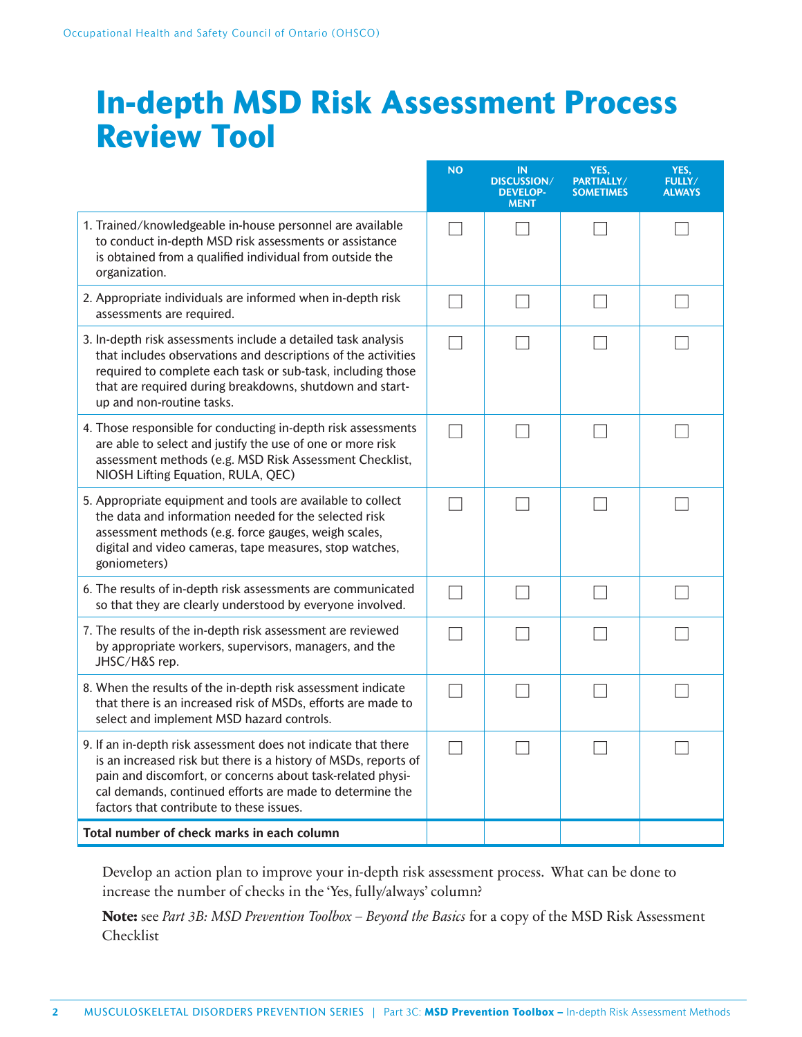# In-depth MSD Risk Assessment Process Review Tool

| | NO | IN DISCUSSION/ DEVELOP-MENT | YES, PARTIALLY/ SOMETIMES | YES, FULLY/ ALWAYS |
|---|---|---|---|---|
| 1. Trained/knowledgeable in-house personnel are available to conduct in-depth MSD risk assessments or assistance is obtained from a qualified individual from outside the organization. | ☐ | ☐ | ☐ | ☐ |
| 2. Appropriate individuals are informed when in-depth risk assessments are required. | ☐ | ☐ | ☐ | ☐ |
| 3. In-depth risk assessments include a detailed task analysis that includes observations and descriptions of the activities required to complete each task or sub-task, including those that are required during breakdowns, shutdown and start-up and non-routine tasks. | ☐ | ☐ | ☐ | ☐ |
| 4. Those responsible for conducting in-depth risk assessments are able to select and justify the use of one or more risk assessment methods (e.g. MSD Risk Assessment Checklist, NIOSH Lifting Equation, RULA, QEC) | ☐ | ☐ | ☐ | ☐ |
| 5. Appropriate equipment and tools are available to collect the data and information needed for the selected risk assessment methods (e.g. force gauges, weigh scales, digital and video cameras, tape measures, stop watches, goniometers) | ☐ | ☐ | ☐ | ☐ |
| 6. The results of in-depth risk assessments are communicated so that they are clearly understood by everyone involved. | ☐ | ☐ | ☐ | ☐ |
| 7. The results of the in-depth risk assessment are reviewed by appropriate workers, supervisors, managers, and the JHSC/H&S rep. | ☐ | ☐ | ☐ | ☐ |
| 8. When the results of the in-depth risk assessment indicate that there is an increased risk of MSDs, efforts are made to select and implement MSD hazard controls. | ☐ | ☐ | ☐ | ☐ |
| 9. If an in-depth risk assessment does not indicate that there is an increased risk but there is a history of MSDs, reports of pain and discomfort, or concerns about task-related physical demands, continued efforts are made to determine the factors that contribute to these issues. | ☐ | ☐ | ☐ | ☐ |
| **Total number of check marks in each column** | | | | |

Develop an action plan to improve your in-depth risk assessment process. What can be done to increase the number of checks in the 'Yes, fully/always' column?

**Note:** see *Part 3B: MSD Prevention Toolbox – Beyond the Basics* for a copy of the MSD Risk Assessment Checklist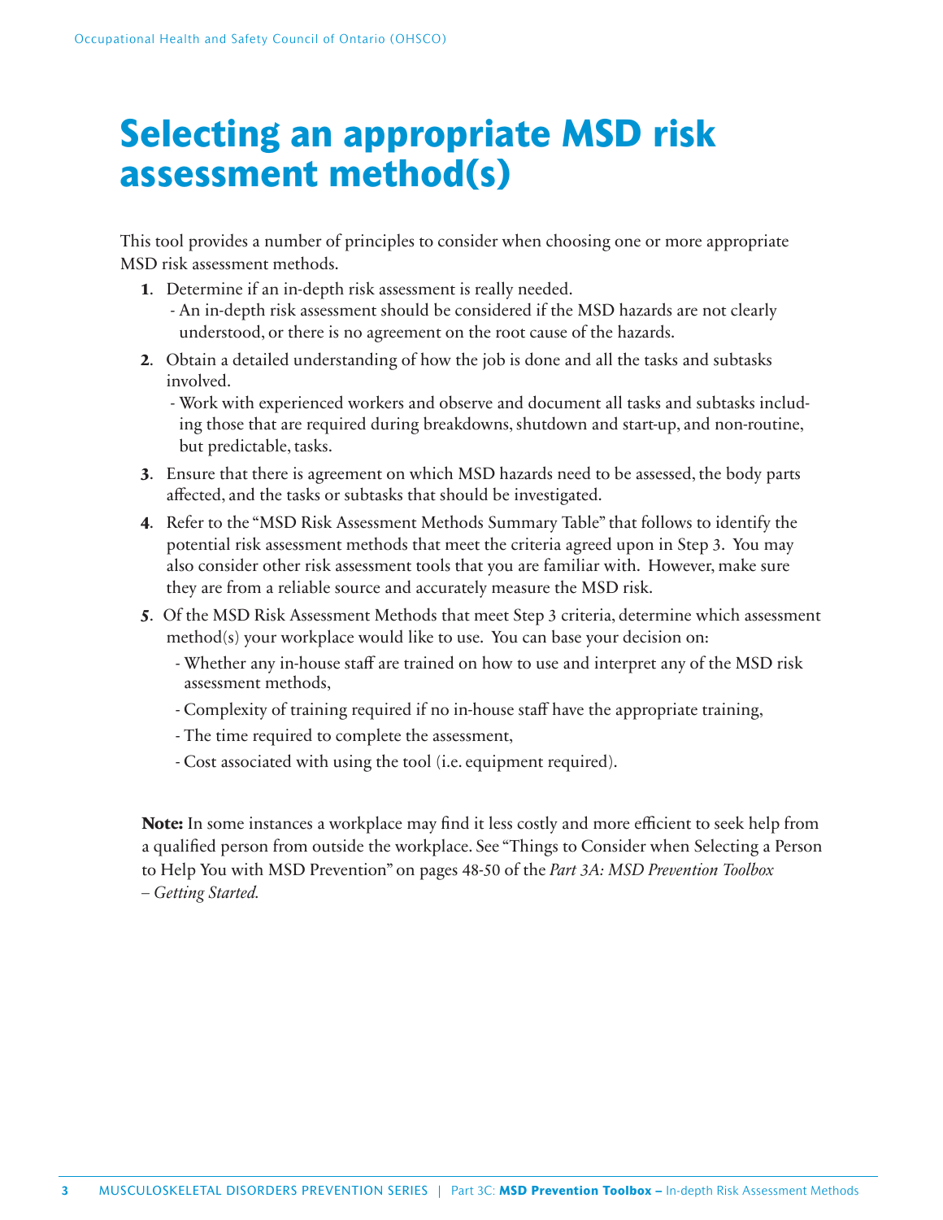# Selecting an appropriate MSD risk assessment method(s)

This tool provides a number of principles to consider when choosing one or more appropriate MSD risk assessment methods.

1. Determine if an in-depth risk assessment is really needed.
   - An in-depth risk assessment should be considered if the MSD hazards are not clearly understood, or there is no agreement on the root cause of the hazards.
2. Obtain a detailed understanding of how the job is done and all the tasks and subtasks involved.
   - Work with experienced workers and observe and document all tasks and subtasks including those that are required during breakdowns, shutdown and start-up, and non-routine, but predictable, tasks.
3. Ensure that there is agreement on which MSD hazards need to be assessed, the body parts affected, and the tasks or subtasks that should be investigated.
4. Refer to the "MSD Risk Assessment Methods Summary Table" that follows to identify the potential risk assessment methods that meet the criteria agreed upon in Step 3. You may also consider other risk assessment tools that you are familiar with. However, make sure they are from a reliable source and accurately measure the MSD risk.
5. Of the MSD Risk Assessment Methods that meet Step 3 criteria, determine which assessment method(s) your workplace would like to use. You can base your decision on:
   - Whether any in-house staff are trained on how to use and interpret any of the MSD risk assessment methods,
   - Complexity of training required if no in-house staff have the appropriate training,
   - The time required to complete the assessment,
   - Cost associated with using the tool (i.e. equipment required).

**Note:** In some instances a workplace may find it less costly and more efficient to seek help from a qualified person from outside the workplace. See "Things to Consider when Selecting a Person to Help You with MSD Prevention" on pages 48-50 of the *Part 3A: MSD Prevention Toolbox – Getting Started.*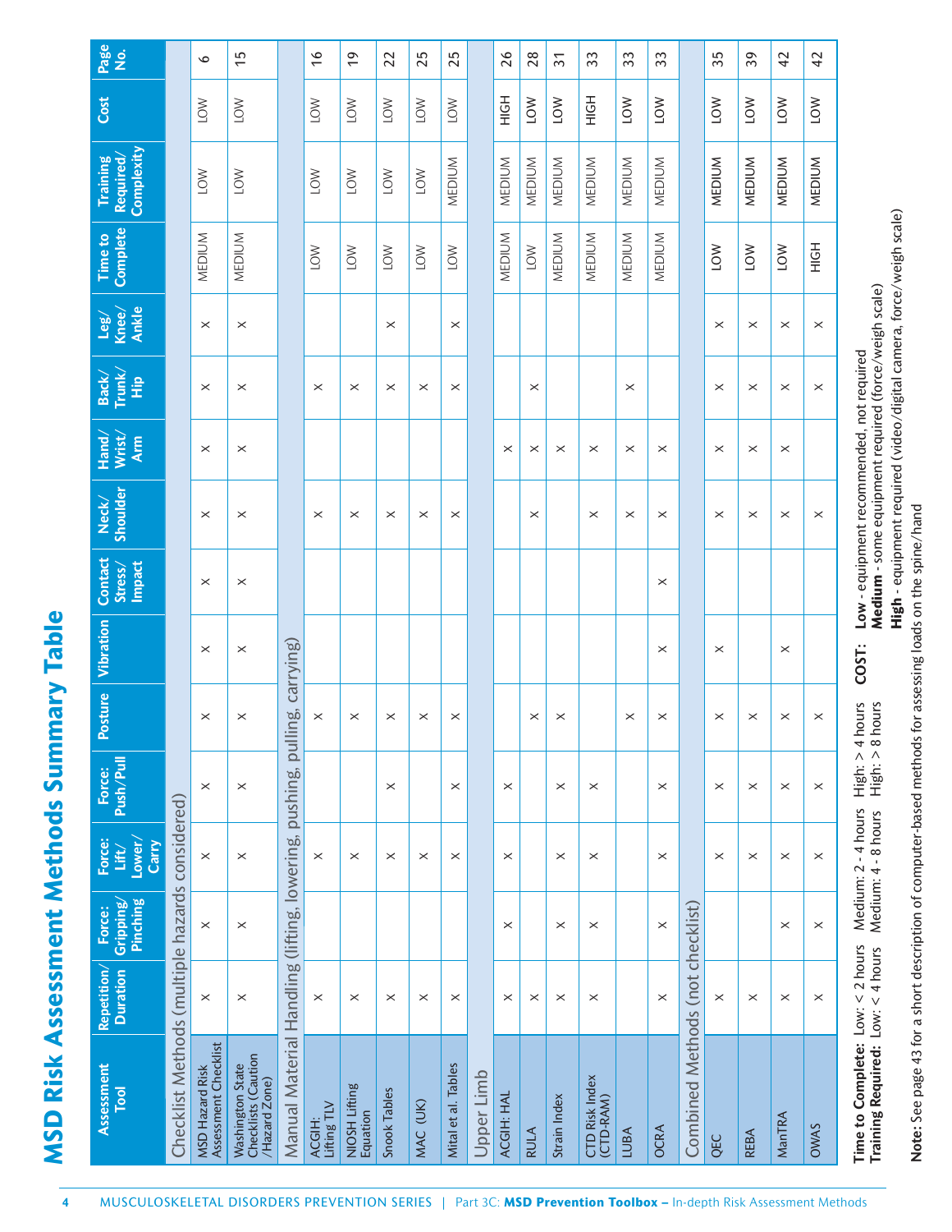# MSD Risk Assessment Methods Summary Table

| Assessment Tool | Repetition/ Duration | Force: Gripping/ Pinching | Force: Lift/ Lower/ Carry | Force: Push/Pull | Posture | Vibration | Contact Stress/ Impact | Neck/ Shoulder | Hand/ Wrist/ Arm | Back/ Trunk/ Hip | Leg/ Knee/ Ankle | Time to Complete | Training Required/ Complexity | Cost | Page No. |
|---|---|---|---|---|---|---|---|---|---|---|---|---|---|---|---|
| **Checklist Methods (multiple hazards considered)** | | | | | | | | | | | | | | | |
| MSD Hazard Risk Assessment Checklist | × | × | × | × | × | × | × | × | × | × | × | MEDIUM | LOW | LOW | 6 |
| Washington State Checklists (Caution /Hazard Zone) | × | × | × | × | × | × | × | × | × | × | × | MEDIUM | LOW | LOW | 15 |
| **Manual Material Handling (lifting, lowering, pushing, pulling, carrying)** | | | | | | | | | | | | | | | |
| ACGIH: Lifting TLV | × | | × | | × | | | × | | × | | LOW | LOW | LOW | 16 |
| NIOSH Lifting Equation | × | | × | | × | | | × | | × | | LOW | LOW | LOW | 19 |
| Snook Tables | × | | × | × | × | | | × | | × | × | LOW | LOW | LOW | 22 |
| MAC (UK) | × | | × | | × | | | × | | × | | LOW | LOW | LOW | 25 |
| Mital et al. Tables | × | | × | × | × | | | × | | × | × | LOW | MEDIUM | LOW | 25 |
| **Upper Limb** | | | | | | | | | | | | | | | |
| ACGIH: HAL | × | × | × | × | | | | | × | | | MEDIUM | MEDIUM | HIGH | 26 |
| RULA | × | | | | × | | | × | × | × | | LOW | MEDIUM | LOW | 28 |
| Strain Index | × | × | × | × | × | | | | × | | | MEDIUM | MEDIUM | LOW | 31 |
| CTD Risk Index (CTD-RAM) | × | × | × | × | | | | × | × | | | MEDIUM | MEDIUM | HIGH | 33 |
| LUBA | | | | | × | | | × | × | × | | MEDIUM | MEDIUM | LOW | 33 |
| OCRA | × | × | × | × | × | × | × | × | × | | | MEDIUM | MEDIUM | LOW | 33 |
| **Combined Methods (not checklist)** | | | | | | | | | | | | | | | |
| QEC | × | | × | × | × | × | | × | × | × | × | LOW | MEDIUM | LOW | 35 |
| REBA | × | | × | × | × | | | × | × | × | × | LOW | MEDIUM | LOW | 39 |
| ManTRA | × | × | × | × | × | × | | × | × | × | × | LOW | MEDIUM | LOW | 42 |
| OWAS | × | × | × | × | × | | | × | | × | × | HIGH | MEDIUM | LOW | 42 |

**Time to Complete:** Low: < 2 hours Medium: 2 - 4 hours High: > 4 hours
**Training Required:** Low: < 4 hours Medium: 4 - 8 hours High: > 8 hours

**COST:** **Low** - equipment recommended, not required
**Medium** - some equipment required (force/weigh scale)
**High** - equipment required (video/digital camera, force/weigh scale)

**Note:** See page 43 for a short description of computer-based methods for assessing loads on the spine/hand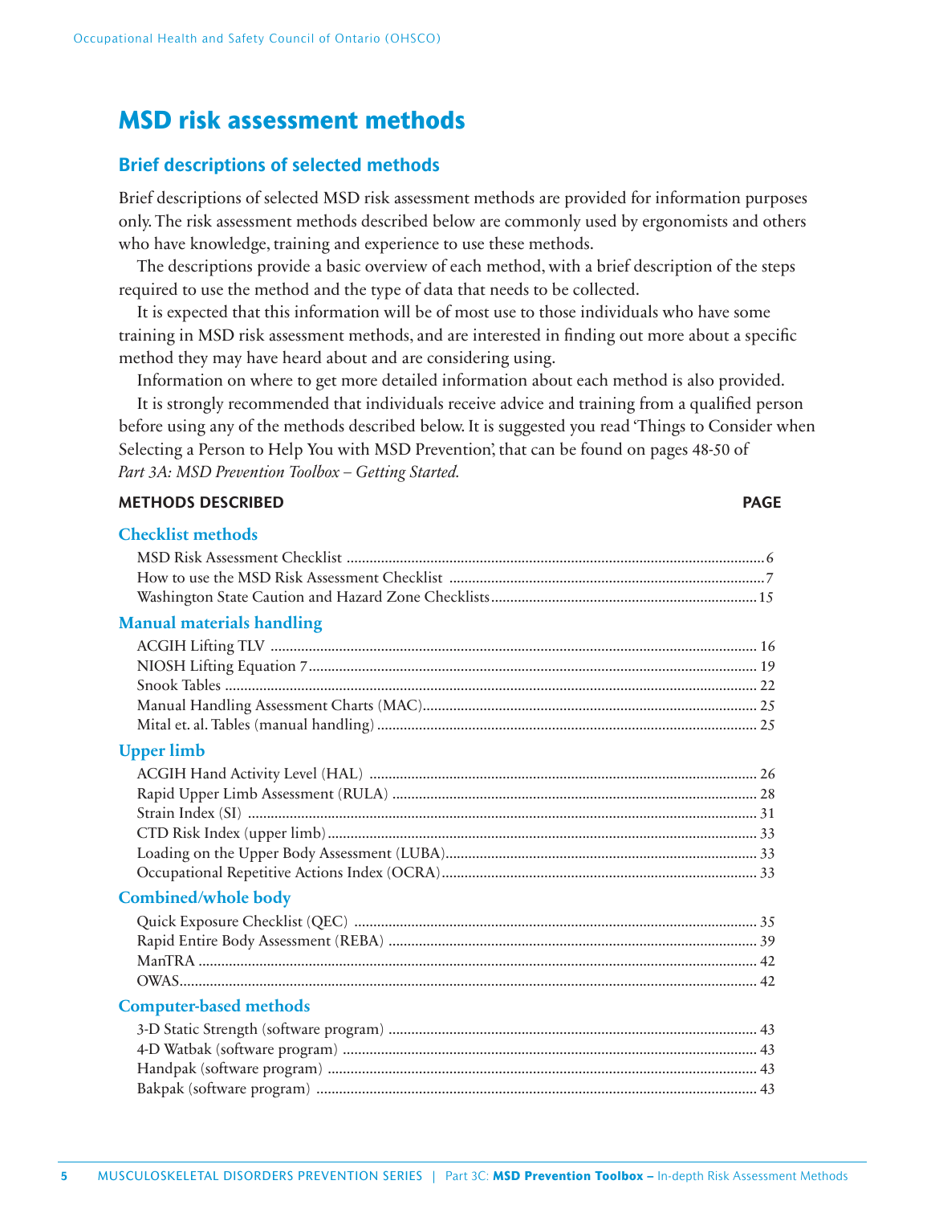# MSD risk assessment methods

## Brief descriptions of selected methods

Brief descriptions of selected MSD risk assessment methods are provided for information purposes only. The risk assessment methods described below are commonly used by ergonomists and others who have knowledge, training and experience to use these methods.

The descriptions provide a basic overview of each method, with a brief description of the steps required to use the method and the type of data that needs to be collected.

It is expected that this information will be of most use to those individuals who have some training in MSD risk assessment methods, and are interested in finding out more about a specific method they may have heard about and are considering using.

Information on where to get more detailed information about each method is also provided.

It is strongly recommended that individuals receive advice and training from a qualified person before using any of the methods described below. It is suggested you read 'Things to Consider when Selecting a Person to Help You with MSD Prevention', that can be found on pages 48-50 of *Part 3A: MSD Prevention Toolbox – Getting Started.*

| METHODS DESCRIBED | PAGE |
|---|---|
| **Checklist methods** | |
| MSD Risk Assessment Checklist | 6 |
| How to use the MSD Risk Assessment Checklist | 7 |
| Washington State Caution and Hazard Zone Checklists | 15 |
| **Manual materials handling** | |
| ACGIH Lifting TLV | 16 |
| NIOSH Lifting Equation 7 | 19 |
| Snook Tables | 22 |
| Manual Handling Assessment Charts (MAC) | 25 |
| Mital et. al. Tables (manual handling) | 25 |
| **Upper limb** | |
| ACGIH Hand Activity Level (HAL) | 26 |
| Rapid Upper Limb Assessment (RULA) | 28 |
| Strain Index (SI) | 31 |
| CTD Risk Index (upper limb) | 33 |
| Loading on the Upper Body Assessment (LUBA) | 33 |
| Occupational Repetitive Actions Index (OCRA) | 33 |
| **Combined/whole body** | |
| Quick Exposure Checklist (QEC) | 35 |
| Rapid Entire Body Assessment (REBA) | 39 |
| ManTRA | 42 |
| OWAS | 42 |
| **Computer-based methods** | |
| 3-D Static Strength (software program) | 43 |
| 4-D Watbak (software program) | 43 |
| Handpak (software program) | 43 |
| Bakpak (software program) | 43 |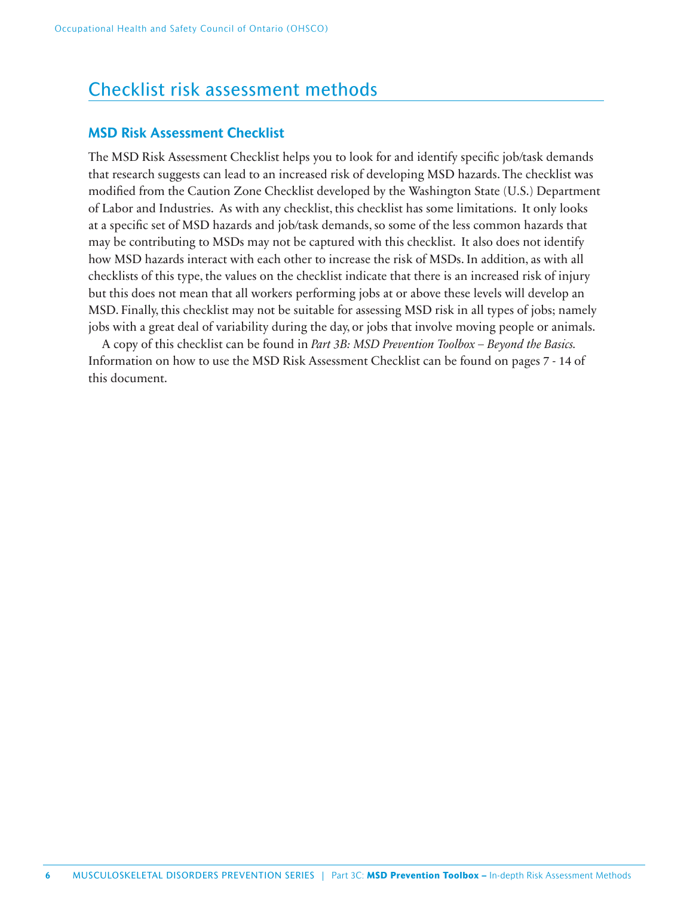# Checklist risk assessment methods

## MSD Risk Assessment Checklist

The MSD Risk Assessment Checklist helps you to look for and identify specific job/task demands that research suggests can lead to an increased risk of developing MSD hazards. The checklist was modified from the Caution Zone Checklist developed by the Washington State (U.S.) Department of Labor and Industries. As with any checklist, this checklist has some limitations. It only looks at a specific set of MSD hazards and job/task demands, so some of the less common hazards that may be contributing to MSDs may not be captured with this checklist. It also does not identify how MSD hazards interact with each other to increase the risk of MSDs. In addition, as with all checklists of this type, the values on the checklist indicate that there is an increased risk of injury but this does not mean that all workers performing jobs at or above these levels will develop an MSD. Finally, this checklist may not be suitable for assessing MSD risk in all types of jobs; namely jobs with a great deal of variability during the day, or jobs that involve moving people or animals.

A copy of this checklist can be found in *Part 3B: MSD Prevention Toolbox – Beyond the Basics.* Information on how to use the MSD Risk Assessment Checklist can be found on pages 7 - 14 of this document.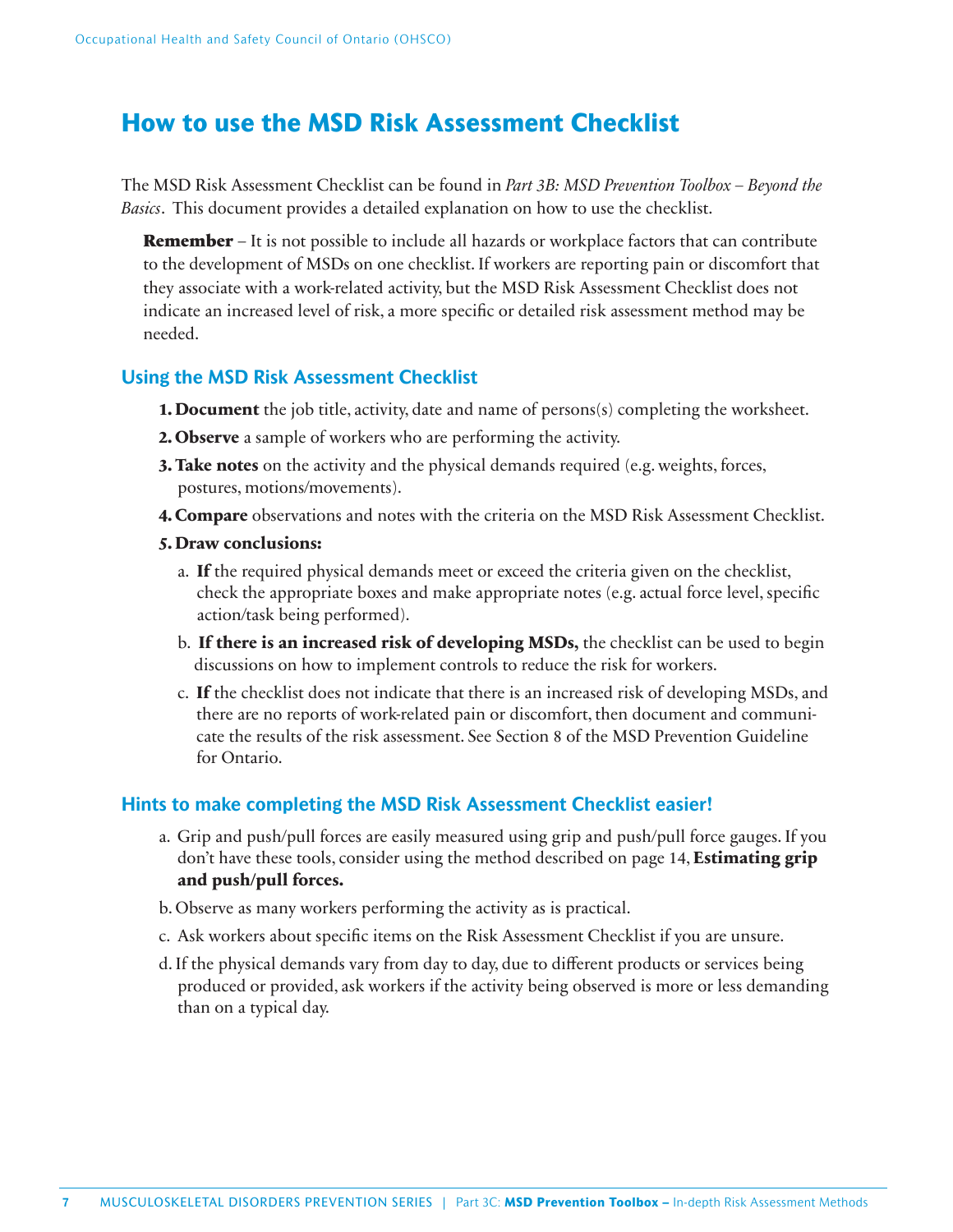# How to use the MSD Risk Assessment Checklist

The MSD Risk Assessment Checklist can be found in *Part 3B: MSD Prevention Toolbox – Beyond the Basics*. This document provides a detailed explanation on how to use the checklist.

**Remember** – It is not possible to include all hazards or workplace factors that can contribute to the development of MSDs on one checklist. If workers are reporting pain or discomfort that they associate with a work-related activity, but the MSD Risk Assessment Checklist does not indicate an increased level of risk, a more specific or detailed risk assessment method may be needed.

## Using the MSD Risk Assessment Checklist

1. **Document** the job title, activity, date and name of persons(s) completing the worksheet.
2. **Observe** a sample of workers who are performing the activity.
3. **Take notes** on the activity and the physical demands required (e.g. weights, forces, postures, motions/movements).
4. **Compare** observations and notes with the criteria on the MSD Risk Assessment Checklist.
5. **Draw conclusions:**
   a. **If** the required physical demands meet or exceed the criteria given on the checklist, check the appropriate boxes and make appropriate notes (e.g. actual force level, specific action/task being performed).
   b. **If there is an increased risk of developing MSDs,** the checklist can be used to begin discussions on how to implement controls to reduce the risk for workers.
   c. **If** the checklist does not indicate that there is an increased risk of developing MSDs, and there are no reports of work-related pain or discomfort, then document and communicate the results of the risk assessment. See Section 8 of the MSD Prevention Guideline for Ontario.

## Hints to make completing the MSD Risk Assessment Checklist easier!

a. Grip and push/pull forces are easily measured using grip and push/pull force gauges. If you don't have these tools, consider using the method described on page 14, **Estimating grip and push/pull forces.**

b. Observe as many workers performing the activity as is practical.

c. Ask workers about specific items on the Risk Assessment Checklist if you are unsure.

d. If the physical demands vary from day to day, due to different products or services being produced or provided, ask workers if the activity being observed is more or less demanding than on a typical day.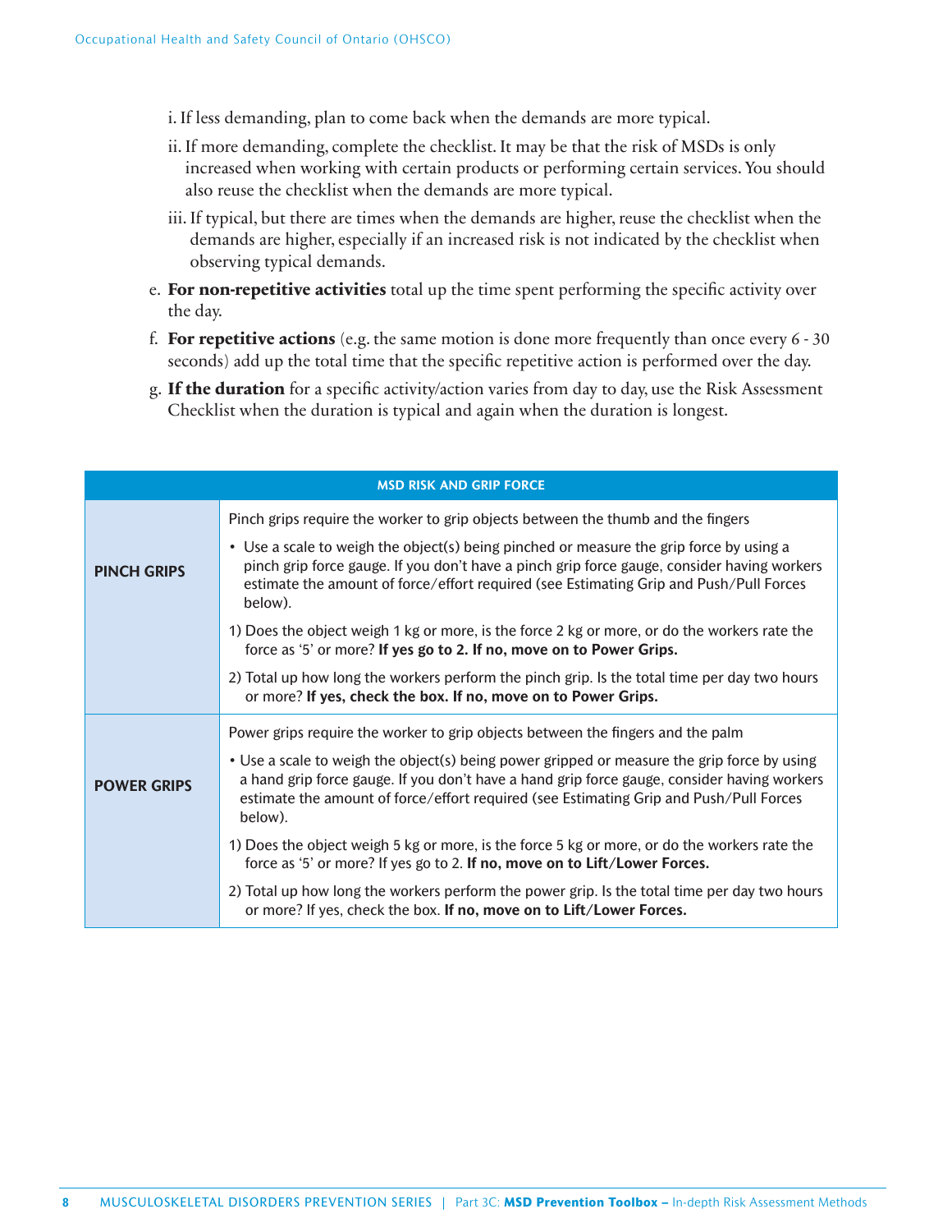i. If less demanding, plan to come back when the demands are more typical.

   ii. If more demanding, complete the checklist. It may be that the risk of MSDs is only increased when working with certain products or performing certain services. You should also reuse the checklist when the demands are more typical.

   iii. If typical, but there are times when the demands are higher, reuse the checklist when the demands are higher, especially if an increased risk is not indicated by the checklist when observing typical demands.

e. **For non-repetitive activities** total up the time spent performing the specific activity over the day.

f. **For repetitive actions** (e.g. the same motion is done more frequently than once every 6 - 30 seconds) add up the total time that the specific repetitive action is performed over the day.

g. **If the duration** for a specific activity/action varies from day to day, use the Risk Assessment Checklist when the duration is typical and again when the duration is longest.

| MSD RISK AND GRIP FORCE | |
|---|---|
| **PINCH GRIPS** | Pinch grips require the worker to grip objects between the thumb and the fingers<br><br>• Use a scale to weigh the object(s) being pinched or measure the grip force by using a pinch grip force gauge. If you don't have a pinch grip force gauge, consider having workers estimate the amount of force/effort required (see Estimating Grip and Push/Pull Forces below).<br><br>1) Does the object weigh 1 kg or more, is the force 2 kg or more, or do the workers rate the force as '5' or more? **If yes go to 2. If no, move on to Power Grips.**<br><br>2) Total up how long the workers perform the pinch grip. Is the total time per day two hours or more? **If yes, check the box. If no, move on to Power Grips.** |
| **POWER GRIPS** | Power grips require the worker to grip objects between the fingers and the palm<br><br>• Use a scale to weigh the object(s) being power gripped or measure the grip force by using a hand grip force gauge. If you don't have a hand grip force gauge, consider having workers estimate the amount of force/effort required (see Estimating Grip and Push/Pull Forces below).<br><br>1) Does the object weigh 5 kg or more, is the force 5 kg or more, or do the workers rate the force as '5' or more? If yes go to 2. **If no, move on to Lift/Lower Forces.**<br><br>2) Total up how long the workers perform the power grip. Is the total time per day two hours or more? If yes, check the box. **If no, move on to Lift/Lower Forces.** |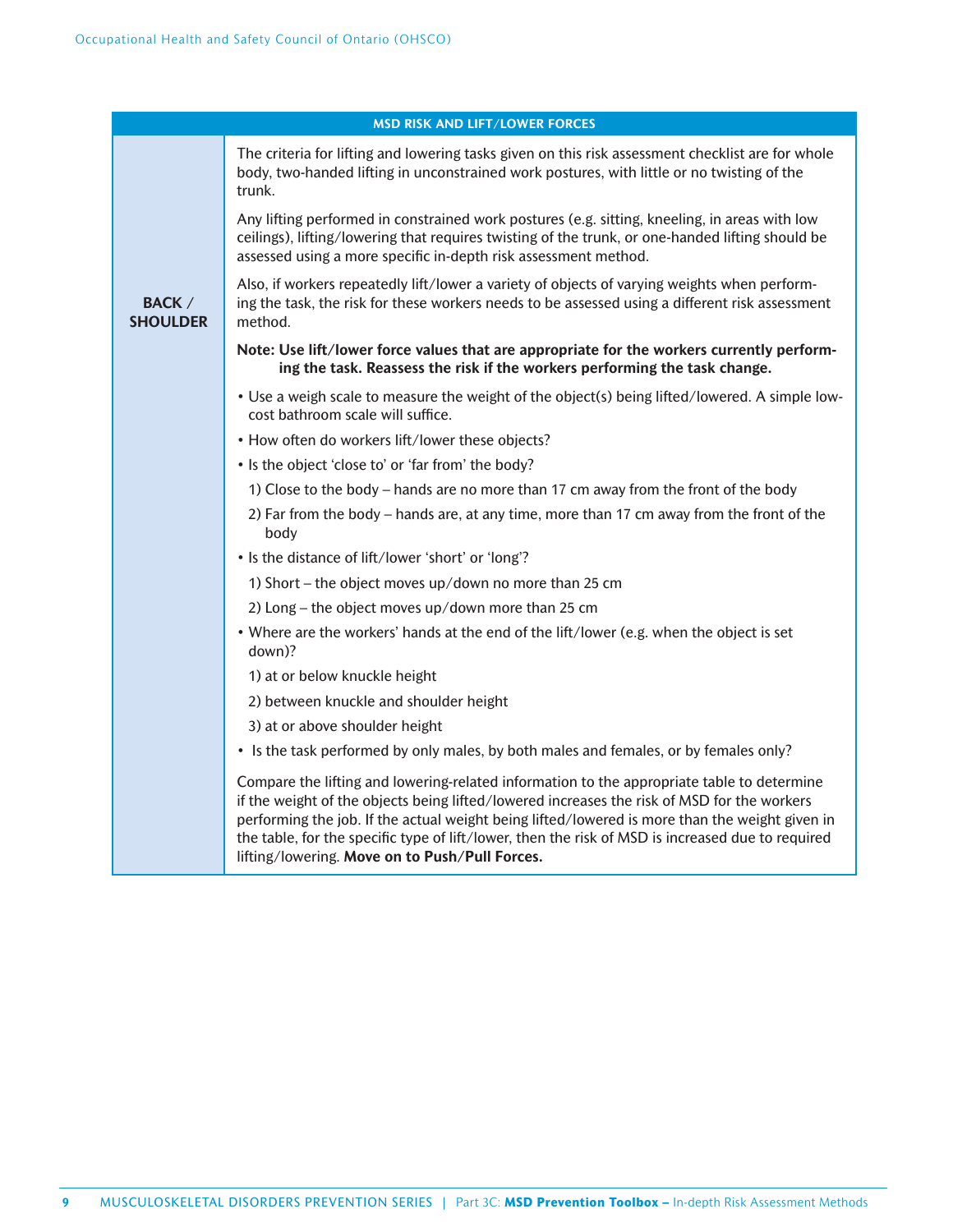| MSD RISK AND LIFT/LOWER FORCES | |
|---|---|
| **BACK / SHOULDER** | The criteria for lifting and lowering tasks given on this risk assessment checklist are for whole body, two-handed lifting in unconstrained work postures, with little or no twisting of the trunk.<br><br>Any lifting performed in constrained work postures (e.g. sitting, kneeling, in areas with low ceilings), lifting/lowering that requires twisting of the trunk, or one-handed lifting should be assessed using a more specific in-depth risk assessment method.<br><br>Also, if workers repeatedly lift/lower a variety of objects of varying weights when performing the task, the risk for these workers needs to be assessed using a different risk assessment method.<br><br>**Note: Use lift/lower force values that are appropriate for the workers currently performing the task. Reassess the risk if the workers performing the task change.**<br><br>• Use a weigh scale to measure the weight of the object(s) being lifted/lowered. A simple low-cost bathroom scale will suffice.<br>• How often do workers lift/lower these objects?<br>• Is the object 'close to' or 'far from' the body?<br>1) Close to the body – hands are no more than 17 cm away from the front of the body<br>2) Far from the body – hands are, at any time, more than 17 cm away from the front of the body<br>• Is the distance of lift/lower 'short' or 'long'?<br>1) Short – the object moves up/down no more than 25 cm<br>2) Long – the object moves up/down more than 25 cm<br>• Where are the workers' hands at the end of the lift/lower (e.g. when the object is set down)?<br>1) at or below knuckle height<br>2) between knuckle and shoulder height<br>3) at or above shoulder height<br>• Is the task performed by only males, by both males and females, or by females only?<br><br>Compare the lifting and lowering-related information to the appropriate table to determine if the weight of the objects being lifted/lowered increases the risk of MSD for the workers performing the job. If the actual weight being lifted/lowered is more than the weight given in the table, for the specific type of lift/lower, then the risk of MSD is increased due to required lifting/lowering. **Move on to Push/Pull Forces.** |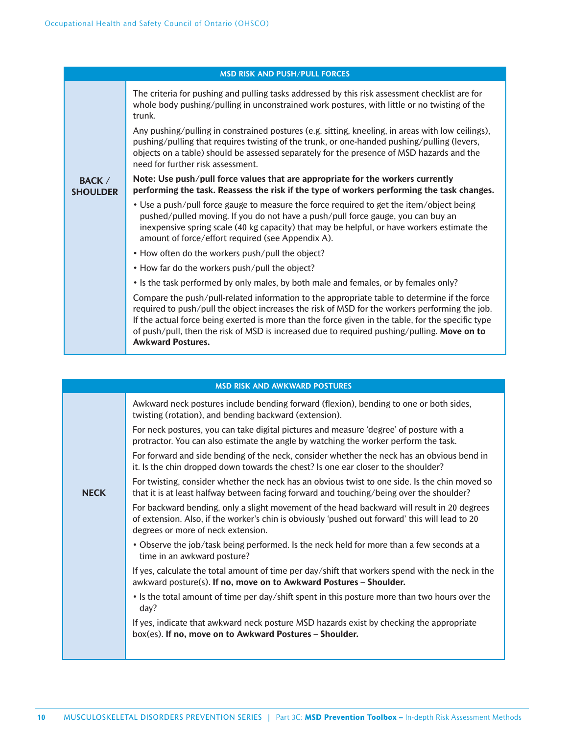| MSD RISK AND PUSH/PULL FORCES | |
|---|---|
| **BACK / SHOULDER** | The criteria for pushing and pulling tasks addressed by this risk assessment checklist are for whole body pushing/pulling in unconstrained work postures, with little or no twisting of the trunk.<br><br>Any pushing/pulling in constrained postures (e.g. sitting, kneeling, in areas with low ceilings), pushing/pulling that requires twisting of the trunk, or one-handed pushing/pulling (levers, objects on a table) should be assessed separately for the presence of MSD hazards and the need for further risk assessment.<br><br>**Note: Use push/pull force values that are appropriate for the workers currently performing the task. Reassess the risk if the type of workers performing the task changes.**<br><br>• Use a push/pull force gauge to measure the force required to get the item/object being pushed/pulled moving. If you do not have a push/pull force gauge, you can buy an inexpensive spring scale (40 kg capacity) that may be helpful, or have workers estimate the amount of force/effort required (see Appendix A).<br><br>• How often do the workers push/pull the object?<br><br>• How far do the workers push/pull the object?<br><br>• Is the task performed by only males, by both male and females, or by females only?<br><br>Compare the push/pull-related information to the appropriate table to determine if the force required to push/pull the object increases the risk of MSD for the workers performing the job. If the actual force being exerted is more than the force given in the table, for the specific type of push/pull, then the risk of MSD is increased due to required pushing/pulling. **Move on to Awkward Postures.** |

| MSD RISK AND AWKWARD POSTURES | |
|---|---|
| **NECK** | Awkward neck postures include bending forward (flexion), bending to one or both sides, twisting (rotation), and bending backward (extension).<br><br>For neck postures, you can take digital pictures and measure 'degree' of posture with a protractor. You can also estimate the angle by watching the worker perform the task.<br><br>For forward and side bending of the neck, consider whether the neck has an obvious bend in it. Is the chin dropped down towards the chest? Is one ear closer to the shoulder?<br><br>For twisting, consider whether the neck has an obvious twist to one side. Is the chin moved so that it is at least halfway between facing forward and touching/being over the shoulder?<br><br>For backward bending, only a slight movement of the head backward will result in 20 degrees of extension. Also, if the worker's chin is obviously 'pushed out forward' this will lead to 20 degrees or more of neck extension.<br><br>• Observe the job/task being performed. Is the neck held for more than a few seconds at a time in an awkward posture?<br><br>If yes, calculate the total amount of time per day/shift that workers spend with the neck in the awkward posture(s). **If no, move on to Awkward Postures – Shoulder.**<br><br>• Is the total amount of time per day/shift spent in this posture more than two hours over the day?<br><br>If yes, indicate that awkward neck posture MSD hazards exist by checking the appropriate box(es). **If no, move on to Awkward Postures – Shoulder.** |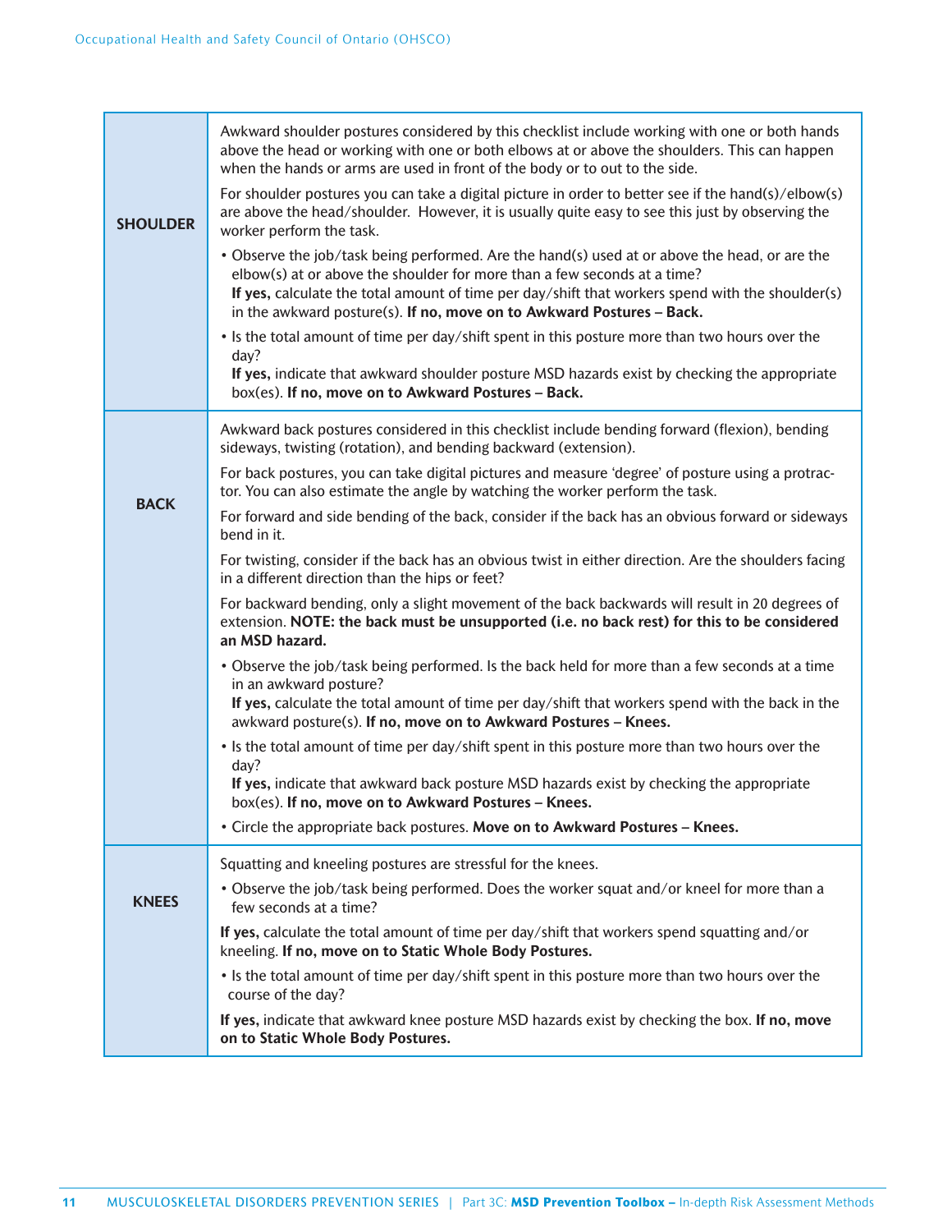| | |
|---|---|
| **SHOULDER** | Awkward shoulder postures considered by this checklist include working with one or both hands above the head or working with one or both elbows at or above the shoulders. This can happen when the hands or arms are used in front of the body or to out to the side.<br><br>For shoulder postures you can take a digital picture in order to better see if the hand(s)/elbow(s) are above the head/shoulder. However, it is usually quite easy to see this just by observing the worker perform the task.<br><br>• Observe the job/task being performed. Are the hand(s) used at or above the head, or are the elbow(s) at or above the shoulder for more than a few seconds at a time?<br>**If yes,** calculate the total amount of time per day/shift that workers spend with the shoulder(s) in the awkward posture(s). **If no, move on to Awkward Postures – Back.**<br><br>• Is the total amount of time per day/shift spent in this posture more than two hours over the day?<br>**If yes,** indicate that awkward shoulder posture MSD hazards exist by checking the appropriate box(es). **If no, move on to Awkward Postures – Back.** |
| **BACK** | Awkward back postures considered in this checklist include bending forward (flexion), bending sideways, twisting (rotation), and bending backward (extension).<br><br>For back postures, you can take digital pictures and measure 'degree' of posture using a protractor. You can also estimate the angle by watching the worker perform the task.<br><br>For forward and side bending of the back, consider if the back has an obvious forward or sideways bend in it.<br><br>For twisting, consider if the back has an obvious twist in either direction. Are the shoulders facing in a different direction than the hips or feet?<br><br>For backward bending, only a slight movement of the back backwards will result in 20 degrees of extension. **NOTE: the back must be unsupported (i.e. no back rest) for this to be considered an MSD hazard.**<br><br>• Observe the job/task being performed. Is the back held for more than a few seconds at a time in an awkward posture?<br>**If yes,** calculate the total amount of time per day/shift that workers spend with the back in the awkward posture(s). **If no, move on to Awkward Postures – Knees.**<br><br>• Is the total amount of time per day/shift spent in this posture more than two hours over the day?<br>**If yes,** indicate that awkward back posture MSD hazards exist by checking the appropriate box(es). **If no, move on to Awkward Postures – Knees.**<br><br>• Circle the appropriate back postures. **Move on to Awkward Postures – Knees.** |
| **KNEES** | Squatting and kneeling postures are stressful for the knees.<br><br>• Observe the job/task being performed. Does the worker squat and/or kneel for more than a few seconds at a time?<br><br>**If yes,** calculate the total amount of time per day/shift that workers spend squatting and/or kneeling. **If no, move on to Static Whole Body Postures.**<br><br>• Is the total amount of time per day/shift spent in this posture more than two hours over the course of the day?<br><br>**If yes,** indicate that awkward knee posture MSD hazards exist by checking the box. **If no, move on to Static Whole Body Postures.** |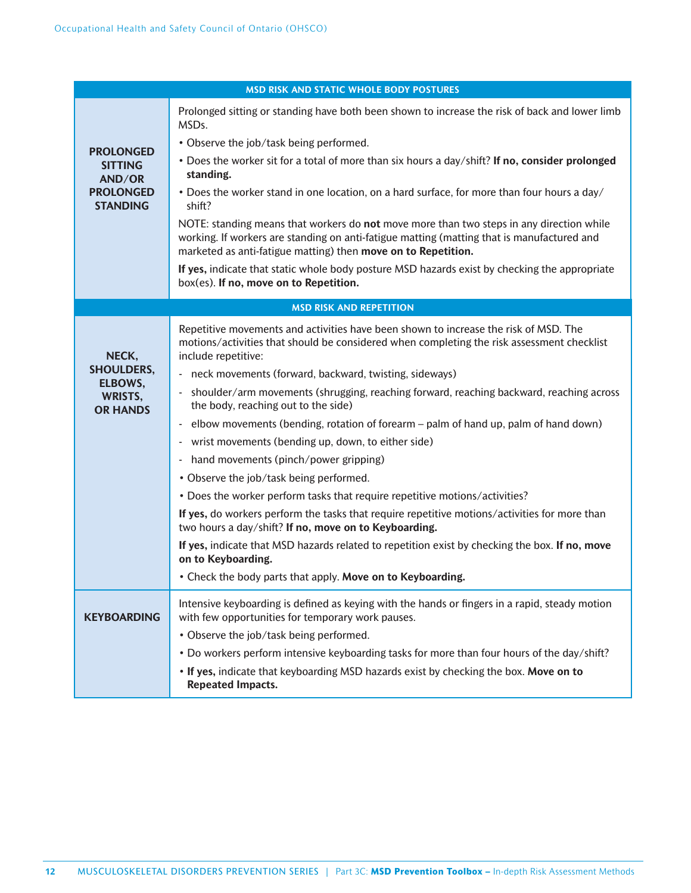| MSD RISK AND STATIC WHOLE BODY POSTURES | |
|---|---|
| **PROLONGED SITTING AND/OR PROLONGED STANDING** | Prolonged sitting or standing have both been shown to increase the risk of back and lower limb MSDs.<br>• Observe the job/task being performed.<br>• Does the worker sit for a total of more than six hours a day/shift? **If no, consider prolonged standing.**<br>• Does the worker stand in one location, on a hard surface, for more than four hours a day/shift?<br>NOTE: standing means that workers do **not** move more than two steps in any direction while working. If workers are standing on anti-fatigue matting (matting that is manufactured and marketed as anti-fatigue matting) then **move on to Repetition.**<br>**If yes,** indicate that static whole body posture MSD hazards exist by checking the appropriate box(es). **If no, move on to Repetition.** |
| **MSD RISK AND REPETITION** | |
| **NECK, SHOULDERS, ELBOWS, WRISTS, OR HANDS** | Repetitive movements and activities have been shown to increase the risk of MSD. The motions/activities that should be considered when completing the risk assessment checklist include repetitive:<br>- neck movements (forward, backward, twisting, sideways)<br>- shoulder/arm movements (shrugging, reaching forward, reaching backward, reaching across the body, reaching out to the side)<br>- elbow movements (bending, rotation of forearm – palm of hand up, palm of hand down)<br>- wrist movements (bending up, down, to either side)<br>- hand movements (pinch/power gripping)<br>• Observe the job/task being performed.<br>• Does the worker perform tasks that require repetitive motions/activities?<br>**If yes,** do workers perform the tasks that require repetitive motions/activities for more than two hours a day/shift? **If no, move on to Keyboarding.**<br>**If yes,** indicate that MSD hazards related to repetition exist by checking the box. **If no, move on to Keyboarding.**<br>• Check the body parts that apply. **Move on to Keyboarding.** |
| **KEYBOARDING** | Intensive keyboarding is defined as keying with the hands or fingers in a rapid, steady motion with few opportunities for temporary work pauses.<br>• Observe the job/task being performed.<br>• Do workers perform intensive keyboarding tasks for more than four hours of the day/shift?<br>• **If yes,** indicate that keyboarding MSD hazards exist by checking the box. **Move on to Repeated Impacts.** |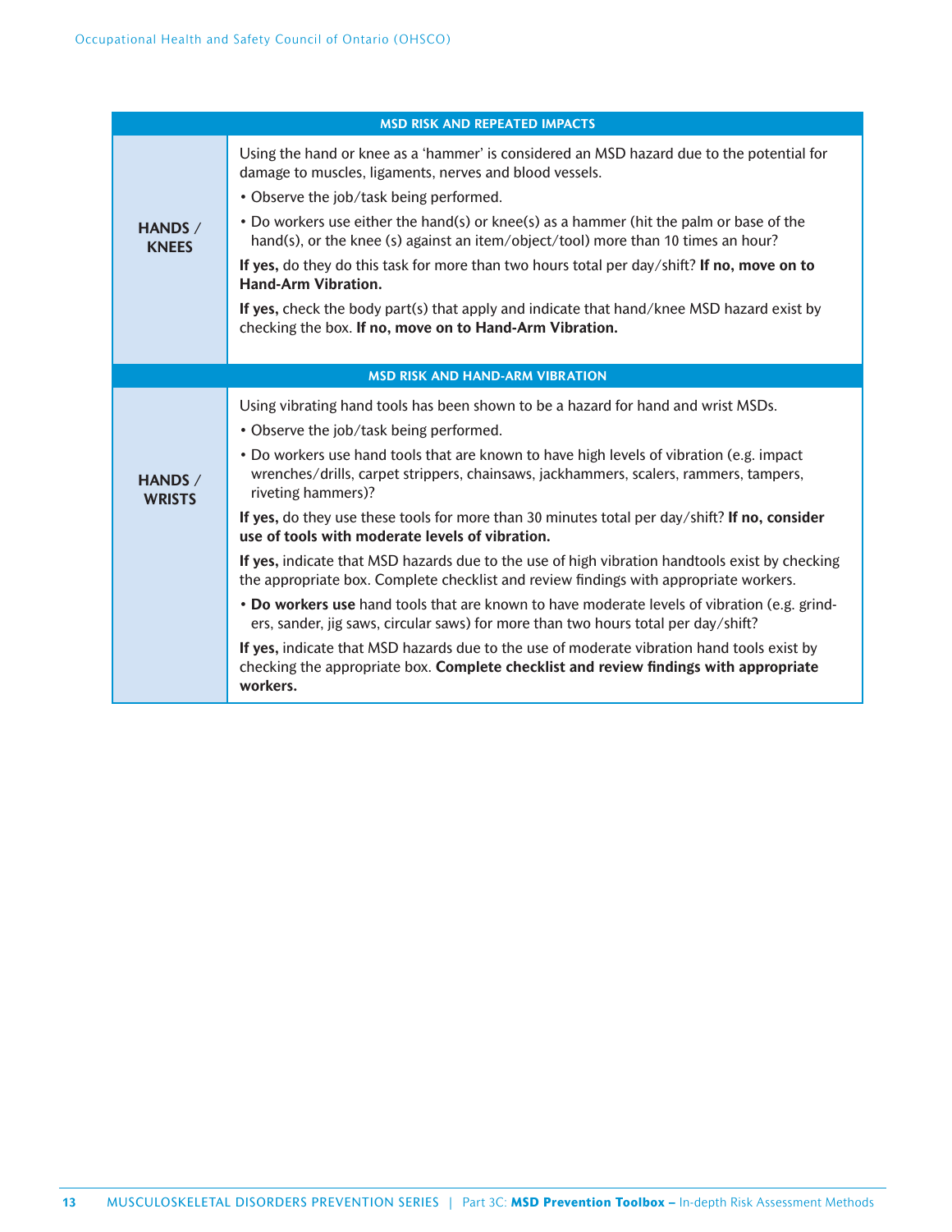| MSD RISK AND REPEATED IMPACTS | |
|---|---|
| **HANDS / KNEES** | Using the hand or knee as a 'hammer' is considered an MSD hazard due to the potential for damage to muscles, ligaments, nerves and blood vessels.<br>• Observe the job/task being performed.<br>• Do workers use either the hand(s) or knee(s) as a hammer (hit the palm or base of the hand(s), or the knee (s) against an item/object/tool) more than 10 times an hour?<br>**If yes,** do they do this task for more than two hours total per day/shift? **If no, move on to Hand-Arm Vibration.**<br>**If yes,** check the body part(s) that apply and indicate that hand/knee MSD hazard exist by checking the box. **If no, move on to Hand-Arm Vibration.** |

| MSD RISK AND HAND-ARM VIBRATION | |
|---|---|
| **HANDS / WRISTS** | Using vibrating hand tools has been shown to be a hazard for hand and wrist MSDs.<br>• Observe the job/task being performed.<br>• Do workers use hand tools that are known to have high levels of vibration (e.g. impact wrenches/drills, carpet strippers, chainsaws, jackhammers, scalers, rammers, tampers, riveting hammers)?<br>**If yes,** do they use these tools for more than 30 minutes total per day/shift? **If no, consider use of tools with moderate levels of vibration.**<br>**If yes,** indicate that MSD hazards due to the use of high vibration handtools exist by checking the appropriate box. Complete checklist and review findings with appropriate workers.<br>• **Do workers use** hand tools that are known to have moderate levels of vibration (e.g. grinders, sander, jig saws, circular saws) for more than two hours total per day/shift?<br>**If yes,** indicate that MSD hazards due to the use of moderate vibration hand tools exist by checking the appropriate box. **Complete checklist and review findings with appropriate workers.** |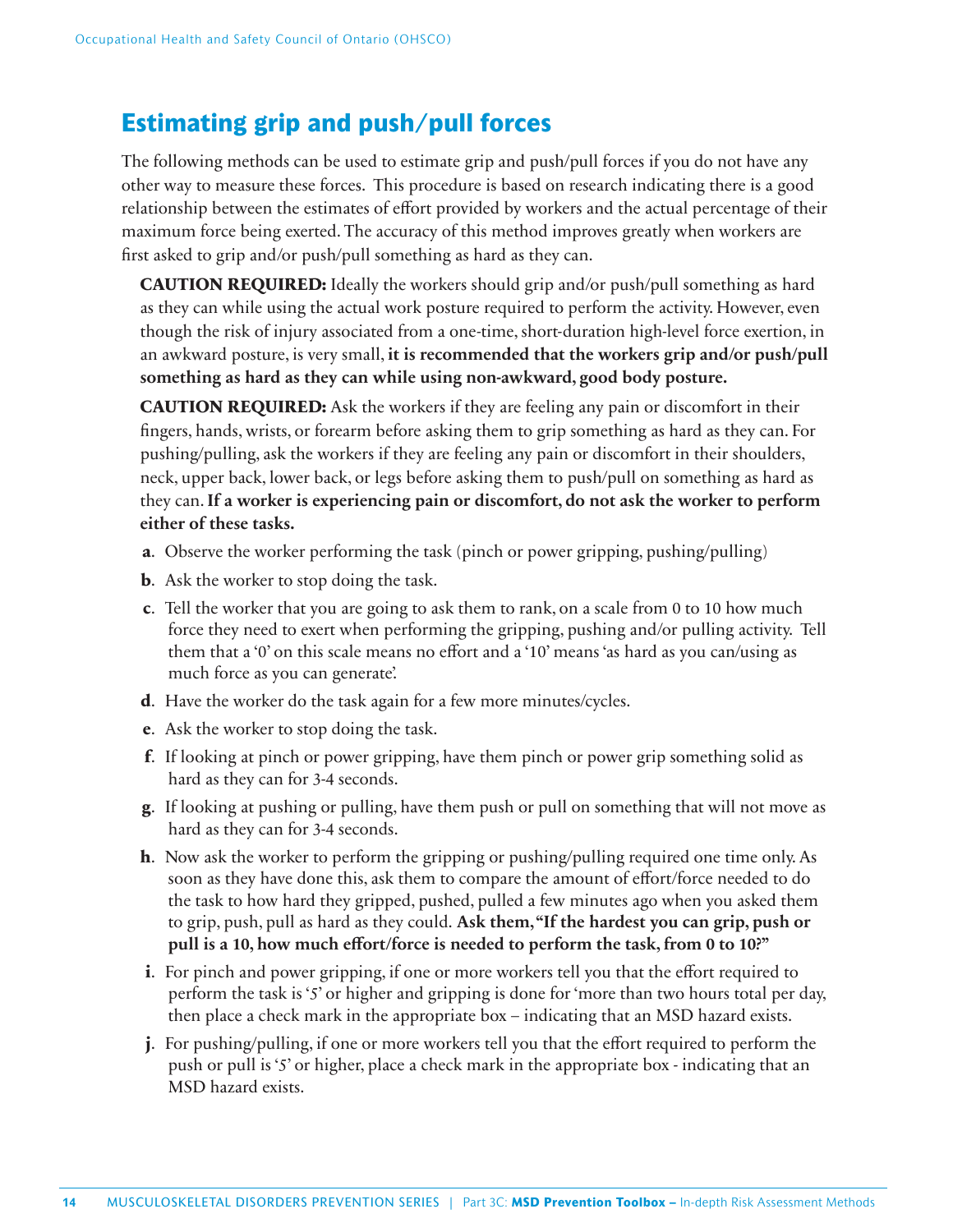## Estimating grip and push/pull forces

The following methods can be used to estimate grip and push/pull forces if you do not have any other way to measure these forces. This procedure is based on research indicating there is a good relationship between the estimates of effort provided by workers and the actual percentage of their maximum force being exerted. The accuracy of this method improves greatly when workers are first asked to grip and/or push/pull something as hard as they can.

**CAUTION REQUIRED:** Ideally the workers should grip and/or push/pull something as hard as they can while using the actual work posture required to perform the activity. However, even though the risk of injury associated from a one-time, short-duration high-level force exertion, in an awkward posture, is very small, **it is recommended that the workers grip and/or push/pull something as hard as they can while using non-awkward, good body posture.**

**CAUTION REQUIRED:** Ask the workers if they are feeling any pain or discomfort in their fingers, hands, wrists, or forearm before asking them to grip something as hard as they can. For pushing/pulling, ask the workers if they are feeling any pain or discomfort in their shoulders, neck, upper back, lower back, or legs before asking them to push/pull on something as hard as they can. **If a worker is experiencing pain or discomfort, do not ask the worker to perform either of these tasks.**

**a**. Observe the worker performing the task (pinch or power gripping, pushing/pulling)

**b**. Ask the worker to stop doing the task.

**c**. Tell the worker that you are going to ask them to rank, on a scale from 0 to 10 how much force they need to exert when performing the gripping, pushing and/or pulling activity. Tell them that a '0' on this scale means no effort and a '10' means 'as hard as you can/using as much force as you can generate'.

**d**. Have the worker do the task again for a few more minutes/cycles.

**e**. Ask the worker to stop doing the task.

**f**. If looking at pinch or power gripping, have them pinch or power grip something solid as hard as they can for 3-4 seconds.

**g**. If looking at pushing or pulling, have them push or pull on something that will not move as hard as they can for 3-4 seconds.

**h**. Now ask the worker to perform the gripping or pushing/pulling required one time only. As soon as they have done this, ask them to compare the amount of effort/force needed to do the task to how hard they gripped, pushed, pulled a few minutes ago when you asked them to grip, push, pull as hard as they could. **Ask them, "If the hardest you can grip, push or pull is a 10, how much effort/force is needed to perform the task, from 0 to 10?"**

**i**. For pinch and power gripping, if one or more workers tell you that the effort required to perform the task is '5' or higher and gripping is done for 'more than two hours total per day, then place a check mark in the appropriate box – indicating that an MSD hazard exists.

**j**. For pushing/pulling, if one or more workers tell you that the effort required to perform the push or pull is '5' or higher, place a check mark in the appropriate box - indicating that an MSD hazard exists.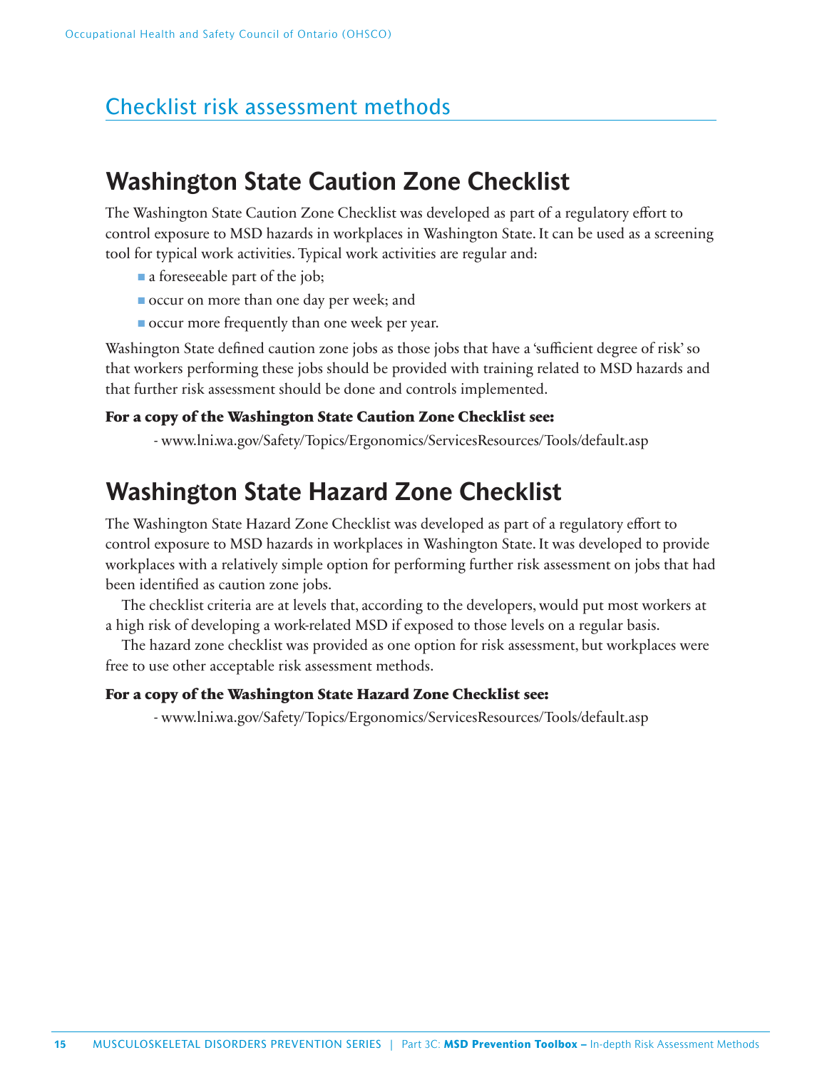## Checklist risk assessment methods

# Washington State Caution Zone Checklist

The Washington State Caution Zone Checklist was developed as part of a regulatory effort to control exposure to MSD hazards in workplaces in Washington State. It can be used as a screening tool for typical work activities. Typical work activities are regular and:

- a foreseeable part of the job;
- occur on more than one day per week; and
- occur more frequently than one week per year.

Washington State defined caution zone jobs as those jobs that have a 'sufficient degree of risk' so that workers performing these jobs should be provided with training related to MSD hazards and that further risk assessment should be done and controls implemented.

**For a copy of the Washington State Caution Zone Checklist see:**

- www.lni.wa.gov/Safety/Topics/Ergonomics/ServicesResources/Tools/default.asp

# Washington State Hazard Zone Checklist

The Washington State Hazard Zone Checklist was developed as part of a regulatory effort to control exposure to MSD hazards in workplaces in Washington State. It was developed to provide workplaces with a relatively simple option for performing further risk assessment on jobs that had been identified as caution zone jobs.

The checklist criteria are at levels that, according to the developers, would put most workers at a high risk of developing a work-related MSD if exposed to those levels on a regular basis.

The hazard zone checklist was provided as one option for risk assessment, but workplaces were free to use other acceptable risk assessment methods.

**For a copy of the Washington State Hazard Zone Checklist see:**

- www.lni.wa.gov/Safety/Topics/Ergonomics/ServicesResources/Tools/default.asp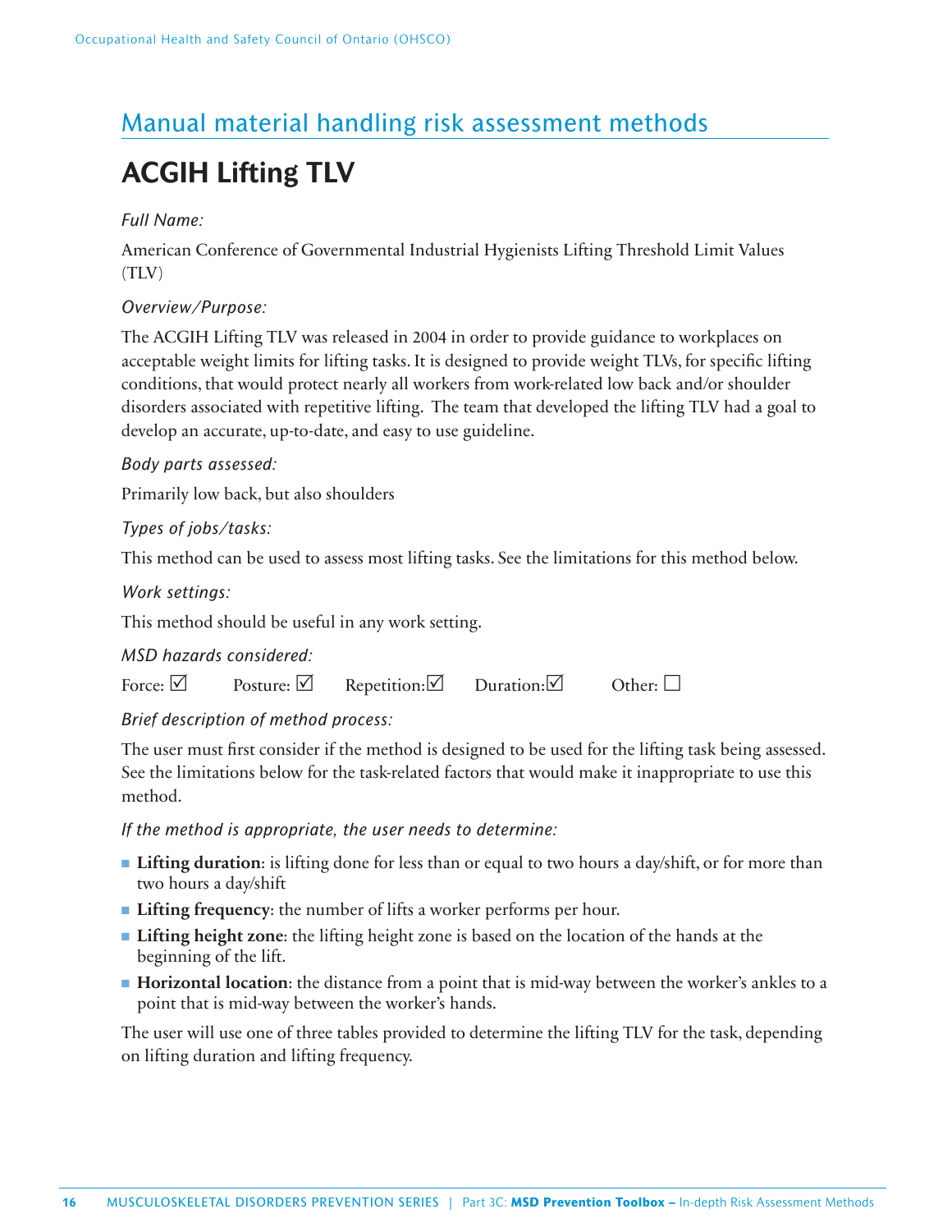## Manual material handling risk assessment methods

# ACGIH Lifting TLV

*Full Name:*

American Conference of Governmental Industrial Hygienists Lifting Threshold Limit Values (TLV)

*Overview/Purpose:*

The ACGIH Lifting TLV was released in 2004 in order to provide guidance to workplaces on acceptable weight limits for lifting tasks. It is designed to provide weight TLVs, for specific lifting conditions, that would protect nearly all workers from work-related low back and/or shoulder disorders associated with repetitive lifting. The team that developed the lifting TLV had a goal to develop an accurate, up-to-date, and easy to use guideline.

*Body parts assessed:*

Primarily low back, but also shoulders

*Types of jobs/tasks:*

This method can be used to assess most lifting tasks. See the limitations for this method below.

*Work settings:*

This method should be useful in any work setting.

*MSD hazards considered:*

Force: ☑ Posture: ☑ Repetition: ☑ Duration: ☑ Other: ☐

*Brief description of method process:*

The user must first consider if the method is designed to be used for the lifting task being assessed. See the limitations below for the task-related factors that would make it inappropriate to use this method.

*If the method is appropriate, the user needs to determine:*

- **Lifting duration**: is lifting done for less than or equal to two hours a day/shift, or for more than two hours a day/shift
- **Lifting frequency**: the number of lifts a worker performs per hour.
- **Lifting height zone**: the lifting height zone is based on the location of the hands at the beginning of the lift.
- **Horizontal location**: the distance from a point that is mid-way between the worker's ankles to a point that is mid-way between the worker's hands.

The user will use one of three tables provided to determine the lifting TLV for the task, depending on lifting duration and lifting frequency.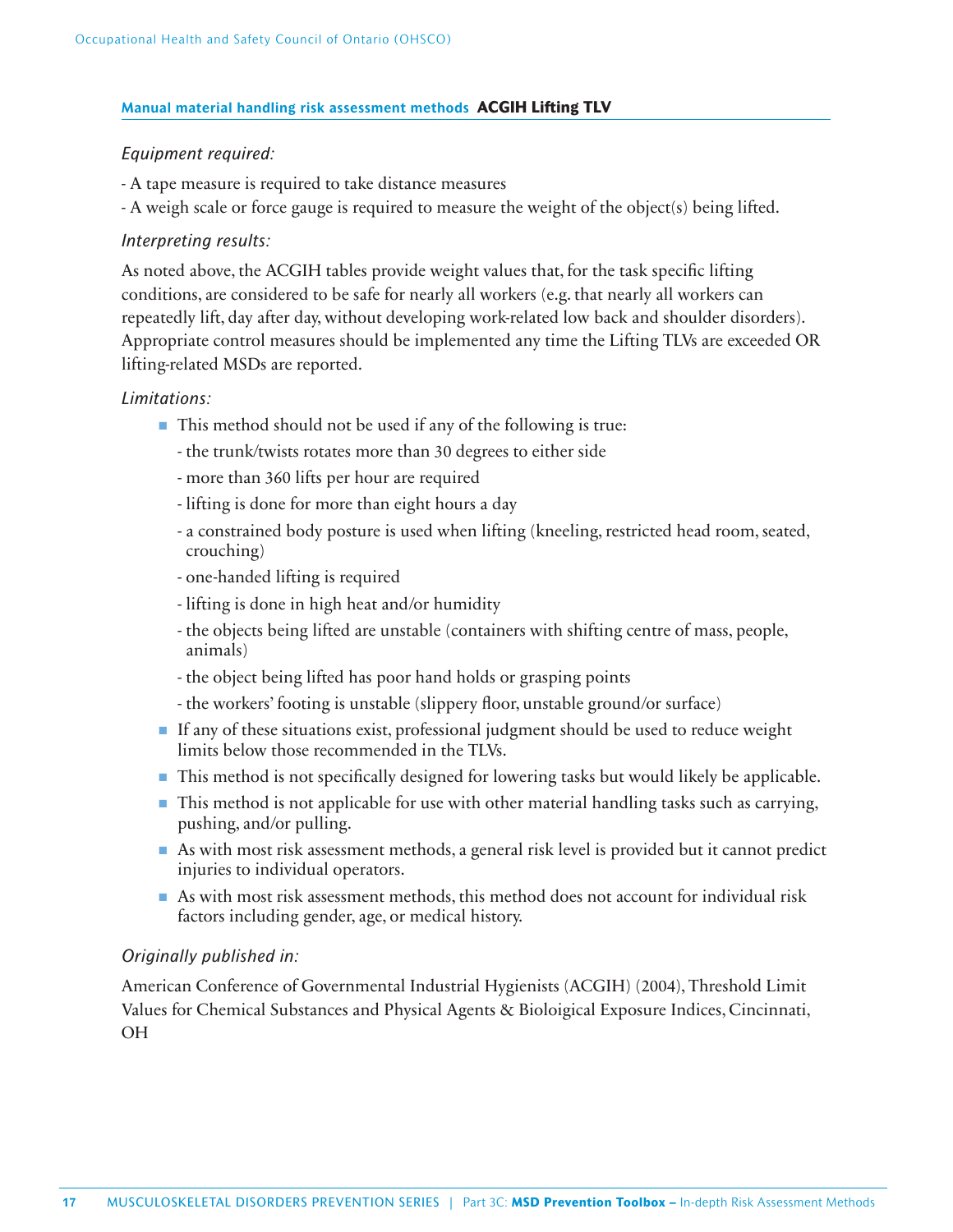**Manual material handling risk assessment methods** **ACGIH Lifting TLV**

*Equipment required:*

- A tape measure is required to take distance measures
- A weigh scale or force gauge is required to measure the weight of the object(s) being lifted.

*Interpreting results:*

As noted above, the ACGIH tables provide weight values that, for the task specific lifting conditions, are considered to be safe for nearly all workers (e.g. that nearly all workers can repeatedly lift, day after day, without developing work-related low back and shoulder disorders). Appropriate control measures should be implemented any time the Lifting TLVs are exceeded OR lifting-related MSDs are reported.

*Limitations:*

- This method should not be used if any of the following is true:
  - the trunk/twists rotates more than 30 degrees to either side
  - more than 360 lifts per hour are required
  - lifting is done for more than eight hours a day
  - a constrained body posture is used when lifting (kneeling, restricted head room, seated, crouching)
  - one-handed lifting is required
  - lifting is done in high heat and/or humidity
  - the objects being lifted are unstable (containers with shifting centre of mass, people, animals)
  - the object being lifted has poor hand holds or grasping points
  - the workers' footing is unstable (slippery floor, unstable ground/or surface)
- If any of these situations exist, professional judgment should be used to reduce weight limits below those recommended in the TLVs.
- This method is not specifically designed for lowering tasks but would likely be applicable.
- This method is not applicable for use with other material handling tasks such as carrying, pushing, and/or pulling.
- As with most risk assessment methods, a general risk level is provided but it cannot predict injuries to individual operators.
- As with most risk assessment methods, this method does not account for individual risk factors including gender, age, or medical history.

*Originally published in:*

American Conference of Governmental Industrial Hygienists (ACGIH) (2004), Threshold Limit Values for Chemical Substances and Physical Agents & Bioloigical Exposure Indices, Cincinnati, OH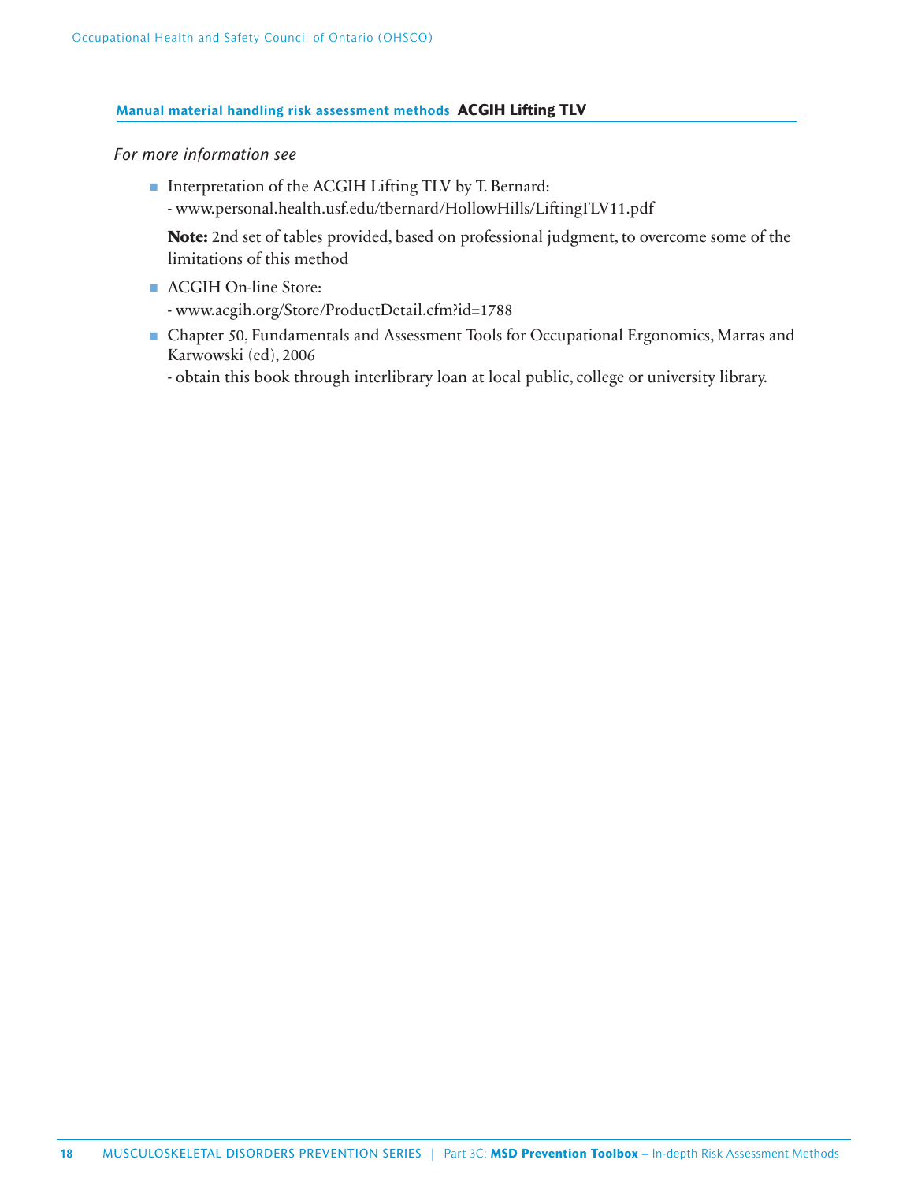## Manual material handling risk assessment methods **ACGIH Lifting TLV**

*For more information see*

- Interpretation of the ACGIH Lifting TLV by T. Bernard:
  - www.personal.health.usf.edu/tbernard/HollowHills/LiftingTLV11.pdf

  **Note:** 2nd set of tables provided, based on professional judgment, to overcome some of the limitations of this method

- ACGIH On-line Store:
  - www.acgih.org/Store/ProductDetail.cfm?id=1788

- Chapter 50, Fundamentals and Assessment Tools for Occupational Ergonomics, Marras and Karwowski (ed), 2006
  - obtain this book through interlibrary loan at local public, college or university library.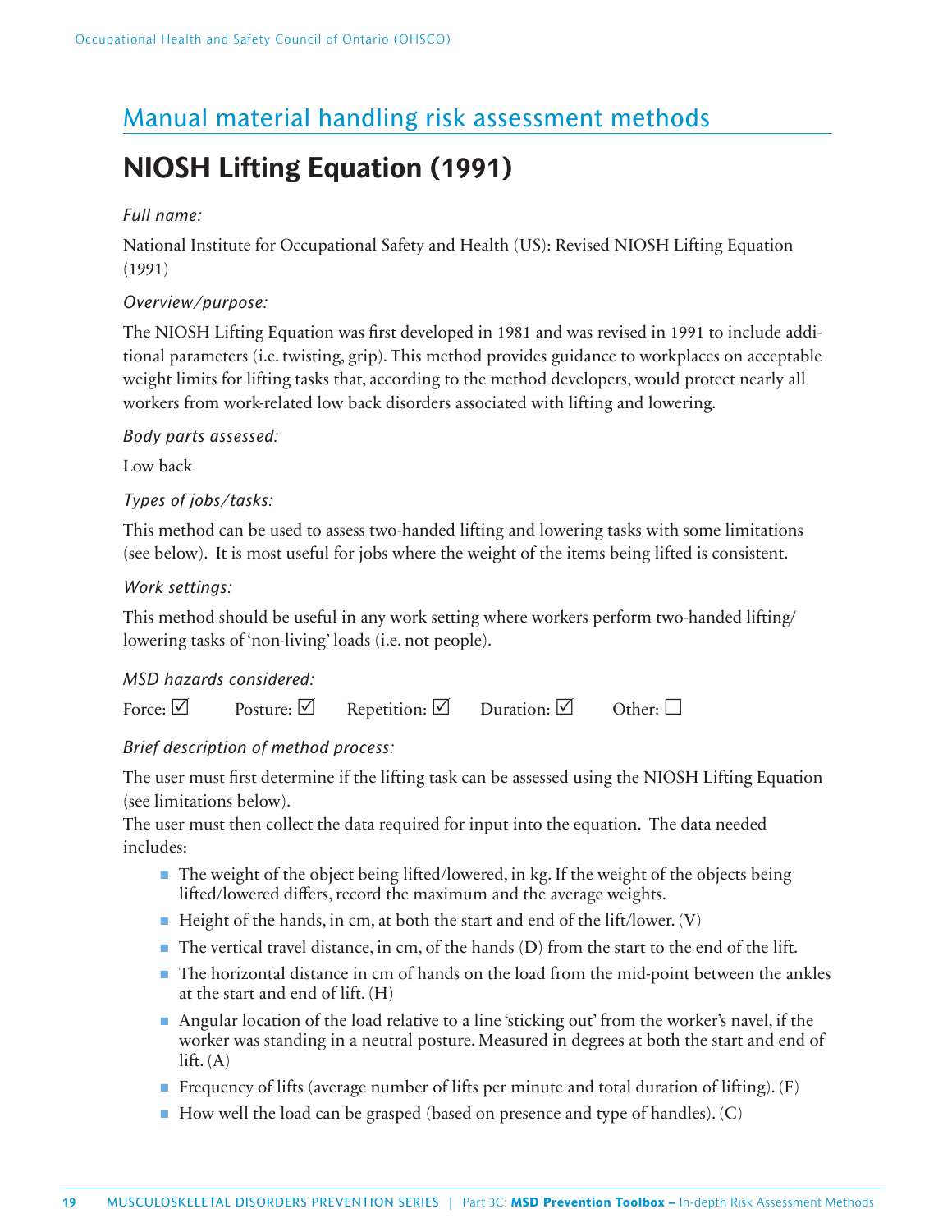## Manual material handling risk assessment methods

# NIOSH Lifting Equation (1991)

*Full name:*

National Institute for Occupational Safety and Health (US): Revised NIOSH Lifting Equation (1991)

*Overview/purpose:*

The NIOSH Lifting Equation was first developed in 1981 and was revised in 1991 to include additional parameters (i.e. twisting, grip). This method provides guidance to workplaces on acceptable weight limits for lifting tasks that, according to the method developers, would protect nearly all workers from work-related low back disorders associated with lifting and lowering.

*Body parts assessed:*

Low back

*Types of jobs/tasks:*

This method can be used to assess two-handed lifting and lowering tasks with some limitations (see below). It is most useful for jobs where the weight of the items being lifted is consistent.

*Work settings:*

This method should be useful in any work setting where workers perform two-handed lifting/lowering tasks of 'non-living' loads (i.e. not people).

*MSD hazards considered:*

Force: ☑ Posture: ☑ Repetition: ☑ Duration: ☑ Other: ☐

*Brief description of method process:*

The user must first determine if the lifting task can be assessed using the NIOSH Lifting Equation (see limitations below).

The user must then collect the data required for input into the equation. The data needed includes:

- The weight of the object being lifted/lowered, in kg. If the weight of the objects being lifted/lowered differs, record the maximum and the average weights.
- Height of the hands, in cm, at both the start and end of the lift/lower. (V)
- The vertical travel distance, in cm, of the hands (D) from the start to the end of the lift.
- The horizontal distance in cm of hands on the load from the mid-point between the ankles at the start and end of lift. (H)
- Angular location of the load relative to a line 'sticking out' from the worker's navel, if the worker was standing in a neutral posture. Measured in degrees at both the start and end of lift. (A)
- Frequency of lifts (average number of lifts per minute and total duration of lifting). (F)
- How well the load can be grasped (based on presence and type of handles). (C)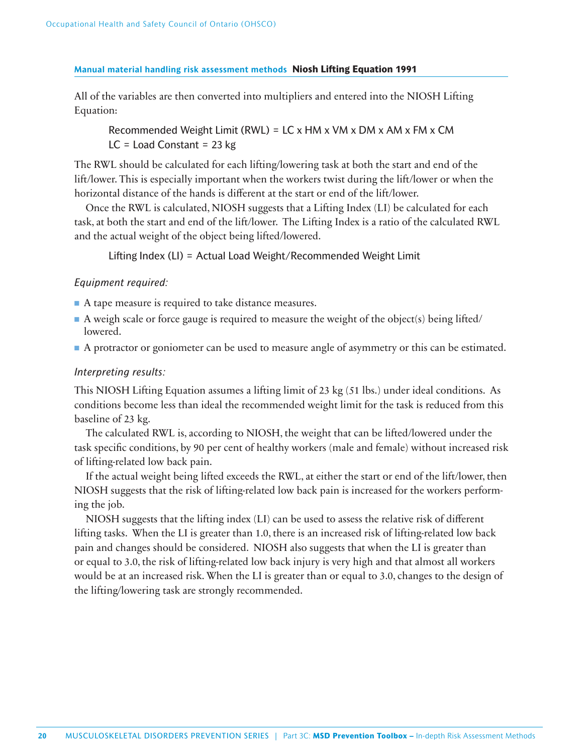**Manual material handling risk assessment methods** **Niosh Lifting Equation 1991**

All of the variables are then converted into multipliers and entered into the NIOSH Lifting Equation:

> Recommended Weight Limit (RWL) = LC x HM x VM x DM x AM x FM x CM
> LC = Load Constant = 23 kg

The RWL should be calculated for each lifting/lowering task at both the start and end of the lift/lower. This is especially important when the workers twist during the lift/lower or when the horizontal distance of the hands is different at the start or end of the lift/lower.

Once the RWL is calculated, NIOSH suggests that a Lifting Index (LI) be calculated for each task, at both the start and end of the lift/lower. The Lifting Index is a ratio of the calculated RWL and the actual weight of the object being lifted/lowered.

> Lifting Index (LI) = Actual Load Weight/Recommended Weight Limit

*Equipment required:*

- A tape measure is required to take distance measures.
- A weigh scale or force gauge is required to measure the weight of the object(s) being lifted/lowered.
- A protractor or goniometer can be used to measure angle of asymmetry or this can be estimated.

*Interpreting results:*

This NIOSH Lifting Equation assumes a lifting limit of 23 kg (51 lbs.) under ideal conditions. As conditions become less than ideal the recommended weight limit for the task is reduced from this baseline of 23 kg.

The calculated RWL is, according to NIOSH, the weight that can be lifted/lowered under the task specific conditions, by 90 per cent of healthy workers (male and female) without increased risk of lifting-related low back pain.

If the actual weight being lifted exceeds the RWL, at either the start or end of the lift/lower, then NIOSH suggests that the risk of lifting-related low back pain is increased for the workers performing the job.

NIOSH suggests that the lifting index (LI) can be used to assess the relative risk of different lifting tasks. When the LI is greater than 1.0, there is an increased risk of lifting-related low back pain and changes should be considered. NIOSH also suggests that when the LI is greater than or equal to 3.0, the risk of lifting-related low back injury is very high and that almost all workers would be at an increased risk. When the LI is greater than or equal to 3.0, changes to the design of the lifting/lowering task are strongly recommended.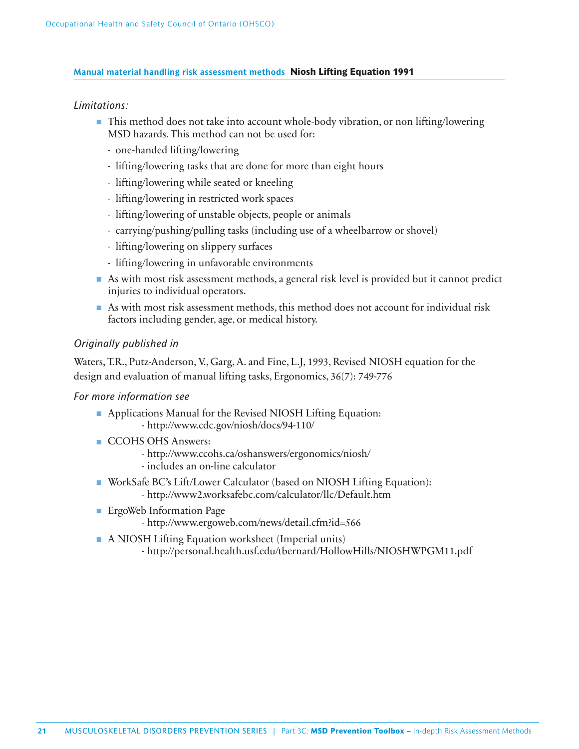**Manual material handling risk assessment methods** **Niosh Lifting Equation 1991**

*Limitations:*

- This method does not take into account whole-body vibration, or non lifting/lowering MSD hazards. This method can not be used for:
  - one-handed lifting/lowering
  - lifting/lowering tasks that are done for more than eight hours
  - lifting/lowering while seated or kneeling
  - lifting/lowering in restricted work spaces
  - lifting/lowering of unstable objects, people or animals
  - carrying/pushing/pulling tasks (including use of a wheelbarrow or shovel)
  - lifting/lowering on slippery surfaces
  - lifting/lowering in unfavorable environments
- As with most risk assessment methods, a general risk level is provided but it cannot predict injuries to individual operators.
- As with most risk assessment methods, this method does not account for individual risk factors including gender, age, or medical history.

*Originally published in*

Waters, T.R., Putz-Anderson, V., Garg, A. and Fine, L.J, 1993, Revised NIOSH equation for the design and evaluation of manual lifting tasks, Ergonomics, 36(7): 749-776

*For more information see*

- Applications Manual for the Revised NIOSH Lifting Equation:
  - http://www.cdc.gov/niosh/docs/94-110/
- CCOHS OHS Answers:
  - http://www.ccohs.ca/oshanswers/ergonomics/niosh/
  - includes an on-line calculator
- WorkSafe BC's Lift/Lower Calculator (based on NIOSH Lifting Equation):
  - http://www2.worksafebc.com/calculator/llc/Default.htm
- ErgoWeb Information Page
  - http://www.ergoweb.com/news/detail.cfm?id=566
- A NIOSH Lifting Equation worksheet (Imperial units)
  - http://personal.health.usf.edu/tbernard/HollowHills/NIOSHWPGM11.pdf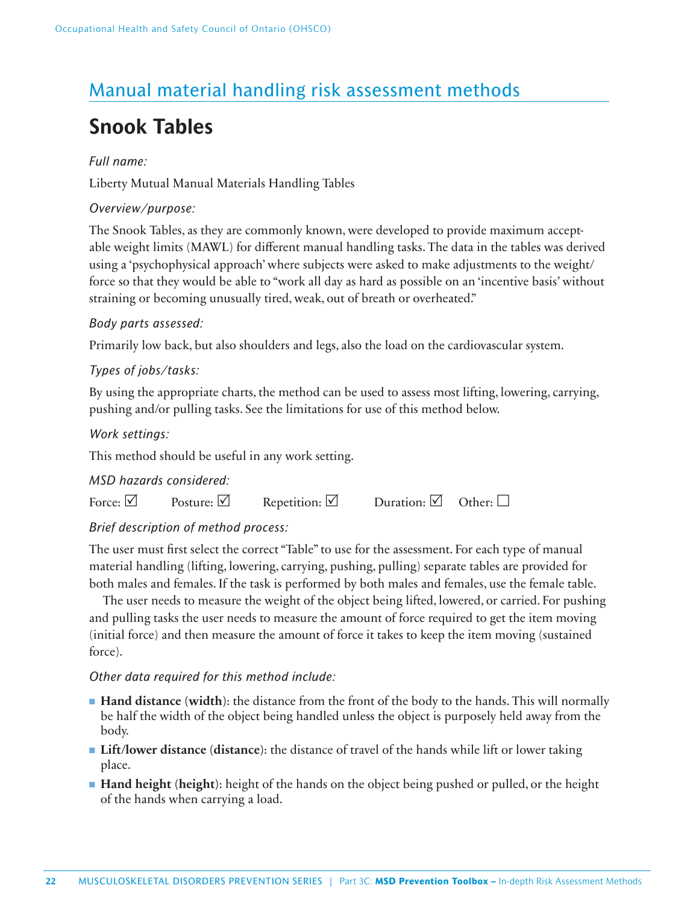## Manual material handling risk assessment methods

# Snook Tables

*Full name:*

Liberty Mutual Manual Materials Handling Tables

*Overview/purpose:*

The Snook Tables, as they are commonly known, were developed to provide maximum acceptable weight limits (MAWL) for different manual handling tasks. The data in the tables was derived using a 'psychophysical approach' where subjects were asked to make adjustments to the weight/force so that they would be able to "work all day as hard as possible on an 'incentive basis' without straining or becoming unusually tired, weak, out of breath or overheated."

*Body parts assessed:*

Primarily low back, but also shoulders and legs, also the load on the cardiovascular system.

*Types of jobs/tasks:*

By using the appropriate charts, the method can be used to assess most lifting, lowering, carrying, pushing and/or pulling tasks. See the limitations for use of this method below.

*Work settings:*

This method should be useful in any work setting.

*MSD hazards considered:*

Force: ☑ Posture: ☑ Repetition: ☑ Duration: ☑ Other: ☐

*Brief description of method process:*

The user must first select the correct "Table" to use for the assessment. For each type of manual material handling (lifting, lowering, carrying, pushing, pulling) separate tables are provided for both males and females. If the task is performed by both males and females, use the female table.

The user needs to measure the weight of the object being lifted, lowered, or carried. For pushing and pulling tasks the user needs to measure the amount of force required to get the item moving (initial force) and then measure the amount of force it takes to keep the item moving (sustained force).

*Other data required for this method include:*

- **Hand distance** (**width**): the distance from the front of the body to the hands. This will normally be half the width of the object being handled unless the object is purposely held away from the body.
- **Lift/lower distance** (**distance**): the distance of travel of the hands while lift or lower taking place.
- **Hand height** (**height**): height of the hands on the object being pushed or pulled, or the height of the hands when carrying a load.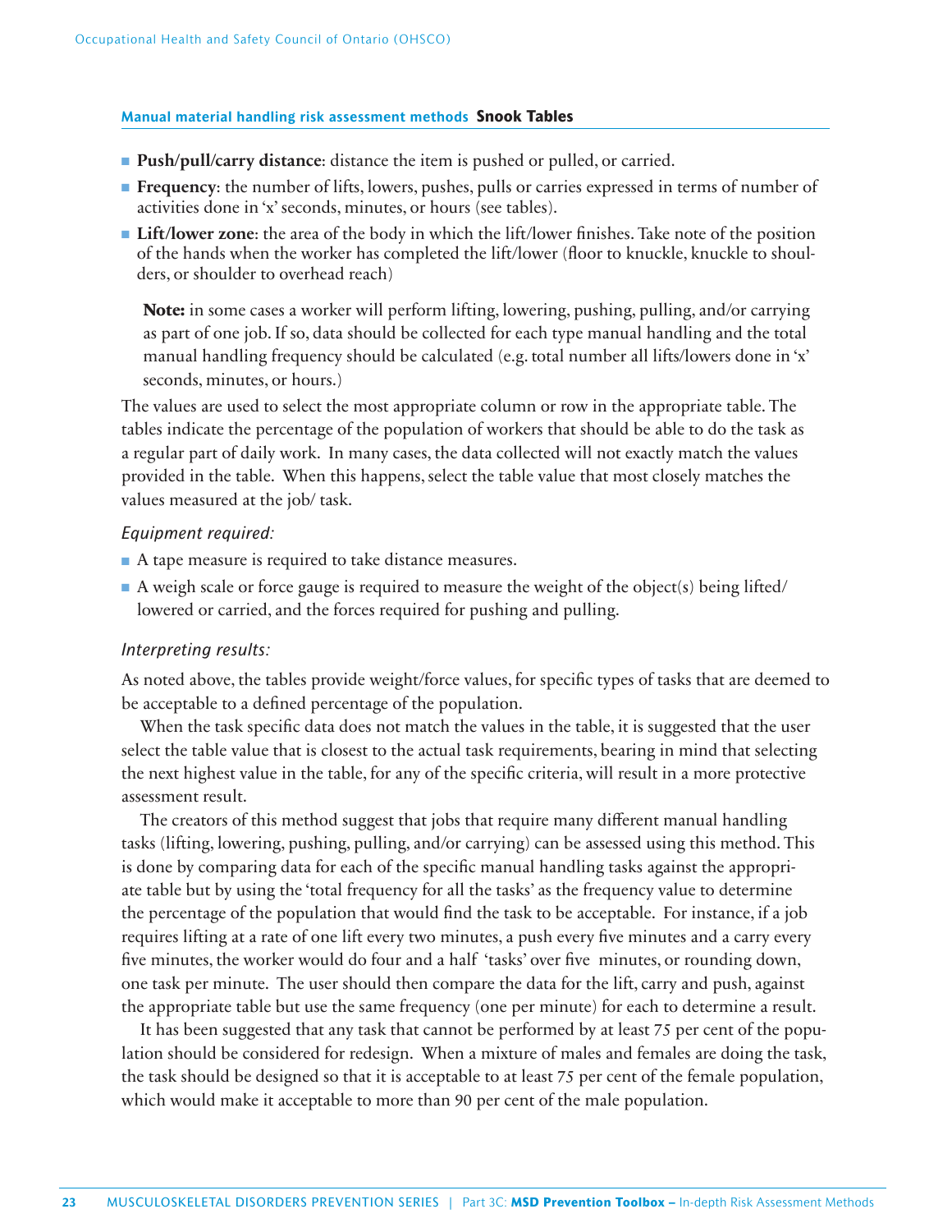## Manual material handling risk assessment methods **Snook Tables**

- **Push/pull/carry distance**: distance the item is pushed or pulled, or carried.
- **Frequency**: the number of lifts, lowers, pushes, pulls or carries expressed in terms of number of activities done in 'x' seconds, minutes, or hours (see tables).
- **Lift/lower zone**: the area of the body in which the lift/lower finishes. Take note of the position of the hands when the worker has completed the lift/lower (floor to knuckle, knuckle to shoulders, or shoulder to overhead reach)

  **Note:** in some cases a worker will perform lifting, lowering, pushing, pulling, and/or carrying as part of one job. If so, data should be collected for each type manual handling and the total manual handling frequency should be calculated (e.g. total number all lifts/lowers done in 'x' seconds, minutes, or hours.)

The values are used to select the most appropriate column or row in the appropriate table. The tables indicate the percentage of the population of workers that should be able to do the task as a regular part of daily work. In many cases, the data collected will not exactly match the values provided in the table. When this happens, select the table value that most closely matches the values measured at the job/ task.

*Equipment required:*

- A tape measure is required to take distance measures.
- A weigh scale or force gauge is required to measure the weight of the object(s) being lifted/ lowered or carried, and the forces required for pushing and pulling.

*Interpreting results:*

As noted above, the tables provide weight/force values, for specific types of tasks that are deemed to be acceptable to a defined percentage of the population.

When the task specific data does not match the values in the table, it is suggested that the user select the table value that is closest to the actual task requirements, bearing in mind that selecting the next highest value in the table, for any of the specific criteria, will result in a more protective assessment result.

The creators of this method suggest that jobs that require many different manual handling tasks (lifting, lowering, pushing, pulling, and/or carrying) can be assessed using this method. This is done by comparing data for each of the specific manual handling tasks against the appropriate table but by using the 'total frequency for all the tasks' as the frequency value to determine the percentage of the population that would find the task to be acceptable. For instance, if a job requires lifting at a rate of one lift every two minutes, a push every five minutes and a carry every five minutes, the worker would do four and a half 'tasks' over five minutes, or rounding down, one task per minute. The user should then compare the data for the lift, carry and push, against the appropriate table but use the same frequency (one per minute) for each to determine a result.

It has been suggested that any task that cannot be performed by at least 75 per cent of the population should be considered for redesign. When a mixture of males and females are doing the task, the task should be designed so that it is acceptable to at least 75 per cent of the female population, which would make it acceptable to more than 90 per cent of the male population.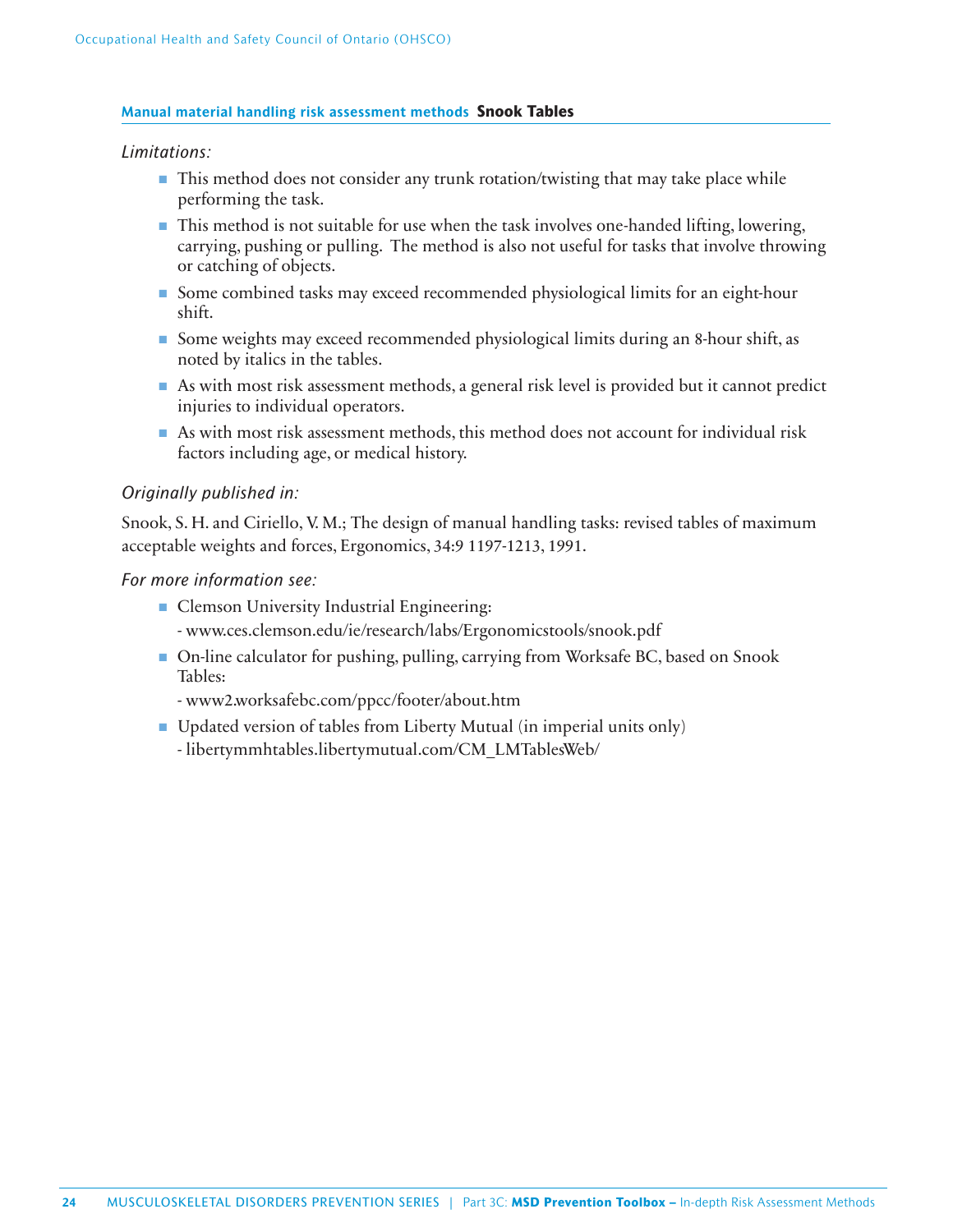**Manual material handling risk assessment methods** **Snook Tables**

*Limitations:*

- This method does not consider any trunk rotation/twisting that may take place while performing the task.
- This method is not suitable for use when the task involves one-handed lifting, lowering, carrying, pushing or pulling. The method is also not useful for tasks that involve throwing or catching of objects.
- Some combined tasks may exceed recommended physiological limits for an eight-hour shift.
- Some weights may exceed recommended physiological limits during an 8-hour shift, as noted by italics in the tables.
- As with most risk assessment methods, a general risk level is provided but it cannot predict injuries to individual operators.
- As with most risk assessment methods, this method does not account for individual risk factors including age, or medical history.

*Originally published in:*

Snook, S. H. and Ciriello, V. M.; The design of manual handling tasks: revised tables of maximum acceptable weights and forces, Ergonomics, 34:9 1197-1213, 1991.

*For more information see:*

- Clemson University Industrial Engineering:
  - www.ces.clemson.edu/ie/research/labs/Ergonomicstools/snook.pdf
- On-line calculator for pushing, pulling, carrying from Worksafe BC, based on Snook Tables:
  - www2.worksafebc.com/ppcc/footer/about.htm
- Updated version of tables from Liberty Mutual (in imperial units only)
  - libertymmhtables.libertymutual.com/CM_LMTablesWeb/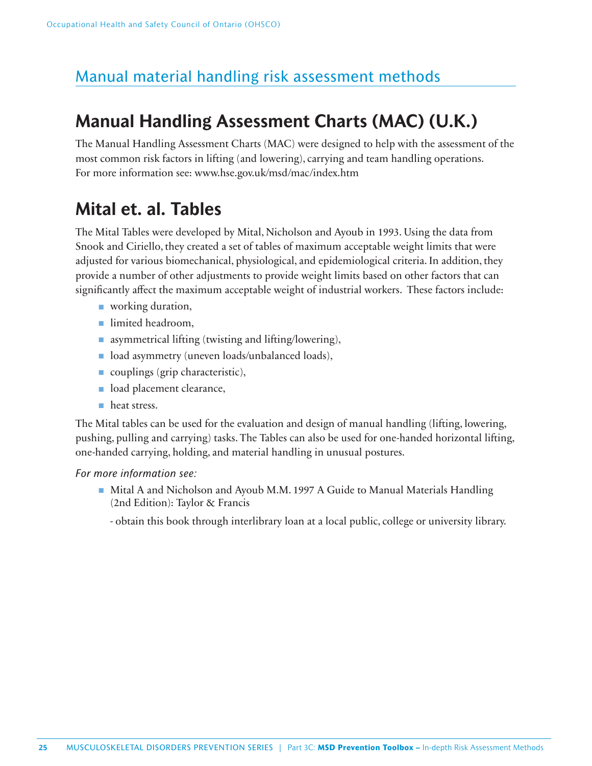## Manual material handling risk assessment methods

# Manual Handling Assessment Charts (MAC) (U.K.)

The Manual Handling Assessment Charts (MAC) were designed to help with the assessment of the most common risk factors in lifting (and lowering), carrying and team handling operations.
For more information see: www.hse.gov.uk/msd/mac/index.htm

# Mital et. al. Tables

The Mital Tables were developed by Mital, Nicholson and Ayoub in 1993. Using the data from Snook and Ciriello, they created a set of tables of maximum acceptable weight limits that were adjusted for various biomechanical, physiological, and epidemiological criteria. In addition, they provide a number of other adjustments to provide weight limits based on other factors that can significantly affect the maximum acceptable weight of industrial workers. These factors include:

- working duration,
- limited headroom,
- asymmetrical lifting (twisting and lifting/lowering),
- load asymmetry (uneven loads/unbalanced loads),
- couplings (grip characteristic),
- load placement clearance,
- heat stress.

The Mital tables can be used for the evaluation and design of manual handling (lifting, lowering, pushing, pulling and carrying) tasks. The Tables can also be used for one-handed horizontal lifting, one-handed carrying, holding, and material handling in unusual postures.

*For more information see:*

- Mital A and Nicholson and Ayoub M.M. 1997 A Guide to Manual Materials Handling (2nd Edition): Taylor & Francis

  - obtain this book through interlibrary loan at a local public, college or university library.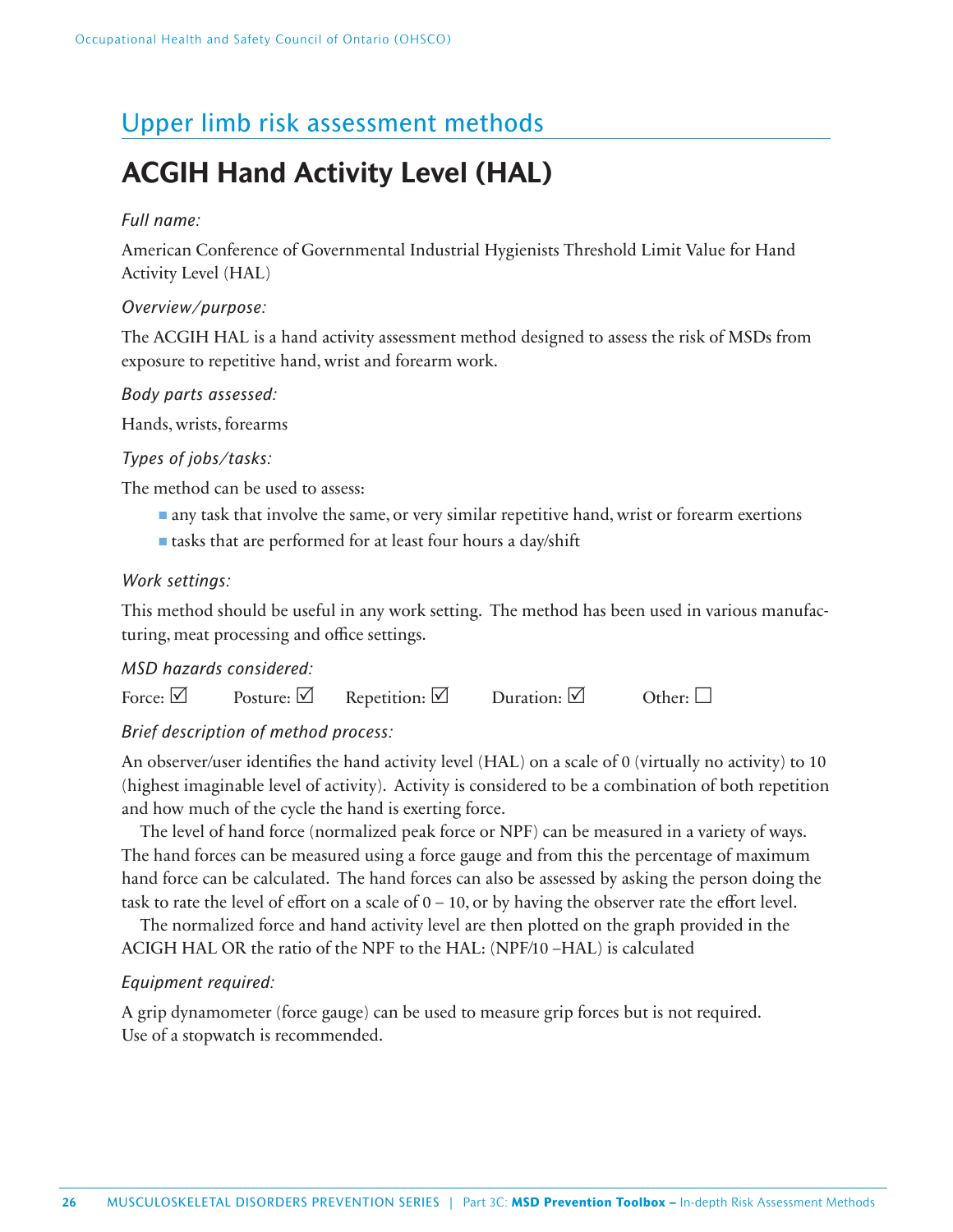## Upper limb risk assessment methods

# ACGIH Hand Activity Level (HAL)

*Full name:*

American Conference of Governmental Industrial Hygienists Threshold Limit Value for Hand Activity Level (HAL)

*Overview/purpose:*

The ACGIH HAL is a hand activity assessment method designed to assess the risk of MSDs from exposure to repetitive hand, wrist and forearm work.

*Body parts assessed:*

Hands, wrists, forearms

*Types of jobs/tasks:*

The method can be used to assess:

- any task that involve the same, or very similar repetitive hand, wrist or forearm exertions
- tasks that are performed for at least four hours a day/shift

*Work settings:*

This method should be useful in any work setting. The method has been used in various manufacturing, meat processing and office settings.

*MSD hazards considered:*

Force: ☑ Posture: ☑ Repetition: ☑ Duration: ☑ Other: ☐

*Brief description of method process:*

An observer/user identifies the hand activity level (HAL) on a scale of 0 (virtually no activity) to 10 (highest imaginable level of activity). Activity is considered to be a combination of both repetition and how much of the cycle the hand is exerting force.

The level of hand force (normalized peak force or NPF) can be measured in a variety of ways. The hand forces can be measured using a force gauge and from this the percentage of maximum hand force can be calculated. The hand forces can also be assessed by asking the person doing the task to rate the level of effort on a scale of 0 – 10, or by having the observer rate the effort level.

The normalized force and hand activity level are then plotted on the graph provided in the ACIGH HAL OR the ratio of the NPF to the HAL: (NPF/10 –HAL) is calculated

*Equipment required:*

A grip dynamometer (force gauge) can be used to measure grip forces but is not required. Use of a stopwatch is recommended.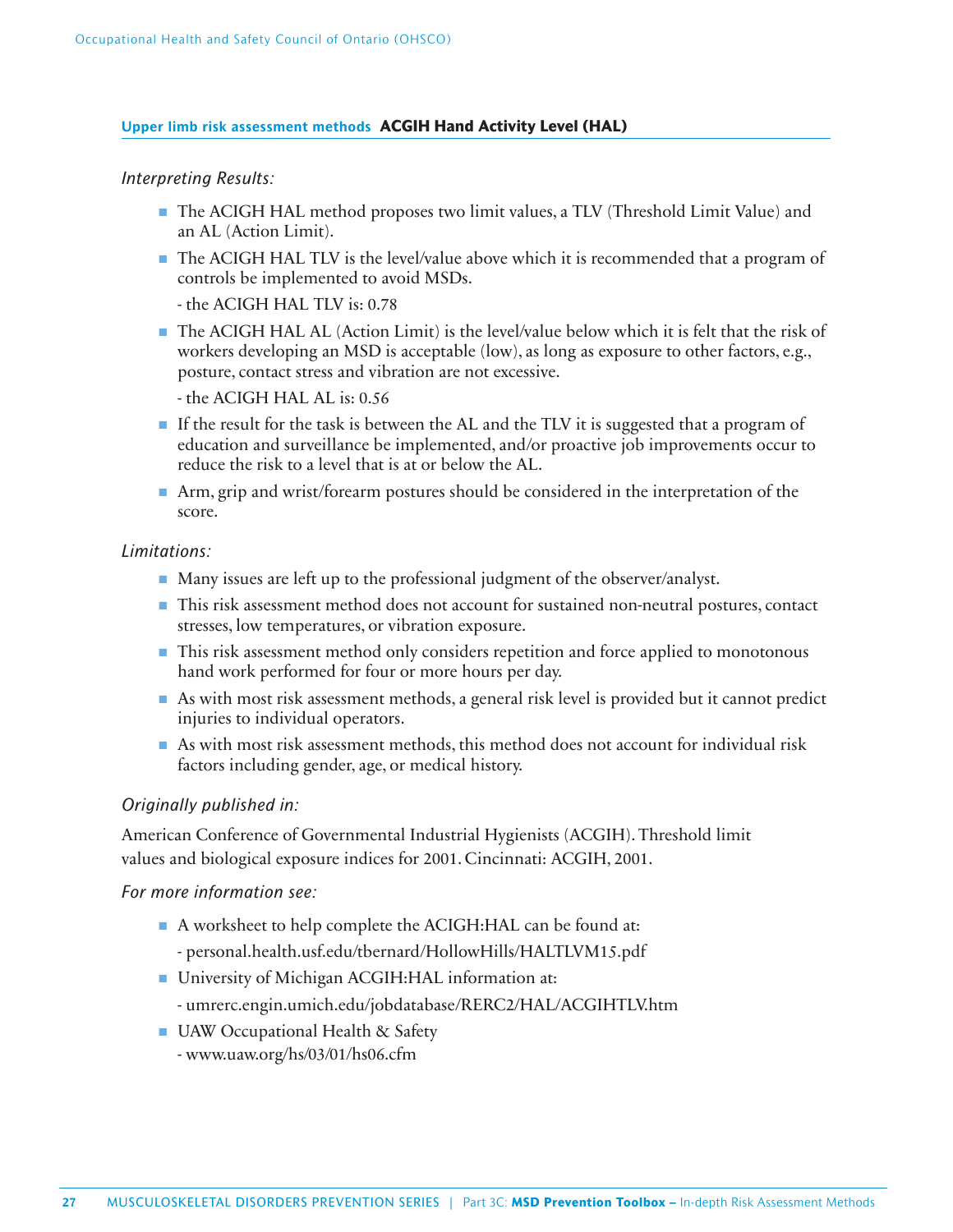**Upper limb risk assessment methods ACGIH Hand Activity Level (HAL)**

*Interpreting Results:*

- The ACIGH HAL method proposes two limit values, a TLV (Threshold Limit Value) and an AL (Action Limit).
- The ACIGH HAL TLV is the level/value above which it is recommended that a program of controls be implemented to avoid MSDs.

  - the ACIGH HAL TLV is: 0.78
- The ACIGH HAL AL (Action Limit) is the level/value below which it is felt that the risk of workers developing an MSD is acceptable (low), as long as exposure to other factors, e.g., posture, contact stress and vibration are not excessive.

  - the ACIGH HAL AL is: 0.56
- If the result for the task is between the AL and the TLV it is suggested that a program of education and surveillance be implemented, and/or proactive job improvements occur to reduce the risk to a level that is at or below the AL.
- Arm, grip and wrist/forearm postures should be considered in the interpretation of the score.

*Limitations:*

- Many issues are left up to the professional judgment of the observer/analyst.
- This risk assessment method does not account for sustained non-neutral postures, contact stresses, low temperatures, or vibration exposure.
- This risk assessment method only considers repetition and force applied to monotonous hand work performed for four or more hours per day.
- As with most risk assessment methods, a general risk level is provided but it cannot predict injuries to individual operators.
- As with most risk assessment methods, this method does not account for individual risk factors including gender, age, or medical history.

*Originally published in:*

American Conference of Governmental Industrial Hygienists (ACGIH). Threshold limit values and biological exposure indices for 2001. Cincinnati: ACGIH, 2001.

*For more information see:*

- A worksheet to help complete the ACIGH:HAL can be found at:

  - personal.health.usf.edu/tbernard/HollowHills/HALTLVM15.pdf
- University of Michigan ACGIH:HAL information at:

  - umrerc.engin.umich.edu/jobdatabase/RERC2/HAL/ACGIHTLV.htm
- UAW Occupational Health & Safety

  - www.uaw.org/hs/03/01/hs06.cfm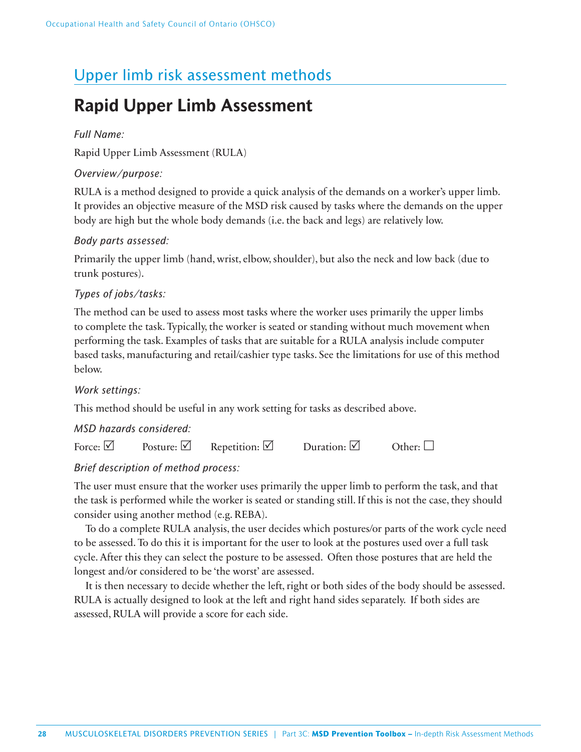## Upper limb risk assessment methods

# Rapid Upper Limb Assessment

*Full Name:*

Rapid Upper Limb Assessment (RULA)

*Overview/purpose:*

RULA is a method designed to provide a quick analysis of the demands on a worker's upper limb. It provides an objective measure of the MSD risk caused by tasks where the demands on the upper body are high but the whole body demands (i.e. the back and legs) are relatively low.

*Body parts assessed:*

Primarily the upper limb (hand, wrist, elbow, shoulder), but also the neck and low back (due to trunk postures).

*Types of jobs/tasks:*

The method can be used to assess most tasks where the worker uses primarily the upper limbs to complete the task. Typically, the worker is seated or standing without much movement when performing the task. Examples of tasks that are suitable for a RULA analysis include computer based tasks, manufacturing and retail/cashier type tasks. See the limitations for use of this method below.

*Work settings:*

This method should be useful in any work setting for tasks as described above.

*MSD hazards considered:*

Force: ☑ Posture: ☑ Repetition: ☑ Duration: ☑ Other: ☐

*Brief description of method process:*

The user must ensure that the worker uses primarily the upper limb to perform the task, and that the task is performed while the worker is seated or standing still. If this is not the case, they should consider using another method (e.g. REBA).

To do a complete RULA analysis, the user decides which postures/or parts of the work cycle need to be assessed. To do this it is important for the user to look at the postures used over a full task cycle. After this they can select the posture to be assessed. Often those postures that are held the longest and/or considered to be 'the worst' are assessed.

It is then necessary to decide whether the left, right or both sides of the body should be assessed. RULA is actually designed to look at the left and right hand sides separately. If both sides are assessed, RULA will provide a score for each side.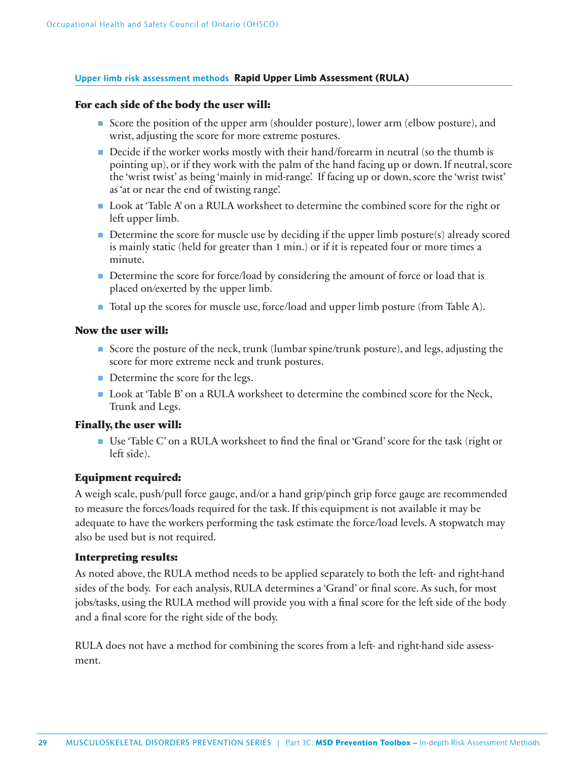**Upper limb risk assessment methods** **Rapid Upper Limb Assessment (RULA)**

### For each side of the body the user will:

- Score the position of the upper arm (shoulder posture), lower arm (elbow posture), and wrist, adjusting the score for more extreme postures.
- Decide if the worker works mostly with their hand/forearm in neutral (so the thumb is pointing up), or if they work with the palm of the hand facing up or down. If neutral, score the 'wrist twist' as being 'mainly in mid-range'. If facing up or down, score the 'wrist twist' as 'at or near the end of twisting range'.
- Look at 'Table A' on a RULA worksheet to determine the combined score for the right or left upper limb.
- Determine the score for muscle use by deciding if the upper limb posture(s) already scored is mainly static (held for greater than 1 min.) or if it is repeated four or more times a minute.
- Determine the score for force/load by considering the amount of force or load that is placed on/exerted by the upper limb.
- Total up the scores for muscle use, force/load and upper limb posture (from Table A).

### Now the user will:

- Score the posture of the neck, trunk (lumbar spine/trunk posture), and legs, adjusting the score for more extreme neck and trunk postures.
- Determine the score for the legs.
- Look at 'Table B' on a RULA worksheet to determine the combined score for the Neck, Trunk and Legs.

### Finally, the user will:

- Use 'Table C' on a RULA worksheet to find the final or 'Grand' score for the task (right or left side).

### Equipment required:

A weigh scale, push/pull force gauge, and/or a hand grip/pinch grip force gauge are recommended to measure the forces/loads required for the task. If this equipment is not available it may be adequate to have the workers performing the task estimate the force/load levels. A stopwatch may also be used but is not required.

### Interpreting results:

As noted above, the RULA method needs to be applied separately to both the left- and right-hand sides of the body. For each analysis, RULA determines a 'Grand' or final score. As such, for most jobs/tasks, using the RULA method will provide you with a final score for the left side of the body and a final score for the right side of the body.

RULA does not have a method for combining the scores from a left- and right-hand side assessment.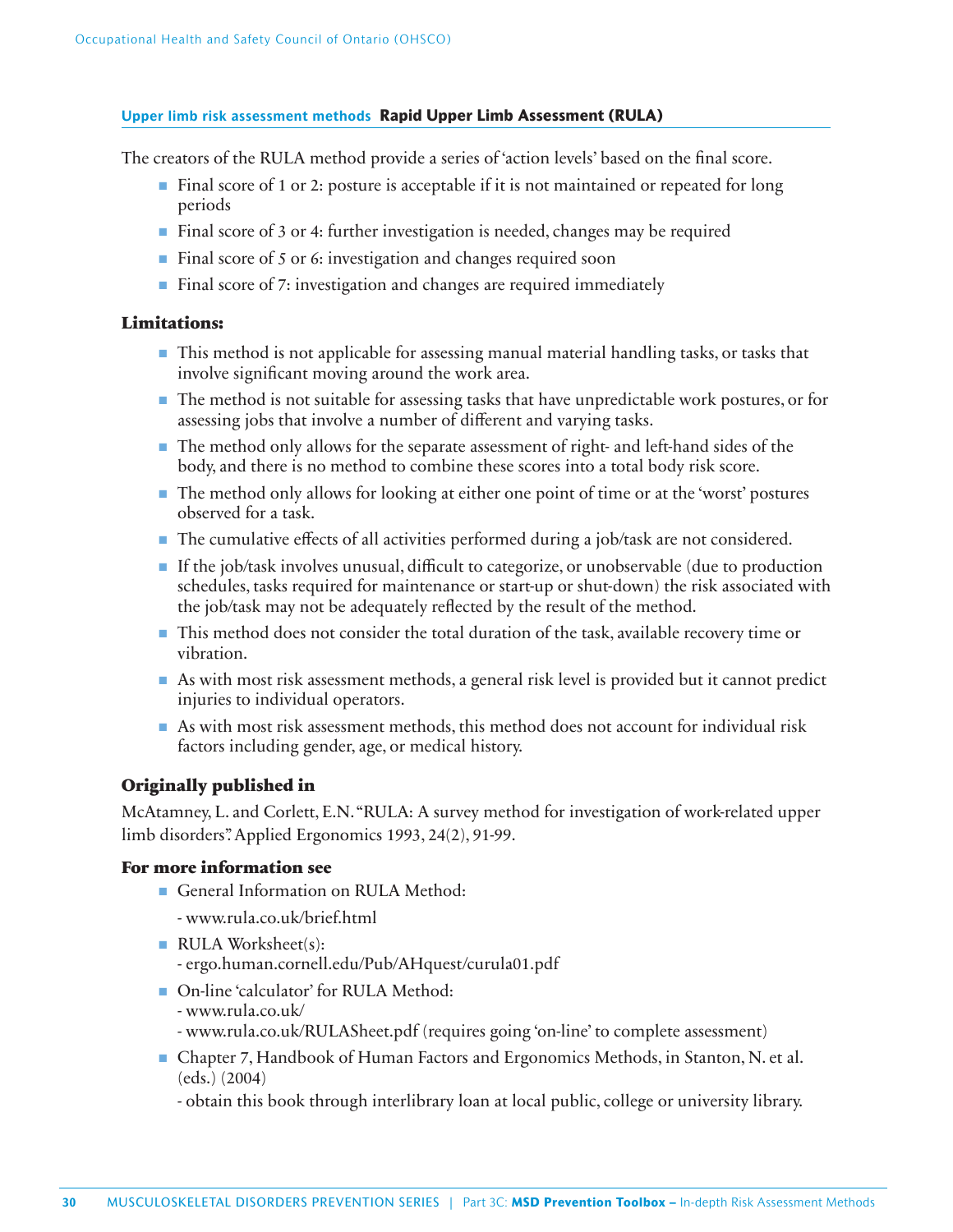## Upper limb risk assessment methods **Rapid Upper Limb Assessment (RULA)**

The creators of the RULA method provide a series of 'action levels' based on the final score.

- Final score of 1 or 2: posture is acceptable if it is not maintained or repeated for long periods
- Final score of 3 or 4: further investigation is needed, changes may be required
- Final score of 5 or 6: investigation and changes required soon
- Final score of 7: investigation and changes are required immediately

### Limitations:

- This method is not applicable for assessing manual material handling tasks, or tasks that involve significant moving around the work area.
- The method is not suitable for assessing tasks that have unpredictable work postures, or for assessing jobs that involve a number of different and varying tasks.
- The method only allows for the separate assessment of right- and left-hand sides of the body, and there is no method to combine these scores into a total body risk score.
- The method only allows for looking at either one point of time or at the 'worst' postures observed for a task.
- The cumulative effects of all activities performed during a job/task are not considered.
- If the job/task involves unusual, difficult to categorize, or unobservable (due to production schedules, tasks required for maintenance or start-up or shut-down) the risk associated with the job/task may not be adequately reflected by the result of the method.
- This method does not consider the total duration of the task, available recovery time or vibration.
- As with most risk assessment methods, a general risk level is provided but it cannot predict injuries to individual operators.
- As with most risk assessment methods, this method does not account for individual risk factors including gender, age, or medical history.

### Originally published in

McAtamney, L. and Corlett, E.N. "RULA: A survey method for investigation of work-related upper limb disorders". Applied Ergonomics 1993, 24(2), 91-99.

### For more information see

- General Information on RULA Method:

  - www.rula.co.uk/brief.html
- RULA Worksheet(s):
  - ergo.human.cornell.edu/Pub/AHquest/curula01.pdf
- On-line 'calculator' for RULA Method:
  - www.rula.co.uk/
  - www.rula.co.uk/RULASheet.pdf (requires going 'on-line' to complete assessment)
- Chapter 7, Handbook of Human Factors and Ergonomics Methods, in Stanton, N. et al. (eds.) (2004)
  - obtain this book through interlibrary loan at local public, college or university library.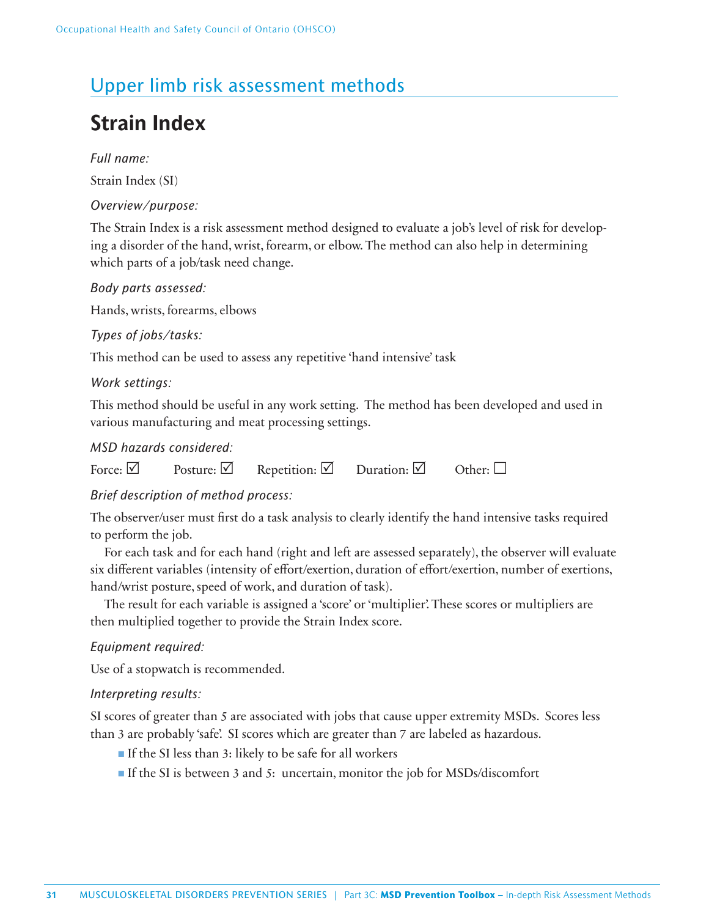## Upper limb risk assessment methods

# Strain Index

*Full name:*

Strain Index (SI)

*Overview/purpose:*

The Strain Index is a risk assessment method designed to evaluate a job's level of risk for developing a disorder of the hand, wrist, forearm, or elbow. The method can also help in determining which parts of a job/task need change.

*Body parts assessed:*

Hands, wrists, forearms, elbows

*Types of jobs/tasks:*

This method can be used to assess any repetitive 'hand intensive' task

*Work settings:*

This method should be useful in any work setting. The method has been developed and used in various manufacturing and meat processing settings.

*MSD hazards considered:*

Force: ☑ Posture: ☑ Repetition: ☑ Duration: ☑ Other: ☐

*Brief description of method process:*

The observer/user must first do a task analysis to clearly identify the hand intensive tasks required to perform the job.

For each task and for each hand (right and left are assessed separately), the observer will evaluate six different variables (intensity of effort/exertion, duration of effort/exertion, number of exertions, hand/wrist posture, speed of work, and duration of task).

The result for each variable is assigned a 'score' or 'multiplier'. These scores or multipliers are then multiplied together to provide the Strain Index score.

*Equipment required:*

Use of a stopwatch is recommended.

*Interpreting results:*

SI scores of greater than 5 are associated with jobs that cause upper extremity MSDs. Scores less than 3 are probably 'safe'. SI scores which are greater than 7 are labeled as hazardous.

- If the SI less than 3: likely to be safe for all workers
- If the SI is between 3 and 5: uncertain, monitor the job for MSDs/discomfort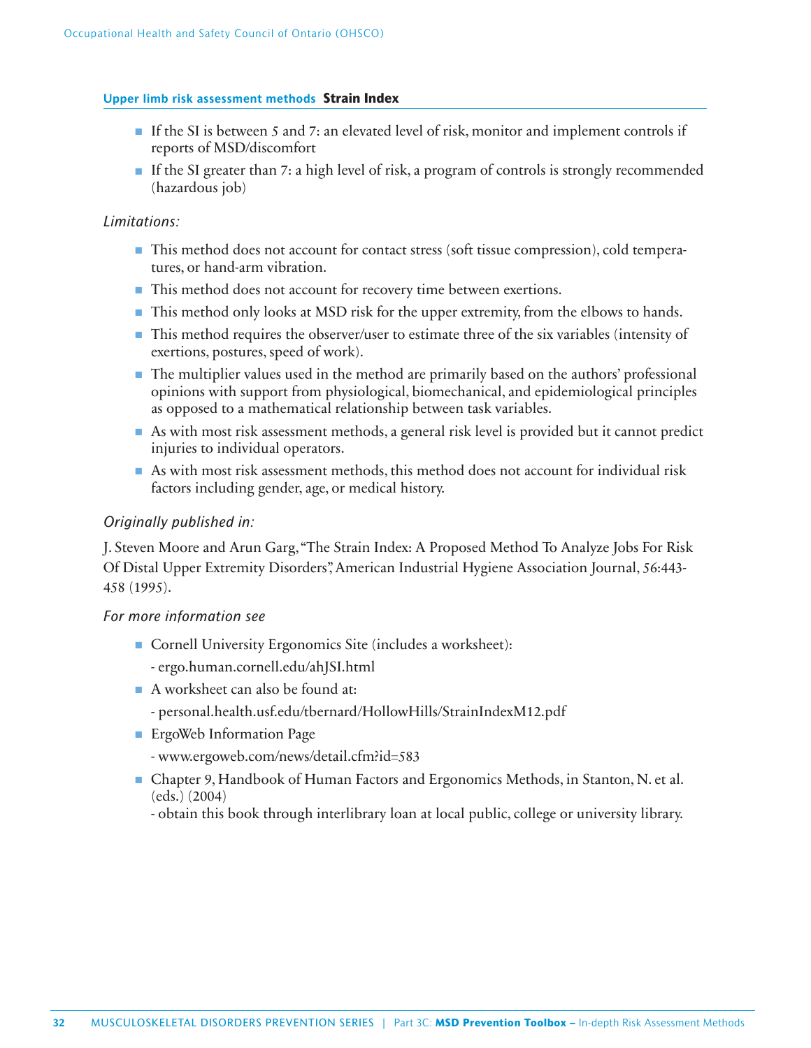- If the SI is between 5 and 7: an elevated level of risk, monitor and implement controls if reports of MSD/discomfort
- If the SI greater than 7: a high level of risk, a program of controls is strongly recommended (hazardous job)

*Limitations:*

- This method does not account for contact stress (soft tissue compression), cold temperatures, or hand-arm vibration.
- This method does not account for recovery time between exertions.
- This method only looks at MSD risk for the upper extremity, from the elbows to hands.
- This method requires the observer/user to estimate three of the six variables (intensity of exertions, postures, speed of work).
- The multiplier values used in the method are primarily based on the authors' professional opinions with support from physiological, biomechanical, and epidemiological principles as opposed to a mathematical relationship between task variables.
- As with most risk assessment methods, a general risk level is provided but it cannot predict injuries to individual operators.
- As with most risk assessment methods, this method does not account for individual risk factors including gender, age, or medical history.

*Originally published in:*

J. Steven Moore and Arun Garg, "The Strain Index: A Proposed Method To Analyze Jobs For Risk Of Distal Upper Extremity Disorders", American Industrial Hygiene Association Journal, 56:443-458 (1995).

*For more information see*

- Cornell University Ergonomics Site (includes a worksheet):
  - ergo.human.cornell.edu/ahJSI.html
- A worksheet can also be found at:
  - personal.health.usf.edu/tbernard/HollowHills/StrainIndexM12.pdf
- ErgoWeb Information Page
  - www.ergoweb.com/news/detail.cfm?id=583
- Chapter 9, Handbook of Human Factors and Ergonomics Methods, in Stanton, N. et al. (eds.) (2004)
  - obtain this book through interlibrary loan at local public, college or university library.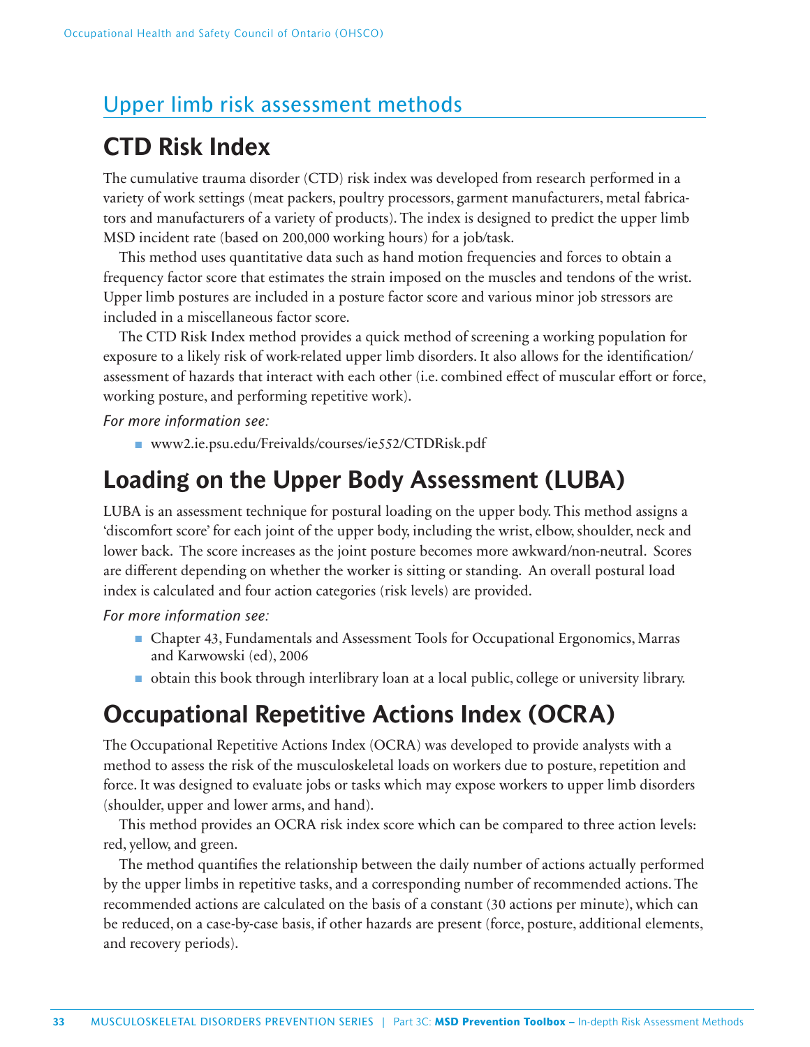## Upper limb risk assessment methods

# CTD Risk Index

The cumulative trauma disorder (CTD) risk index was developed from research performed in a variety of work settings (meat packers, poultry processors, garment manufacturers, metal fabricators and manufacturers of a variety of products). The index is designed to predict the upper limb MSD incident rate (based on 200,000 working hours) for a job/task.

This method uses quantitative data such as hand motion frequencies and forces to obtain a frequency factor score that estimates the strain imposed on the muscles and tendons of the wrist. Upper limb postures are included in a posture factor score and various minor job stressors are included in a miscellaneous factor score.

The CTD Risk Index method provides a quick method of screening a working population for exposure to a likely risk of work-related upper limb disorders. It also allows for the identification/assessment of hazards that interact with each other (i.e. combined effect of muscular effort or force, working posture, and performing repetitive work).

*For more information see:*

- www2.ie.psu.edu/Freivalds/courses/ie552/CTDRisk.pdf

# Loading on the Upper Body Assessment (LUBA)

LUBA is an assessment technique for postural loading on the upper body. This method assigns a 'discomfort score' for each joint of the upper body, including the wrist, elbow, shoulder, neck and lower back. The score increases as the joint posture becomes more awkward/non-neutral. Scores are different depending on whether the worker is sitting or standing. An overall postural load index is calculated and four action categories (risk levels) are provided.

*For more information see:*

- Chapter 43, Fundamentals and Assessment Tools for Occupational Ergonomics, Marras and Karwowski (ed), 2006
- obtain this book through interlibrary loan at a local public, college or university library.

# Occupational Repetitive Actions Index (OCRA)

The Occupational Repetitive Actions Index (OCRA) was developed to provide analysts with a method to assess the risk of the musculoskeletal loads on workers due to posture, repetition and force. It was designed to evaluate jobs or tasks which may expose workers to upper limb disorders (shoulder, upper and lower arms, and hand).

This method provides an OCRA risk index score which can be compared to three action levels: red, yellow, and green.

The method quantifies the relationship between the daily number of actions actually performed by the upper limbs in repetitive tasks, and a corresponding number of recommended actions. The recommended actions are calculated on the basis of a constant (30 actions per minute), which can be reduced, on a case-by-case basis, if other hazards are present (force, posture, additional elements, and recovery periods).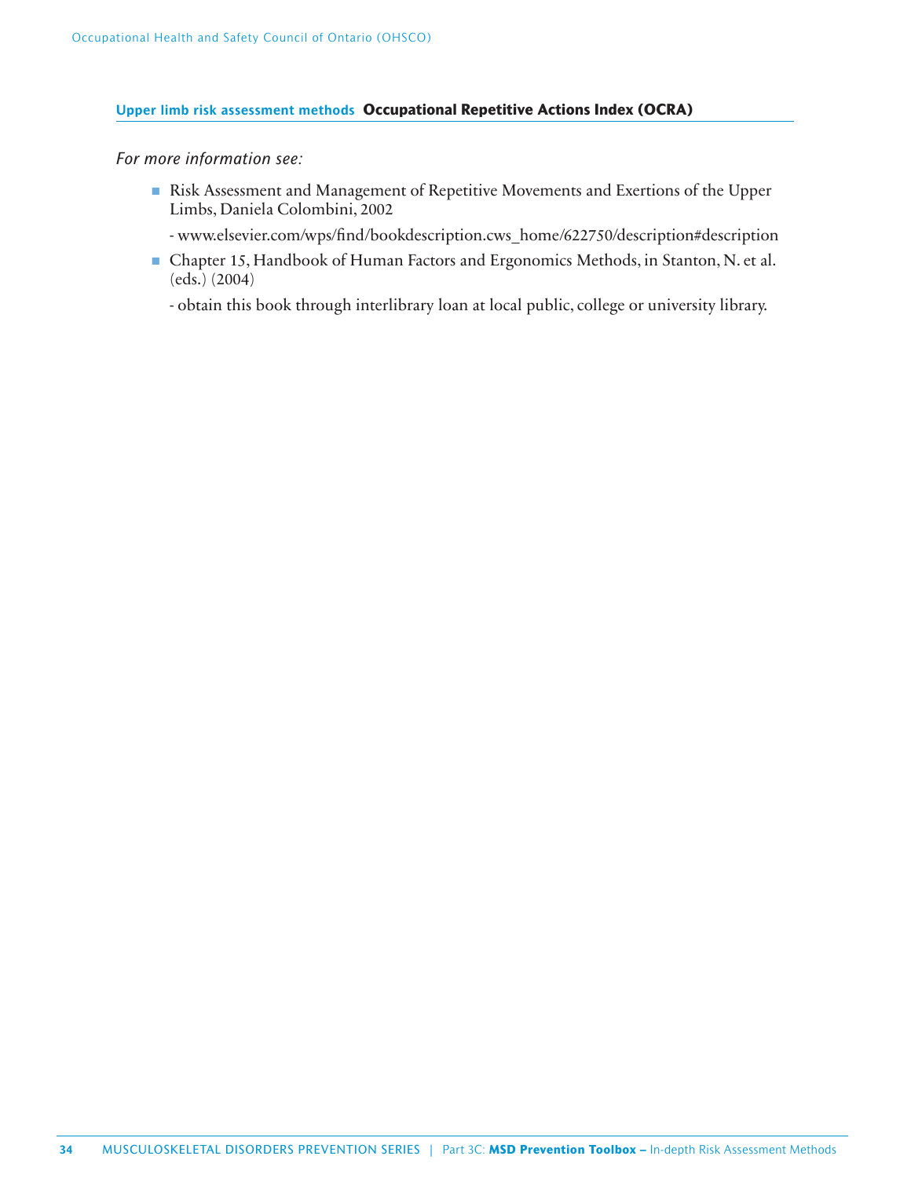**Upper limb risk assessment methods** **Occupational Repetitive Actions Index (OCRA)**

*For more information see:*

- Risk Assessment and Management of Repetitive Movements and Exertions of the Upper Limbs, Daniela Colombini, 2002

  - www.elsevier.com/wps/find/bookdescription.cws_home/622750/description#description

- Chapter 15, Handbook of Human Factors and Ergonomics Methods, in Stanton, N. et al. (eds.) (2004)

  - obtain this book through interlibrary loan at local public, college or university library.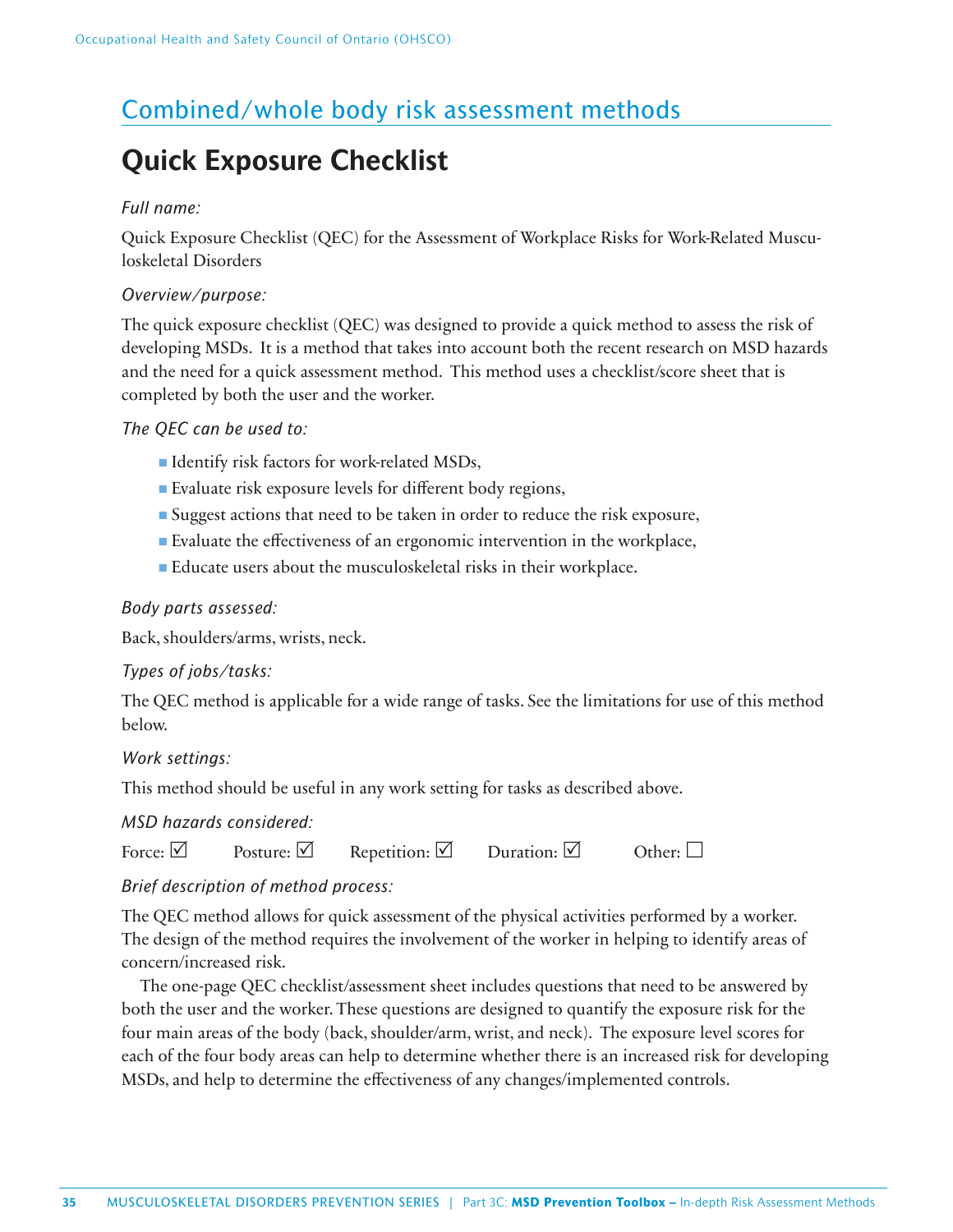## Combined/whole body risk assessment methods

# Quick Exposure Checklist

*Full name:*

Quick Exposure Checklist (QEC) for the Assessment of Workplace Risks for Work-Related Musculoskeletal Disorders

*Overview/purpose:*

The quick exposure checklist (QEC) was designed to provide a quick method to assess the risk of developing MSDs. It is a method that takes into account both the recent research on MSD hazards and the need for a quick assessment method. This method uses a checklist/score sheet that is completed by both the user and the worker.

*The QEC can be used to:*

- Identify risk factors for work-related MSDs,
- Evaluate risk exposure levels for different body regions,
- Suggest actions that need to be taken in order to reduce the risk exposure,
- Evaluate the effectiveness of an ergonomic intervention in the workplace,
- Educate users about the musculoskeletal risks in their workplace.

*Body parts assessed:*

Back, shoulders/arms, wrists, neck.

*Types of jobs/tasks:*

The QEC method is applicable for a wide range of tasks. See the limitations for use of this method below.

*Work settings:*

This method should be useful in any work setting for tasks as described above.

*MSD hazards considered:*

Force: ☑ Posture: ☑ Repetition: ☑ Duration: ☑ Other: ☐

*Brief description of method process:*

The QEC method allows for quick assessment of the physical activities performed by a worker. The design of the method requires the involvement of the worker in helping to identify areas of concern/increased risk.

The one-page QEC checklist/assessment sheet includes questions that need to be answered by both the user and the worker. These questions are designed to quantify the exposure risk for the four main areas of the body (back, shoulder/arm, wrist, and neck). The exposure level scores for each of the four body areas can help to determine whether there is an increased risk for developing MSDs, and help to determine the effectiveness of any changes/implemented controls.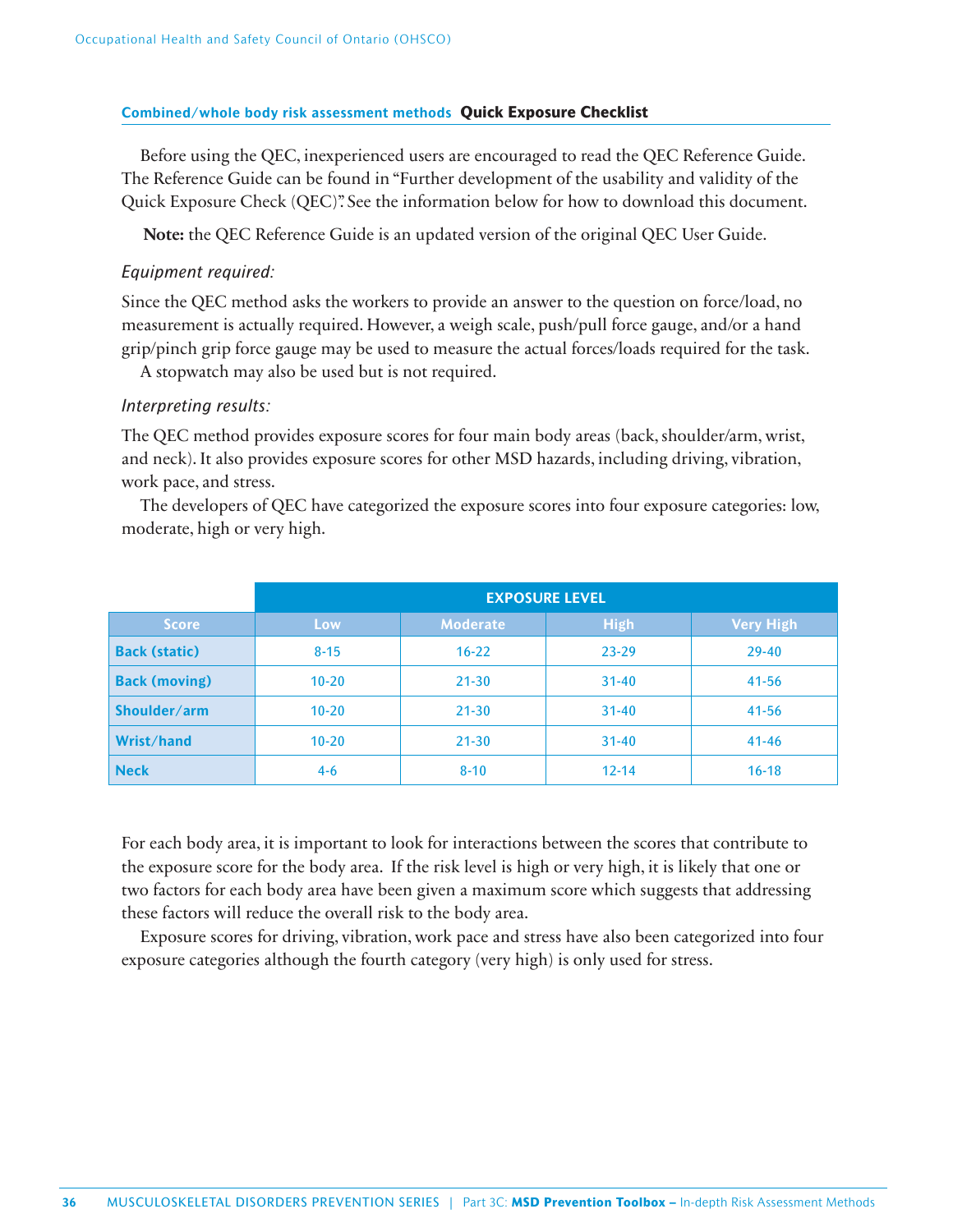**Combined/whole body risk assessment methods Quick Exposure Checklist**

Before using the QEC, inexperienced users are encouraged to read the QEC Reference Guide. The Reference Guide can be found in "Further development of the usability and validity of the Quick Exposure Check (QEC)". See the information below for how to download this document.

**Note:** the QEC Reference Guide is an updated version of the original QEC User Guide.

*Equipment required:*

Since the QEC method asks the workers to provide an answer to the question on force/load, no measurement is actually required. However, a weigh scale, push/pull force gauge, and/or a hand grip/pinch grip force gauge may be used to measure the actual forces/loads required for the task. A stopwatch may also be used but is not required.

*Interpreting results:*

The QEC method provides exposure scores for four main body areas (back, shoulder/arm, wrist, and neck). It also provides exposure scores for other MSD hazards, including driving, vibration, work pace, and stress.

The developers of QEC have categorized the exposure scores into four exposure categories: low, moderate, high or very high.

| | EXPOSURE LEVEL | | | |
|---|---|---|---|---|
| **Score** | **Low** | **Moderate** | **High** | **Very High** |
| **Back (static)** | 8-15 | 16-22 | 23-29 | 29-40 |
| **Back (moving)** | 10-20 | 21-30 | 31-40 | 41-56 |
| **Shoulder/arm** | 10-20 | 21-30 | 31-40 | 41-56 |
| **Wrist/hand** | 10-20 | 21-30 | 31-40 | 41-46 |
| **Neck** | 4-6 | 8-10 | 12-14 | 16-18 |

For each body area, it is important to look for interactions between the scores that contribute to the exposure score for the body area. If the risk level is high or very high, it is likely that one or two factors for each body area have been given a maximum score which suggests that addressing these factors will reduce the overall risk to the body area.

Exposure scores for driving, vibration, work pace and stress have also been categorized into four exposure categories although the fourth category (very high) is only used for stress.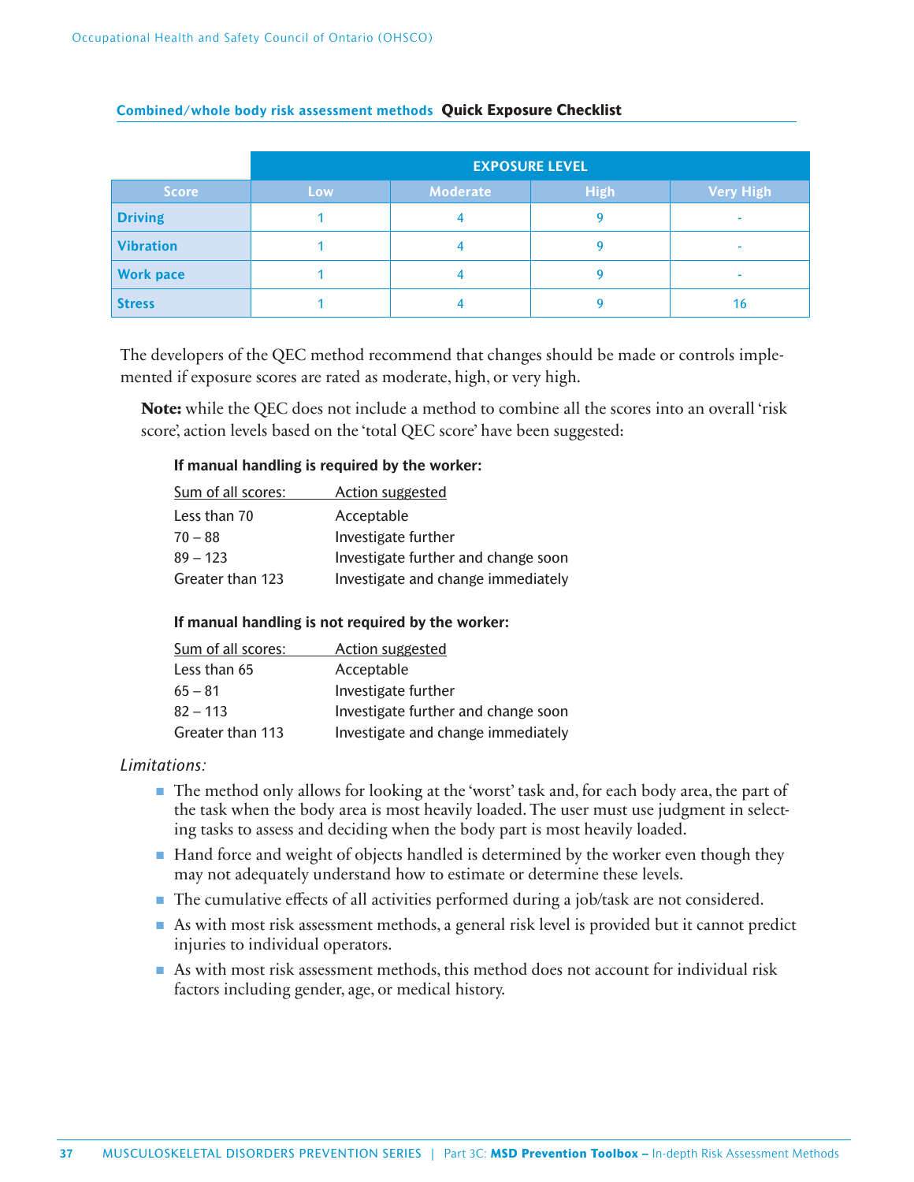**Combined/whole body risk assessment methods** **Quick Exposure Checklist**

| | EXPOSURE LEVEL | | | |
|---|---|---|---|---|
| **Score** | **Low** | **Moderate** | **High** | **Very High** |
| **Driving** | 1 | 4 | 9 | - |
| **Vibration** | 1 | 4 | 9 | - |
| **Work pace** | 1 | 4 | 9 | - |
| **Stress** | 1 | 4 | 9 | 16 |

The developers of the QEC method recommend that changes should be made or controls implemented if exposure scores are rated as moderate, high, or very high.

**Note:** while the QEC does not include a method to combine all the scores into an overall 'risk score', action levels based on the 'total QEC score' have been suggested:

**If manual handling is required by the worker:**

| Sum of all scores: | Action suggested |
|---|---|
| Less than 70 | Acceptable |
| 70 – 88 | Investigate further |
| 89 – 123 | Investigate further and change soon |
| Greater than 123 | Investigate and change immediately |

**If manual handling is not required by the worker:**

| Sum of all scores: | Action suggested |
|---|---|
| Less than 65 | Acceptable |
| 65 – 81 | Investigate further |
| 82 – 113 | Investigate further and change soon |
| Greater than 113 | Investigate and change immediately |

*Limitations:*

- The method only allows for looking at the 'worst' task and, for each body area, the part of the task when the body area is most heavily loaded. The user must use judgment in selecting tasks to assess and deciding when the body part is most heavily loaded.
- Hand force and weight of objects handled is determined by the worker even though they may not adequately understand how to estimate or determine these levels.
- The cumulative effects of all activities performed during a job/task are not considered.
- As with most risk assessment methods, a general risk level is provided but it cannot predict injuries to individual operators.
- As with most risk assessment methods, this method does not account for individual risk factors including gender, age, or medical history.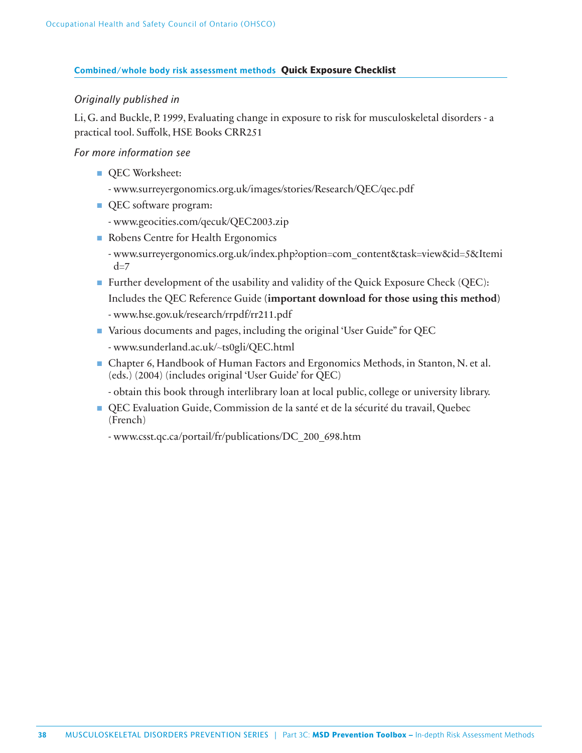**Combined/whole body risk assessment methods** **Quick Exposure Checklist**

*Originally published in*

Li, G. and Buckle, P. 1999, Evaluating change in exposure to risk for musculoskeletal disorders - a practical tool. Suffolk, HSE Books CRR251

*For more information see*

- QEC Worksheet:
  - www.surreyergonomics.org.uk/images/stories/Research/QEC/qec.pdf
- QEC software program:
  - www.geocities.com/qecuk/QEC2003.zip
- Robens Centre for Health Ergonomics
  - www.surreyergonomics.org.uk/index.php?option=com_content&task=view&id=5&Itemid=7
- Further development of the usability and validity of the Quick Exposure Check (QEC): Includes the QEC Reference Guide (**important download for those using this method**)
  - www.hse.gov.uk/research/rrpdf/rr211.pdf
- Various documents and pages, including the original 'User Guide" for QEC
  - www.sunderland.ac.uk/~ts0gli/QEC.html
- Chapter 6, Handbook of Human Factors and Ergonomics Methods, in Stanton, N. et al. (eds.) (2004) (includes original 'User Guide' for QEC)
  - obtain this book through interlibrary loan at local public, college or university library.
- QEC Evaluation Guide, Commission de la santé et de la sécurité du travail, Quebec (French)
  - www.csst.qc.ca/portail/fr/publications/DC_200_698.htm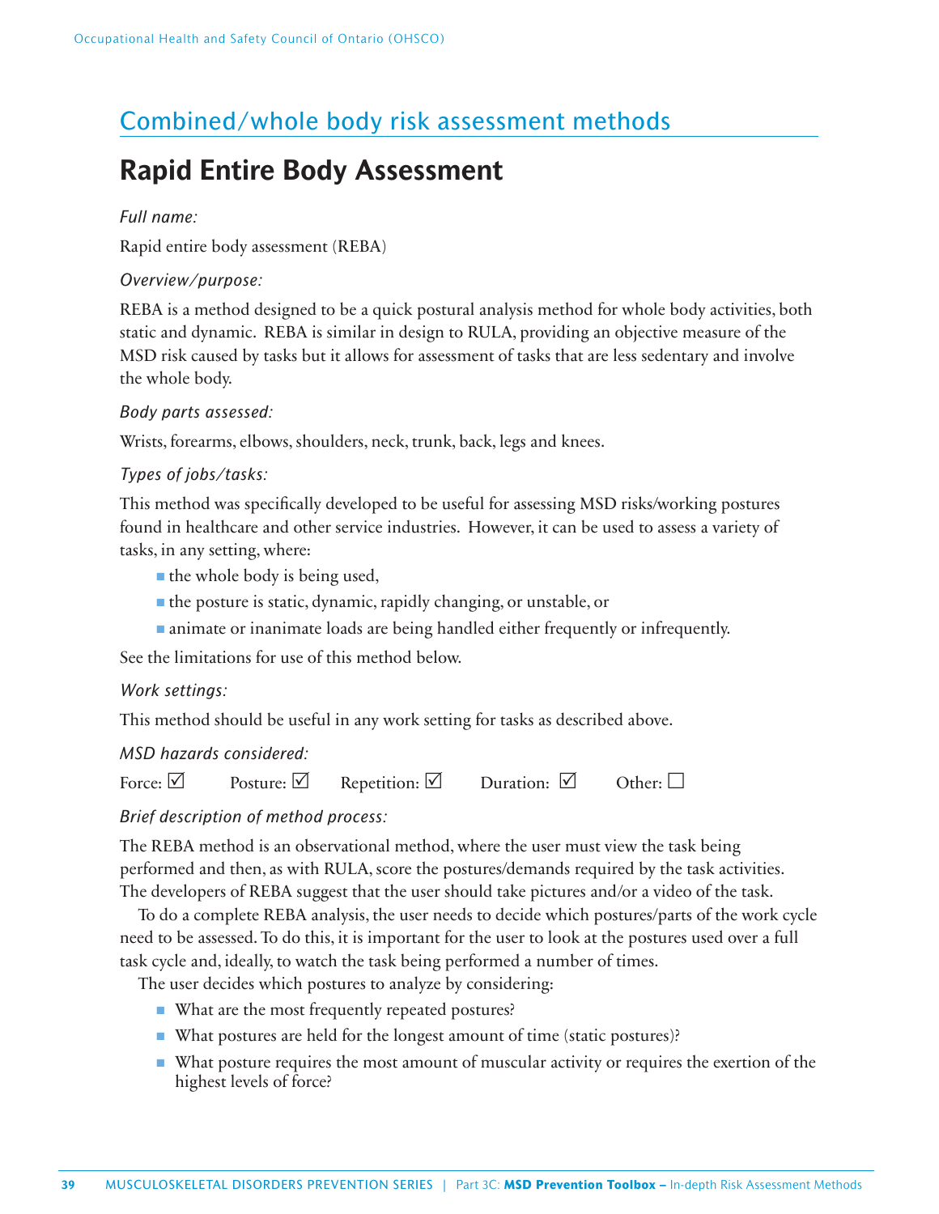## Combined/whole body risk assessment methods

# Rapid Entire Body Assessment

*Full name:*

Rapid entire body assessment (REBA)

*Overview/purpose:*

REBA is a method designed to be a quick postural analysis method for whole body activities, both static and dynamic. REBA is similar in design to RULA, providing an objective measure of the MSD risk caused by tasks but it allows for assessment of tasks that are less sedentary and involve the whole body.

*Body parts assessed:*

Wrists, forearms, elbows, shoulders, neck, trunk, back, legs and knees.

*Types of jobs/tasks:*

This method was specifically developed to be useful for assessing MSD risks/working postures found in healthcare and other service industries. However, it can be used to assess a variety of tasks, in any setting, where:

- the whole body is being used,
- the posture is static, dynamic, rapidly changing, or unstable, or
- animate or inanimate loads are being handled either frequently or infrequently.

See the limitations for use of this method below.

*Work settings:*

This method should be useful in any work setting for tasks as described above.

*MSD hazards considered:*

Force: ☑ Posture: ☑ Repetition: ☑ Duration: ☑ Other: ☐

*Brief description of method process:*

The REBA method is an observational method, where the user must view the task being performed and then, as with RULA, score the postures/demands required by the task activities. The developers of REBA suggest that the user should take pictures and/or a video of the task.

To do a complete REBA analysis, the user needs to decide which postures/parts of the work cycle need to be assessed. To do this, it is important for the user to look at the postures used over a full task cycle and, ideally, to watch the task being performed a number of times.

The user decides which postures to analyze by considering:

- What are the most frequently repeated postures?
- What postures are held for the longest amount of time (static postures)?
- What posture requires the most amount of muscular activity or requires the exertion of the highest levels of force?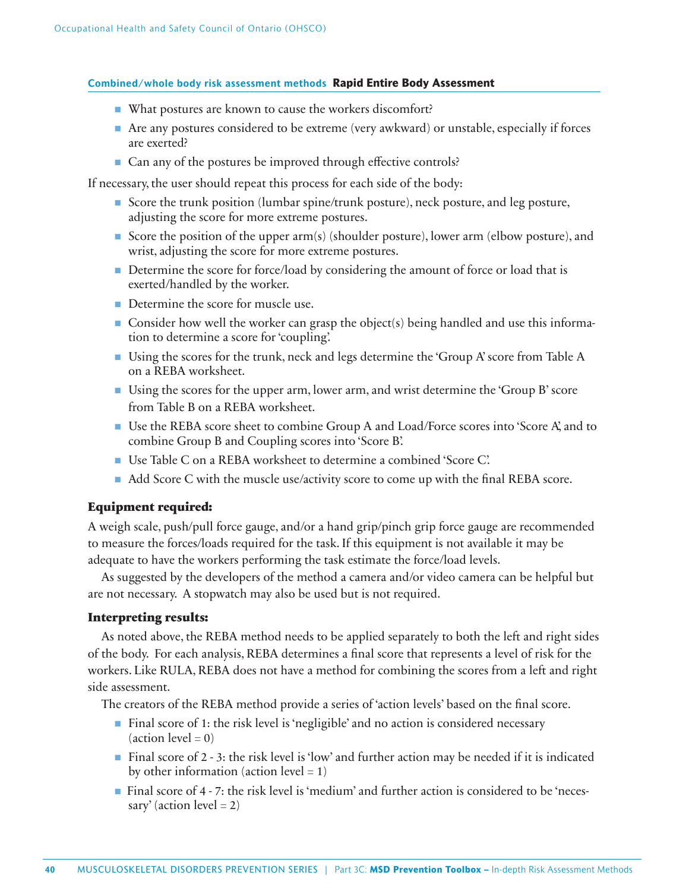**Combined/whole body risk assessment methods** **Rapid Entire Body Assessment**

- What postures are known to cause the workers discomfort?
- Are any postures considered to be extreme (very awkward) or unstable, especially if forces are exerted?
- Can any of the postures be improved through effective controls?

If necessary, the user should repeat this process for each side of the body:

- Score the trunk position (lumbar spine/trunk posture), neck posture, and leg posture, adjusting the score for more extreme postures.
- Score the position of the upper arm(s) (shoulder posture), lower arm (elbow posture), and wrist, adjusting the score for more extreme postures.
- Determine the score for force/load by considering the amount of force or load that is exerted/handled by the worker.
- Determine the score for muscle use.
- Consider how well the worker can grasp the object(s) being handled and use this information to determine a score for 'coupling'.
- Using the scores for the trunk, neck and legs determine the 'Group A' score from Table A on a REBA worksheet.
- Using the scores for the upper arm, lower arm, and wrist determine the 'Group B' score from Table B on a REBA worksheet.
- Use the REBA score sheet to combine Group A and Load/Force scores into 'Score A', and to combine Group B and Coupling scores into 'Score B'.
- Use Table C on a REBA worksheet to determine a combined 'Score C'.
- Add Score C with the muscle use/activity score to come up with the final REBA score.

### Equipment required:

A weigh scale, push/pull force gauge, and/or a hand grip/pinch grip force gauge are recommended to measure the forces/loads required for the task. If this equipment is not available it may be adequate to have the workers performing the task estimate the force/load levels.

As suggested by the developers of the method a camera and/or video camera can be helpful but are not necessary. A stopwatch may also be used but is not required.

### Interpreting results:

As noted above, the REBA method needs to be applied separately to both the left and right sides of the body. For each analysis, REBA determines a final score that represents a level of risk for the workers. Like RULA, REBA does not have a method for combining the scores from a left and right side assessment.

The creators of the REBA method provide a series of 'action levels' based on the final score.

- Final score of 1: the risk level is 'negligible' and no action is considered necessary (action level = 0)
- Final score of 2 - 3: the risk level is 'low' and further action may be needed if it is indicated by other information (action level = 1)
- Final score of 4 - 7: the risk level is 'medium' and further action is considered to be 'necessary' (action level = 2)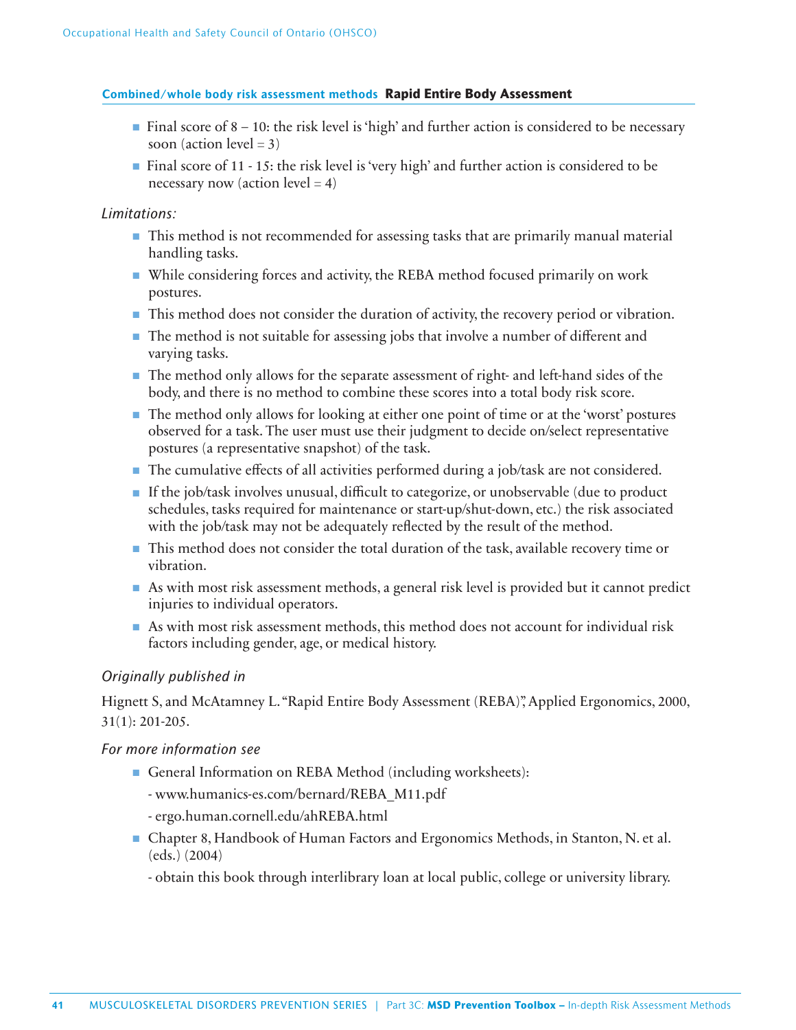**Combined/whole body risk assessment methods** **Rapid Entire Body Assessment**

- Final score of 8 – 10: the risk level is 'high' and further action is considered to be necessary soon (action level = 3)
- Final score of 11 - 15: the risk level is 'very high' and further action is considered to be necessary now (action level = 4)

*Limitations:*

- This method is not recommended for assessing tasks that are primarily manual material handling tasks.
- While considering forces and activity, the REBA method focused primarily on work postures.
- This method does not consider the duration of activity, the recovery period or vibration.
- The method is not suitable for assessing jobs that involve a number of different and varying tasks.
- The method only allows for the separate assessment of right- and left-hand sides of the body, and there is no method to combine these scores into a total body risk score.
- The method only allows for looking at either one point of time or at the 'worst' postures observed for a task. The user must use their judgment to decide on/select representative postures (a representative snapshot) of the task.
- The cumulative effects of all activities performed during a job/task are not considered.
- If the job/task involves unusual, difficult to categorize, or unobservable (due to product schedules, tasks required for maintenance or start-up/shut-down, etc.) the risk associated with the job/task may not be adequately reflected by the result of the method.
- This method does not consider the total duration of the task, available recovery time or vibration.
- As with most risk assessment methods, a general risk level is provided but it cannot predict injuries to individual operators.
- As with most risk assessment methods, this method does not account for individual risk factors including gender, age, or medical history.

*Originally published in*

Hignett S, and McAtamney L. "Rapid Entire Body Assessment (REBA)", Applied Ergonomics, 2000, 31(1): 201-205.

*For more information see*

- General Information on REBA Method (including worksheets):

  - www.humanics-es.com/bernard/REBA_M11.pdf

  - ergo.human.cornell.edu/ahREBA.html
- Chapter 8, Handbook of Human Factors and Ergonomics Methods, in Stanton, N. et al. (eds.) (2004)

  - obtain this book through interlibrary loan at local public, college or university library.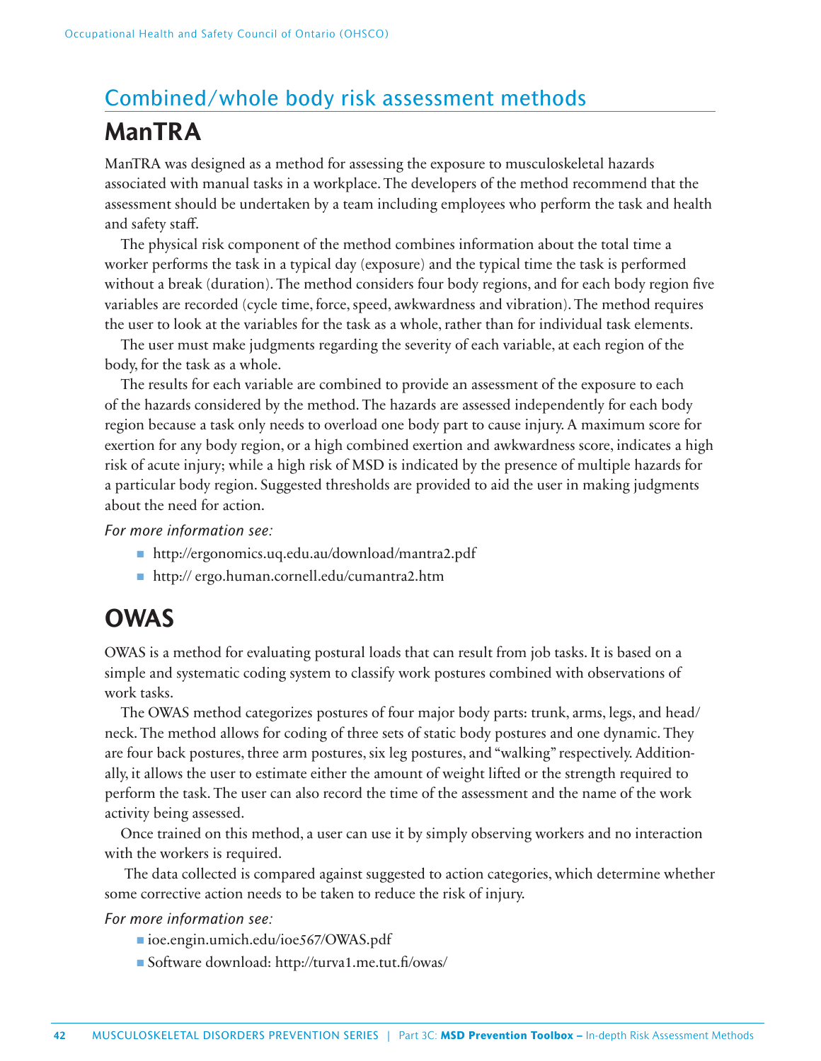## Combined/whole body risk assessment methods

# ManTRA

ManTRA was designed as a method for assessing the exposure to musculoskeletal hazards associated with manual tasks in a workplace. The developers of the method recommend that the assessment should be undertaken by a team including employees who perform the task and health and safety staff.

The physical risk component of the method combines information about the total time a worker performs the task in a typical day (exposure) and the typical time the task is performed without a break (duration). The method considers four body regions, and for each body region five variables are recorded (cycle time, force, speed, awkwardness and vibration). The method requires the user to look at the variables for the task as a whole, rather than for individual task elements.

The user must make judgments regarding the severity of each variable, at each region of the body, for the task as a whole.

The results for each variable are combined to provide an assessment of the exposure to each of the hazards considered by the method. The hazards are assessed independently for each body region because a task only needs to overload one body part to cause injury. A maximum score for exertion for any body region, or a high combined exertion and awkwardness score, indicates a high risk of acute injury; while a high risk of MSD is indicated by the presence of multiple hazards for a particular body region. Suggested thresholds are provided to aid the user in making judgments about the need for action.

*For more information see:*

- http://ergonomics.uq.edu.au/download/mantra2.pdf
- http:// ergo.human.cornell.edu/cumantra2.htm

# OWAS

OWAS is a method for evaluating postural loads that can result from job tasks. It is based on a simple and systematic coding system to classify work postures combined with observations of work tasks.

The OWAS method categorizes postures of four major body parts: trunk, arms, legs, and head/neck. The method allows for coding of three sets of static body postures and one dynamic. They are four back postures, three arm postures, six leg postures, and "walking" respectively. Additionally, it allows the user to estimate either the amount of weight lifted or the strength required to perform the task. The user can also record the time of the assessment and the name of the work activity being assessed.

Once trained on this method, a user can use it by simply observing workers and no interaction with the workers is required.

The data collected is compared against suggested to action categories, which determine whether some corrective action needs to be taken to reduce the risk of injury.

*For more information see:*

- ioe.engin.umich.edu/ioe567/OWAS.pdf
- Software download: http://turva1.me.tut.fi/owas/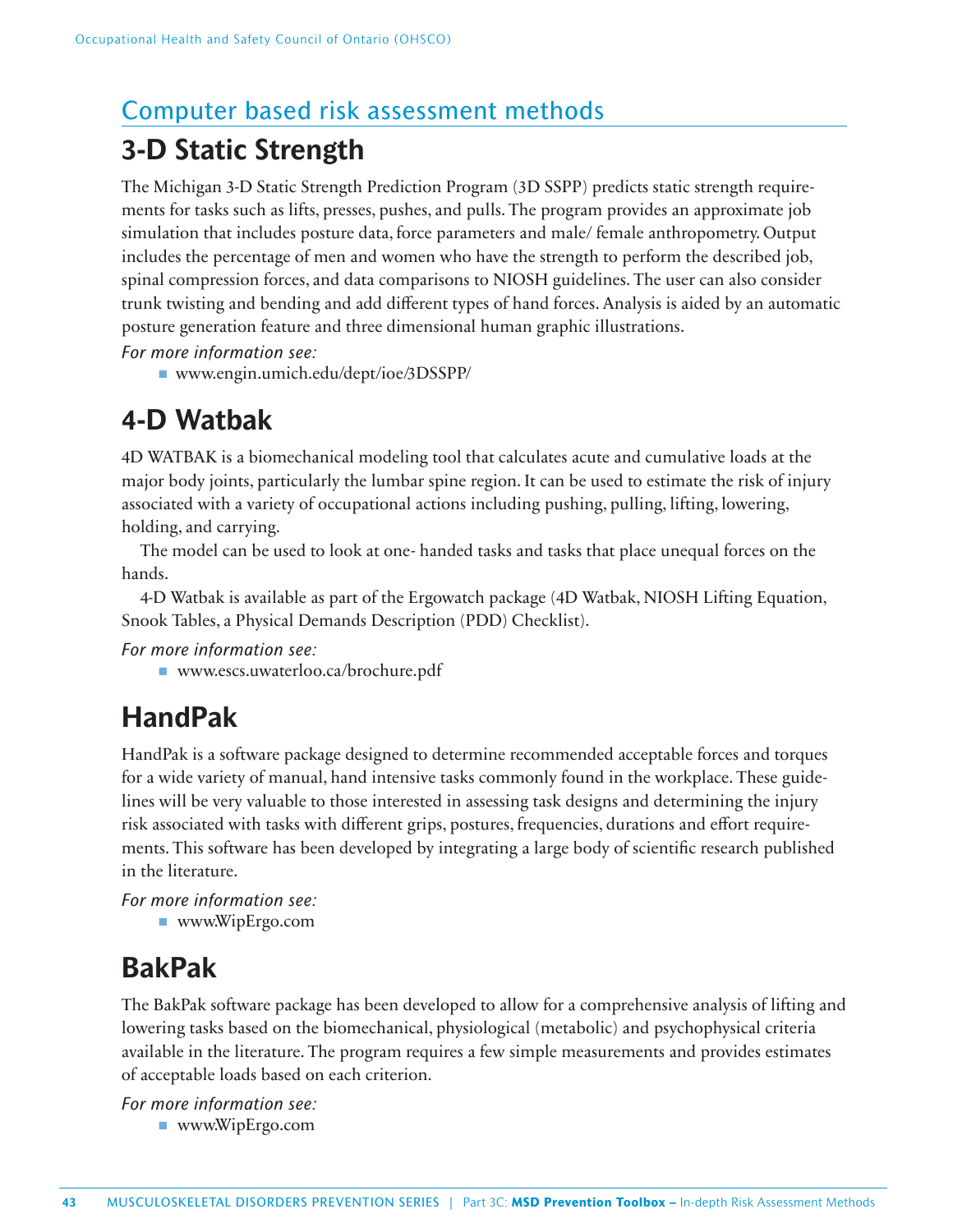## Computer based risk assessment methods

# 3-D Static Strength

The Michigan 3-D Static Strength Prediction Program (3D SSPP) predicts static strength requirements for tasks such as lifts, presses, pushes, and pulls. The program provides an approximate job simulation that includes posture data, force parameters and male/ female anthropometry. Output includes the percentage of men and women who have the strength to perform the described job, spinal compression forces, and data comparisons to NIOSH guidelines. The user can also consider trunk twisting and bending and add different types of hand forces. Analysis is aided by an automatic posture generation feature and three dimensional human graphic illustrations.

*For more information see:*

- www.engin.umich.edu/dept/ioe/3DSSPP/

# 4-D Watbak

4D WATBAK is a biomechanical modeling tool that calculates acute and cumulative loads at the major body joints, particularly the lumbar spine region. It can be used to estimate the risk of injury associated with a variety of occupational actions including pushing, pulling, lifting, lowering, holding, and carrying.

The model can be used to look at one- handed tasks and tasks that place unequal forces on the hands.

4-D Watbak is available as part of the Ergowatch package (4D Watbak, NIOSH Lifting Equation, Snook Tables, a Physical Demands Description (PDD) Checklist).

*For more information see:*

- www.escs.uwaterloo.ca/brochure.pdf

# HandPak

HandPak is a software package designed to determine recommended acceptable forces and torques for a wide variety of manual, hand intensive tasks commonly found in the workplace. These guidelines will be very valuable to those interested in assessing task designs and determining the injury risk associated with tasks with different grips, postures, frequencies, durations and effort requirements. This software has been developed by integrating a large body of scientific research published in the literature.

*For more information see:*

- www.WipErgo.com

# BakPak

The BakPak software package has been developed to allow for a comprehensive analysis of lifting and lowering tasks based on the biomechanical, physiological (metabolic) and psychophysical criteria available in the literature. The program requires a few simple measurements and provides estimates of acceptable loads based on each criterion.

*For more information see:*

- www.WipErgo.com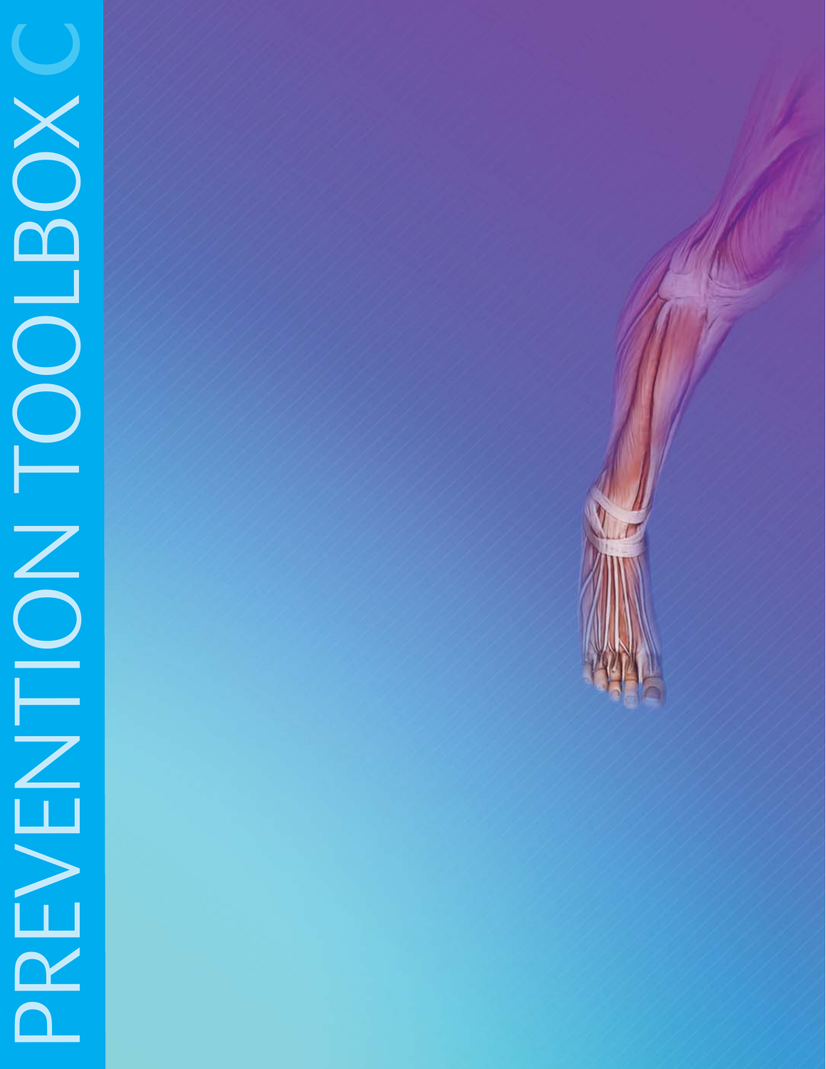PREVENTION TOOLBOX C